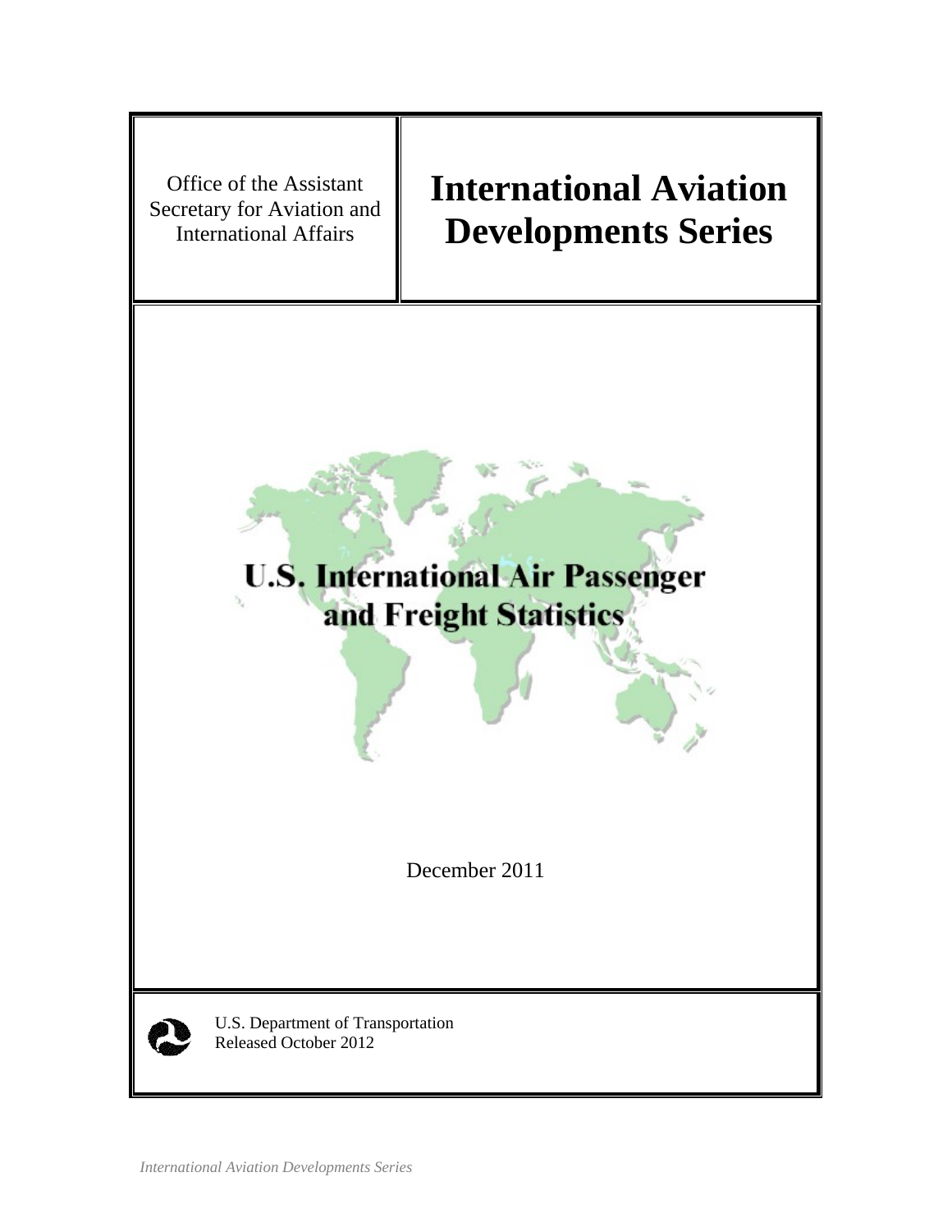Office of the Assistant Secretary for Aviation and International Affairs

# International Aviation Developments Series

## U.S. International Air Passenger and Freight Statistics

December 2011

U.S. Department of Transportation
Released October 2012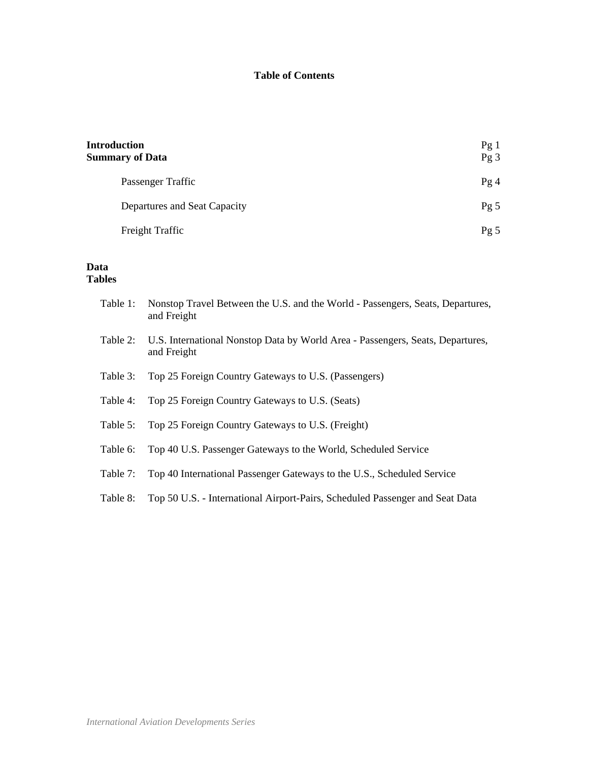# Table of Contents

| | |
|---|---|
| **Introduction** | Pg 1 |
| **Summary of Data** | Pg 3 |
| Passenger Traffic | Pg 4 |
| Departures and Seat Capacity | Pg 5 |
| Freight Traffic | Pg 5 |

**Data Tables**

Table 1: Nonstop Travel Between the U.S. and the World - Passengers, Seats, Departures, and Freight

Table 2: U.S. International Nonstop Data by World Area - Passengers, Seats, Departures, and Freight

Table 3: Top 25 Foreign Country Gateways to U.S. (Passengers)

Table 4: Top 25 Foreign Country Gateways to U.S. (Seats)

Table 5: Top 25 Foreign Country Gateways to U.S. (Freight)

Table 6: Top 40 U.S. Passenger Gateways to the World, Scheduled Service

Table 7: Top 40 International Passenger Gateways to the U.S., Scheduled Service

Table 8: Top 50 U.S. - International Airport-Pairs, Scheduled Passenger and Seat Data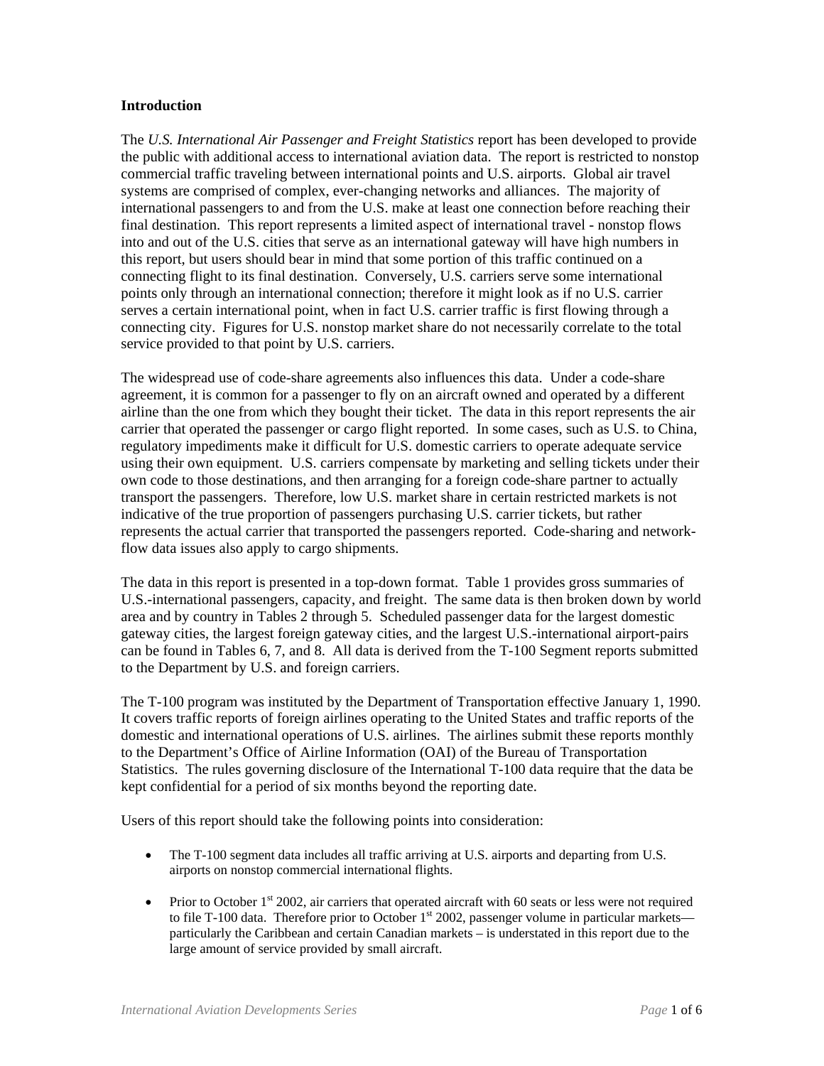**Introduction**

The *U.S. International Air Passenger and Freight Statistics* report has been developed to provide the public with additional access to international aviation data. The report is restricted to nonstop commercial traffic traveling between international points and U.S. airports. Global air travel systems are comprised of complex, ever-changing networks and alliances. The majority of international passengers to and from the U.S. make at least one connection before reaching their final destination. This report represents a limited aspect of international travel - nonstop flows into and out of the U.S. cities that serve as an international gateway will have high numbers in this report, but users should bear in mind that some portion of this traffic continued on a connecting flight to its final destination. Conversely, U.S. carriers serve some international points only through an international connection; therefore it might look as if no U.S. carrier serves a certain international point, when in fact U.S. carrier traffic is first flowing through a connecting city. Figures for U.S. nonstop market share do not necessarily correlate to the total service provided to that point by U.S. carriers.

The widespread use of code-share agreements also influences this data. Under a code-share agreement, it is common for a passenger to fly on an aircraft owned and operated by a different airline than the one from which they bought their ticket. The data in this report represents the air carrier that operated the passenger or cargo flight reported. In some cases, such as U.S. to China, regulatory impediments make it difficult for U.S. domestic carriers to operate adequate service using their own equipment. U.S. carriers compensate by marketing and selling tickets under their own code to those destinations, and then arranging for a foreign code-share partner to actually transport the passengers. Therefore, low U.S. market share in certain restricted markets is not indicative of the true proportion of passengers purchasing U.S. carrier tickets, but rather represents the actual carrier that transported the passengers reported. Code-sharing and network-flow data issues also apply to cargo shipments.

The data in this report is presented in a top-down format. Table 1 provides gross summaries of U.S.-international passengers, capacity, and freight. The same data is then broken down by world area and by country in Tables 2 through 5. Scheduled passenger data for the largest domestic gateway cities, the largest foreign gateway cities, and the largest U.S.-international airport-pairs can be found in Tables 6, 7, and 8. All data is derived from the T-100 Segment reports submitted to the Department by U.S. and foreign carriers.

The T-100 program was instituted by the Department of Transportation effective January 1, 1990. It covers traffic reports of foreign airlines operating to the United States and traffic reports of the domestic and international operations of U.S. airlines. The airlines submit these reports monthly to the Department's Office of Airline Information (OAI) of the Bureau of Transportation Statistics. The rules governing disclosure of the International T-100 data require that the data be kept confidential for a period of six months beyond the reporting date.

Users of this report should take the following points into consideration:

- The T-100 segment data includes all traffic arriving at U.S. airports and departing from U.S. airports on nonstop commercial international flights.

- Prior to October 1st 2002, air carriers that operated aircraft with 60 seats or less were not required to file T-100 data. Therefore prior to October 1st 2002, passenger volume in particular markets—particularly the Caribbean and certain Canadian markets – is understated in this report due to the large amount of service provided by small aircraft.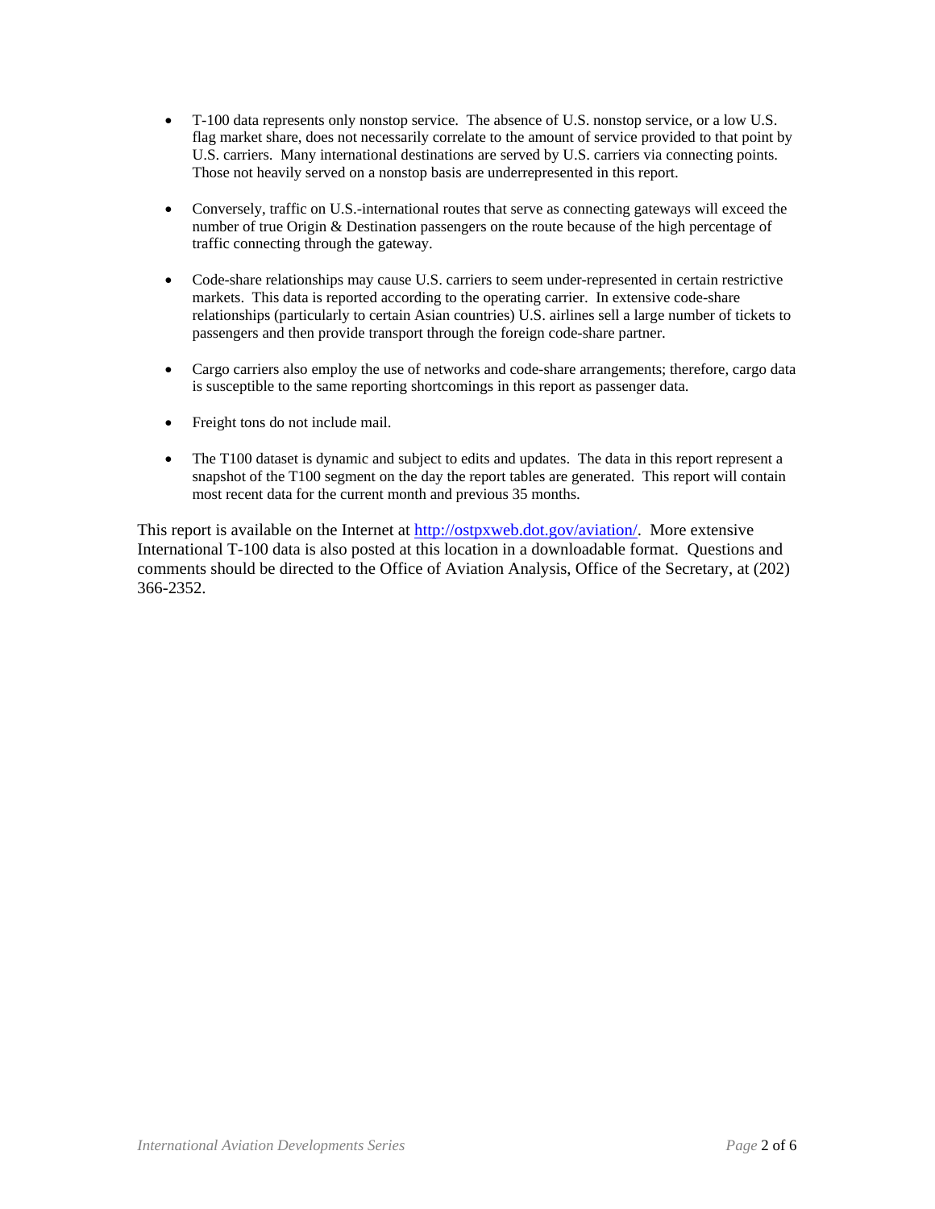- T-100 data represents only nonstop service. The absence of U.S. nonstop service, or a low U.S. flag market share, does not necessarily correlate to the amount of service provided to that point by U.S. carriers. Many international destinations are served by U.S. carriers via connecting points. Those not heavily served on a nonstop basis are underrepresented in this report.

- Conversely, traffic on U.S.-international routes that serve as connecting gateways will exceed the number of true Origin & Destination passengers on the route because of the high percentage of traffic connecting through the gateway.

- Code-share relationships may cause U.S. carriers to seem under-represented in certain restrictive markets. This data is reported according to the operating carrier. In extensive code-share relationships (particularly to certain Asian countries) U.S. airlines sell a large number of tickets to passengers and then provide transport through the foreign code-share partner.

- Cargo carriers also employ the use of networks and code-share arrangements; therefore, cargo data is susceptible to the same reporting shortcomings in this report as passenger data.

- Freight tons do not include mail.

- The T100 dataset is dynamic and subject to edits and updates. The data in this report represent a snapshot of the T100 segment on the day the report tables are generated. This report will contain most recent data for the current month and previous 35 months.

This report is available on the Internet at [http://ostpxweb.dot.gov/aviation/](http://ostpxweb.dot.gov/aviation/). More extensive International T-100 data is also posted at this location in a downloadable format. Questions and comments should be directed to the Office of Aviation Analysis, Office of the Secretary, at (202) 366-2352.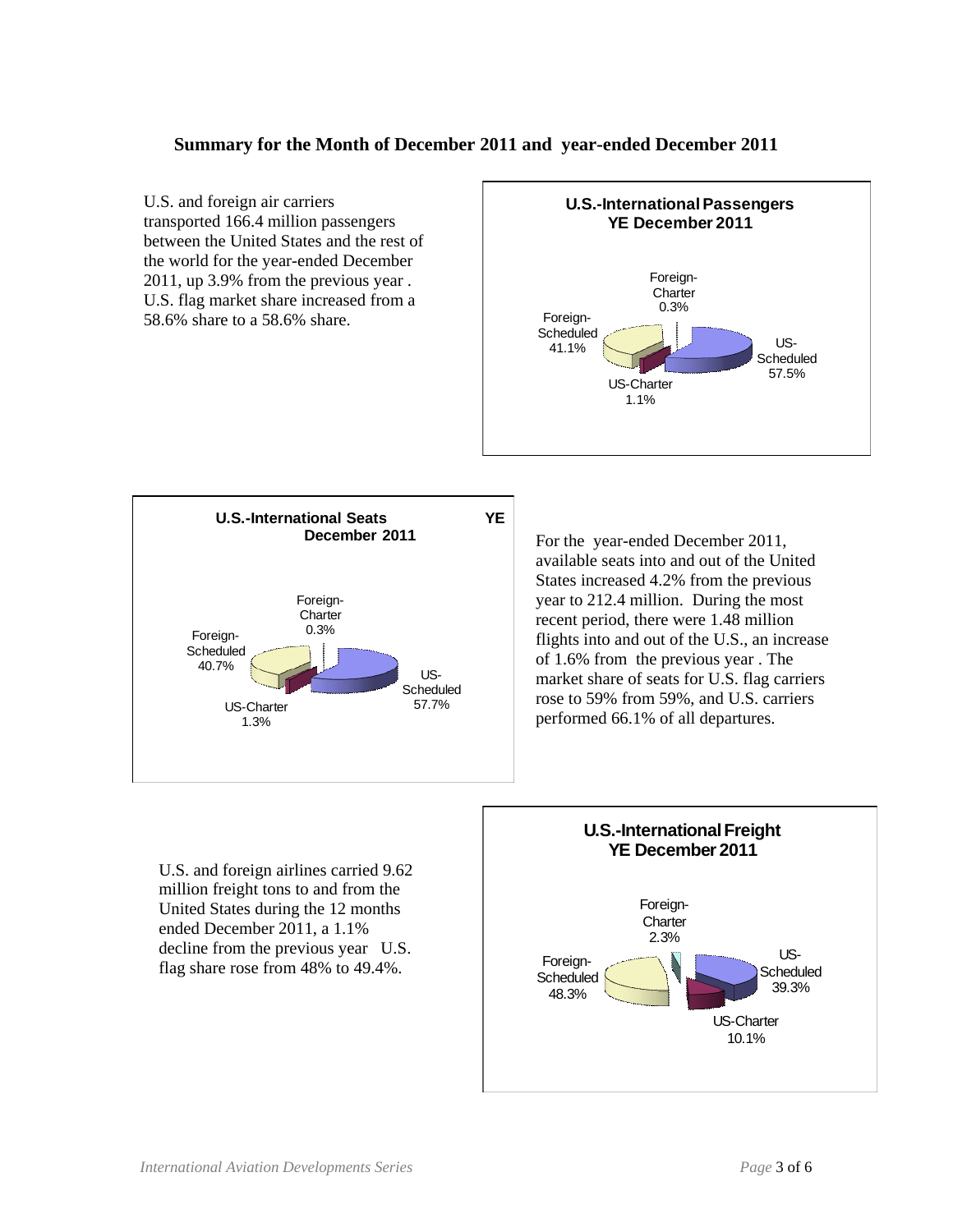## Summary for the Month of December 2011 and year-ended December 2011

U.S. and foreign air carriers transported 166.4 million passengers between the United States and the rest of the world for the year-ended December 2011, up 3.9% from the previous year . U.S. flag market share increased from a 58.6% share to a 58.6% share.

**U.S.-International Passengers YE December 2011**

- Foreign-Charter 0.3%
- Foreign-Scheduled 41.1%
- US-Scheduled 57.5%
- US-Charter 1.1%

**U.S.-International Seats YE December 2011**

- Foreign-Charter 0.3%
- Foreign-Scheduled 40.7%
- US-Scheduled 57.7%
- US-Charter 1.3%

For the year-ended December 2011, available seats into and out of the United States increased 4.2% from the previous year to 212.4 million. During the most recent period, there were 1.48 million flights into and out of the U.S., an increase of 1.6% from the previous year . The market share of seats for U.S. flag carriers rose to 59% from 59%, and U.S. carriers performed 66.1% of all departures.

U.S. and foreign airlines carried 9.62 million freight tons to and from the United States during the 12 months ended December 2011, a 1.1% decline from the previous year U.S. flag share rose from 48% to 49.4%.

**U.S.-International Freight YE December 2011**

- Foreign-Charter 2.3%
- Foreign-Scheduled 48.3%
- US-Scheduled 39.3%
- US-Charter 10.1%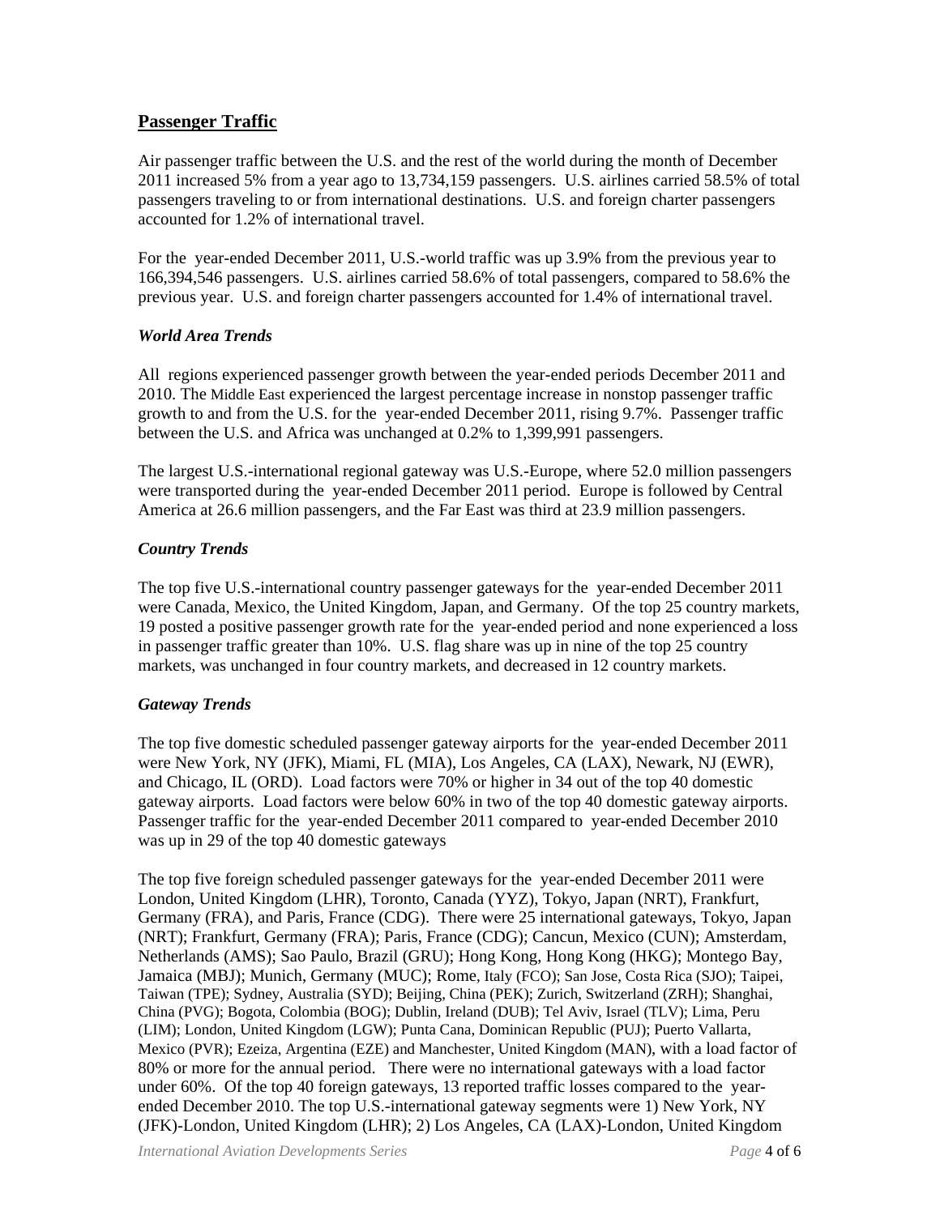## Passenger Traffic

Air passenger traffic between the U.S. and the rest of the world during the month of December 2011 increased 5% from a year ago to 13,734,159 passengers. U.S. airlines carried 58.5% of total passengers traveling to or from international destinations. U.S. and foreign charter passengers accounted for 1.2% of international travel.

For the year-ended December 2011, U.S.-world traffic was up 3.9% from the previous year to 166,394,546 passengers. U.S. airlines carried 58.6% of total passengers, compared to 58.6% the previous year. U.S. and foreign charter passengers accounted for 1.4% of international travel.

### *World Area Trends*

All regions experienced passenger growth between the year-ended periods December 2011 and 2010. The Middle East experienced the largest percentage increase in nonstop passenger traffic growth to and from the U.S. for the year-ended December 2011, rising 9.7%. Passenger traffic between the U.S. and Africa was unchanged at 0.2% to 1,399,991 passengers.

The largest U.S.-international regional gateway was U.S.-Europe, where 52.0 million passengers were transported during the year-ended December 2011 period. Europe is followed by Central America at 26.6 million passengers, and the Far East was third at 23.9 million passengers.

### *Country Trends*

The top five U.S.-international country passenger gateways for the year-ended December 2011 were Canada, Mexico, the United Kingdom, Japan, and Germany. Of the top 25 country markets, 19 posted a positive passenger growth rate for the year-ended period and none experienced a loss in passenger traffic greater than 10%. U.S. flag share was up in nine of the top 25 country markets, was unchanged in four country markets, and decreased in 12 country markets.

### *Gateway Trends*

The top five domestic scheduled passenger gateway airports for the year-ended December 2011 were New York, NY (JFK), Miami, FL (MIA), Los Angeles, CA (LAX), Newark, NJ (EWR), and Chicago, IL (ORD). Load factors were 70% or higher in 34 out of the top 40 domestic gateway airports. Load factors were below 60% in two of the top 40 domestic gateway airports. Passenger traffic for the year-ended December 2011 compared to year-ended December 2010 was up in 29 of the top 40 domestic gateways

The top five foreign scheduled passenger gateways for the year-ended December 2011 were London, United Kingdom (LHR), Toronto, Canada (YYZ), Tokyo, Japan (NRT), Frankfurt, Germany (FRA), and Paris, France (CDG). There were 25 international gateways, Tokyo, Japan (NRT); Frankfurt, Germany (FRA); Paris, France (CDG); Cancun, Mexico (CUN); Amsterdam, Netherlands (AMS); Sao Paulo, Brazil (GRU); Hong Kong, Hong Kong (HKG); Montego Bay, Jamaica (MBJ); Munich, Germany (MUC); Rome, Italy (FCO); San Jose, Costa Rica (SJO); Taipei, Taiwan (TPE); Sydney, Australia (SYD); Beijing, China (PEK); Zurich, Switzerland (ZRH); Shanghai, China (PVG); Bogota, Colombia (BOG); Dublin, Ireland (DUB); Tel Aviv, Israel (TLV); Lima, Peru (LIM); London, United Kingdom (LGW); Punta Cana, Dominican Republic (PUJ); Puerto Vallarta, Mexico (PVR); Ezeiza, Argentina (EZE) and Manchester, United Kingdom (MAN), with a load factor of 80% or more for the annual period. There were no international gateways with a load factor under 60%. Of the top 40 foreign gateways, 13 reported traffic losses compared to the year-ended December 2010. The top U.S.-international gateway segments were 1) New York, NY (JFK)-London, United Kingdom (LHR); 2) Los Angeles, CA (LAX)-London, United Kingdom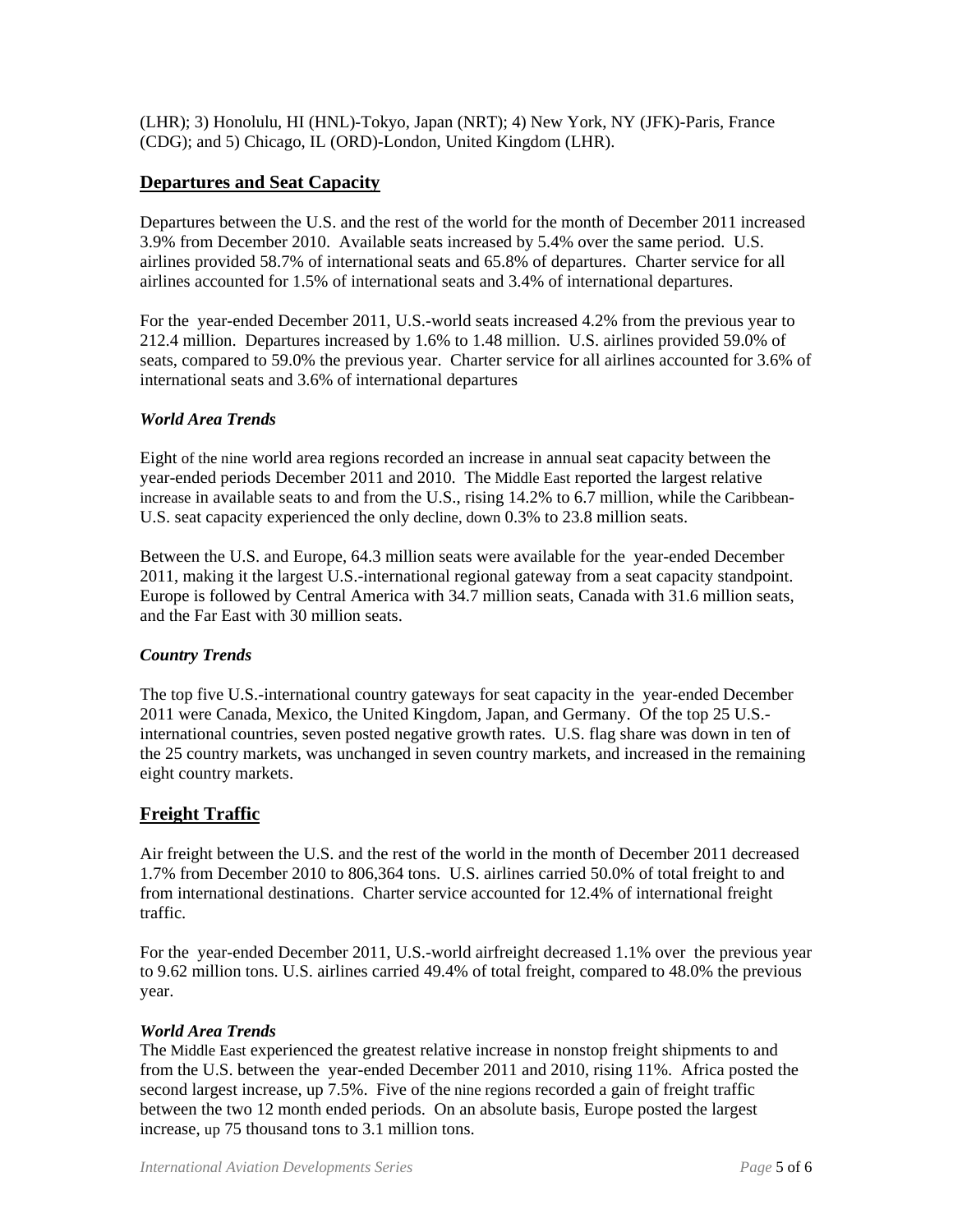(LHR); 3) Honolulu, HI (HNL)-Tokyo, Japan (NRT); 4) New York, NY (JFK)-Paris, France (CDG); and 5) Chicago, IL (ORD)-London, United Kingdom (LHR).

## Departures and Seat Capacity

Departures between the U.S. and the rest of the world for the month of December 2011 increased 3.9% from December 2010. Available seats increased by 5.4% over the same period. U.S. airlines provided 58.7% of international seats and 65.8% of departures. Charter service for all airlines accounted for 1.5% of international seats and 3.4% of international departures.

For the year-ended December 2011, U.S.-world seats increased 4.2% from the previous year to 212.4 million. Departures increased by 1.6% to 1.48 million. U.S. airlines provided 59.0% of seats, compared to 59.0% the previous year. Charter service for all airlines accounted for 3.6% of international seats and 3.6% of international departures

### *World Area Trends*

Eight of the nine world area regions recorded an increase in annual seat capacity between the year-ended periods December 2011 and 2010. The Middle East reported the largest relative increase in available seats to and from the U.S., rising 14.2% to 6.7 million, while the Caribbean-U.S. seat capacity experienced the only decline, down 0.3% to 23.8 million seats.

Between the U.S. and Europe, 64.3 million seats were available for the year-ended December 2011, making it the largest U.S.-international regional gateway from a seat capacity standpoint. Europe is followed by Central America with 34.7 million seats, Canada with 31.6 million seats, and the Far East with 30 million seats.

### *Country Trends*

The top five U.S.-international country gateways for seat capacity in the year-ended December 2011 were Canada, Mexico, the United Kingdom, Japan, and Germany. Of the top 25 U.S.-international countries, seven posted negative growth rates. U.S. flag share was down in ten of the 25 country markets, was unchanged in seven country markets, and increased in the remaining eight country markets.

## Freight Traffic

Air freight between the U.S. and the rest of the world in the month of December 2011 decreased 1.7% from December 2010 to 806,364 tons. U.S. airlines carried 50.0% of total freight to and from international destinations. Charter service accounted for 12.4% of international freight traffic.

For the year-ended December 2011, U.S.-world airfreight decreased 1.1% over the previous year to 9.62 million tons. U.S. airlines carried 49.4% of total freight, compared to 48.0% the previous year.

### *World Area Trends*

The Middle East experienced the greatest relative increase in nonstop freight shipments to and from the U.S. between the year-ended December 2011 and 2010, rising 11%. Africa posted the second largest increase, up 7.5%. Five of the nine regions recorded a gain of freight traffic between the two 12 month ended periods. On an absolute basis, Europe posted the largest increase, up 75 thousand tons to 3.1 million tons.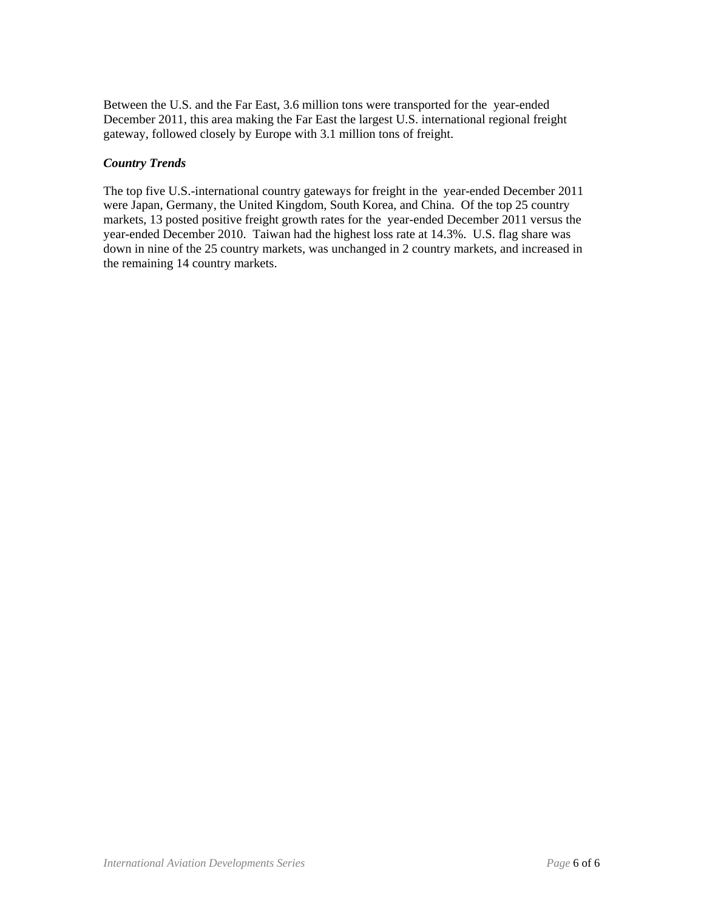Between the U.S. and the Far East, 3.6 million tons were transported for the year-ended December 2011, this area making the Far East the largest U.S. international regional freight gateway, followed closely by Europe with 3.1 million tons of freight.

***Country Trends***

The top five U.S.-international country gateways for freight in the year-ended December 2011 were Japan, Germany, the United Kingdom, South Korea, and China. Of the top 25 country markets, 13 posted positive freight growth rates for the year-ended December 2011 versus the year-ended December 2010. Taiwan had the highest loss rate at 14.3%. U.S. flag share was down in nine of the 25 country markets, was unchanged in 2 country markets, and increased in the remaining 14 country markets.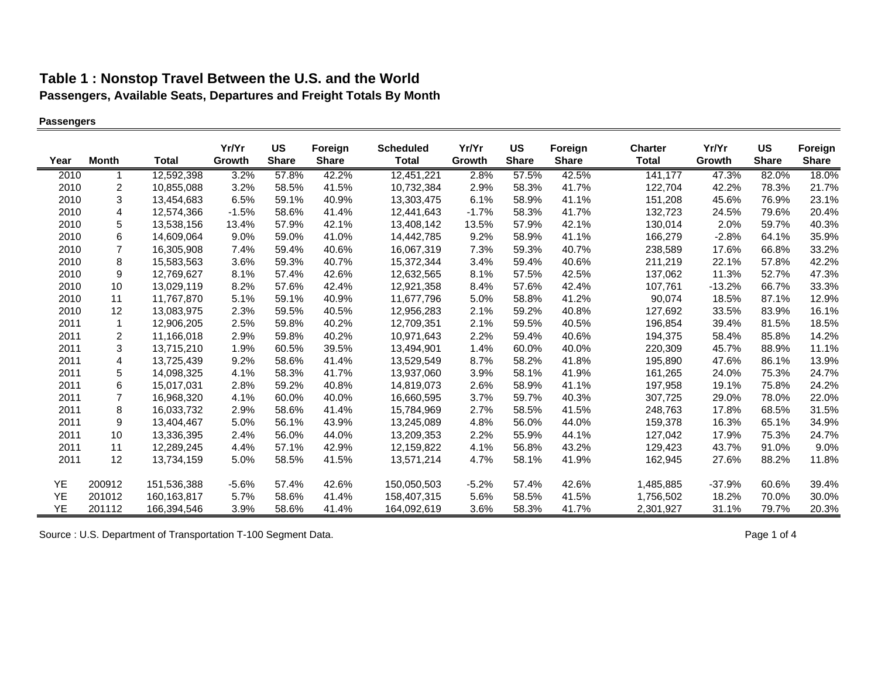# Table 1 : Nonstop Travel Between the U.S. and the World

**Passengers, Available Seats, Departures and Freight Totals By Month**

**Passengers**

| Year | Month | Total | Yr/Yr Growth | US Share | Foreign Share | Scheduled Total | Yr/Yr Growth | US Share | Foreign Share | Charter Total | Yr/Yr Growth | US Share | Foreign Share |
|---|---|---|---|---|---|---|---|---|---|---|---|---|---|
| 2010 | 1 | 12,592,398 | 3.2% | 57.8% | 42.2% | 12,451,221 | 2.8% | 57.5% | 42.5% | 141,177 | 47.3% | 82.0% | 18.0% |
| 2010 | 2 | 10,855,088 | 3.2% | 58.5% | 41.5% | 10,732,384 | 2.9% | 58.3% | 41.7% | 122,704 | 42.2% | 78.3% | 21.7% |
| 2010 | 3 | 13,454,683 | 6.5% | 59.1% | 40.9% | 13,303,475 | 6.1% | 58.9% | 41.1% | 151,208 | 45.6% | 76.9% | 23.1% |
| 2010 | 4 | 12,574,366 | -1.5% | 58.6% | 41.4% | 12,441,643 | -1.7% | 58.3% | 41.7% | 132,723 | 24.5% | 79.6% | 20.4% |
| 2010 | 5 | 13,538,156 | 13.4% | 57.9% | 42.1% | 13,408,142 | 13.5% | 57.9% | 42.1% | 130,014 | 2.0% | 59.7% | 40.3% |
| 2010 | 6 | 14,609,064 | 9.0% | 59.0% | 41.0% | 14,442,785 | 9.2% | 58.9% | 41.1% | 166,279 | -2.8% | 64.1% | 35.9% |
| 2010 | 7 | 16,305,908 | 7.4% | 59.4% | 40.6% | 16,067,319 | 7.3% | 59.3% | 40.7% | 238,589 | 17.6% | 66.8% | 33.2% |
| 2010 | 8 | 15,583,563 | 3.6% | 59.3% | 40.7% | 15,372,344 | 3.4% | 59.4% | 40.6% | 211,219 | 22.1% | 57.8% | 42.2% |
| 2010 | 9 | 12,769,627 | 8.1% | 57.4% | 42.6% | 12,632,565 | 8.1% | 57.5% | 42.5% | 137,062 | 11.3% | 52.7% | 47.3% |
| 2010 | 10 | 13,029,119 | 8.2% | 57.6% | 42.4% | 12,921,358 | 8.4% | 57.6% | 42.4% | 107,761 | -13.2% | 66.7% | 33.3% |
| 2010 | 11 | 11,767,870 | 5.1% | 59.1% | 40.9% | 11,677,796 | 5.0% | 58.8% | 41.2% | 90,074 | 18.5% | 87.1% | 12.9% |
| 2010 | 12 | 13,083,975 | 2.3% | 59.5% | 40.5% | 12,956,283 | 2.1% | 59.2% | 40.8% | 127,692 | 33.5% | 83.9% | 16.1% |
| 2011 | 1 | 12,906,205 | 2.5% | 59.8% | 40.2% | 12,709,351 | 2.1% | 59.5% | 40.5% | 196,854 | 39.4% | 81.5% | 18.5% |
| 2011 | 2 | 11,166,018 | 2.9% | 59.8% | 40.2% | 10,971,643 | 2.2% | 59.4% | 40.6% | 194,375 | 58.4% | 85.8% | 14.2% |
| 2011 | 3 | 13,715,210 | 1.9% | 60.5% | 39.5% | 13,494,901 | 1.4% | 60.0% | 40.0% | 220,309 | 45.7% | 88.9% | 11.1% |
| 2011 | 4 | 13,725,439 | 9.2% | 58.6% | 41.4% | 13,529,549 | 8.7% | 58.2% | 41.8% | 195,890 | 47.6% | 86.1% | 13.9% |
| 2011 | 5 | 14,098,325 | 4.1% | 58.3% | 41.7% | 13,937,060 | 3.9% | 58.1% | 41.9% | 161,265 | 24.0% | 75.3% | 24.7% |
| 2011 | 6 | 15,017,031 | 2.8% | 59.2% | 40.8% | 14,819,073 | 2.6% | 58.9% | 41.1% | 197,958 | 19.1% | 75.8% | 24.2% |
| 2011 | 7 | 16,968,320 | 4.1% | 60.0% | 40.0% | 16,660,595 | 3.7% | 59.7% | 40.3% | 307,725 | 29.0% | 78.0% | 22.0% |
| 2011 | 8 | 16,033,732 | 2.9% | 58.6% | 41.4% | 15,784,969 | 2.7% | 58.5% | 41.5% | 248,763 | 17.8% | 68.5% | 31.5% |
| 2011 | 9 | 13,404,467 | 5.0% | 56.1% | 43.9% | 13,245,089 | 4.8% | 56.0% | 44.0% | 159,378 | 16.3% | 65.1% | 34.9% |
| 2011 | 10 | 13,336,395 | 2.4% | 56.0% | 44.0% | 13,209,353 | 2.2% | 55.9% | 44.1% | 127,042 | 17.9% | 75.3% | 24.7% |
| 2011 | 11 | 12,289,245 | 4.4% | 57.1% | 42.9% | 12,159,822 | 4.1% | 56.8% | 43.2% | 129,423 | 43.7% | 91.0% | 9.0% |
| 2011 | 12 | 13,734,159 | 5.0% | 58.5% | 41.5% | 13,571,214 | 4.7% | 58.1% | 41.9% | 162,945 | 27.6% | 88.2% | 11.8% |
| YE | 200912 | 151,536,388 | -5.6% | 57.4% | 42.6% | 150,050,503 | -5.2% | 57.4% | 42.6% | 1,485,885 | -37.9% | 60.6% | 39.4% |
| YE | 201012 | 160,163,817 | 5.7% | 58.6% | 41.4% | 158,407,315 | 5.6% | 58.5% | 41.5% | 1,756,502 | 18.2% | 70.0% | 30.0% |
| YE | 201112 | 166,394,546 | 3.9% | 58.6% | 41.4% | 164,092,619 | 3.6% | 58.3% | 41.7% | 2,301,927 | 31.1% | 79.7% | 20.3% |

Source : U.S. Department of Transportation T-100 Segment Data.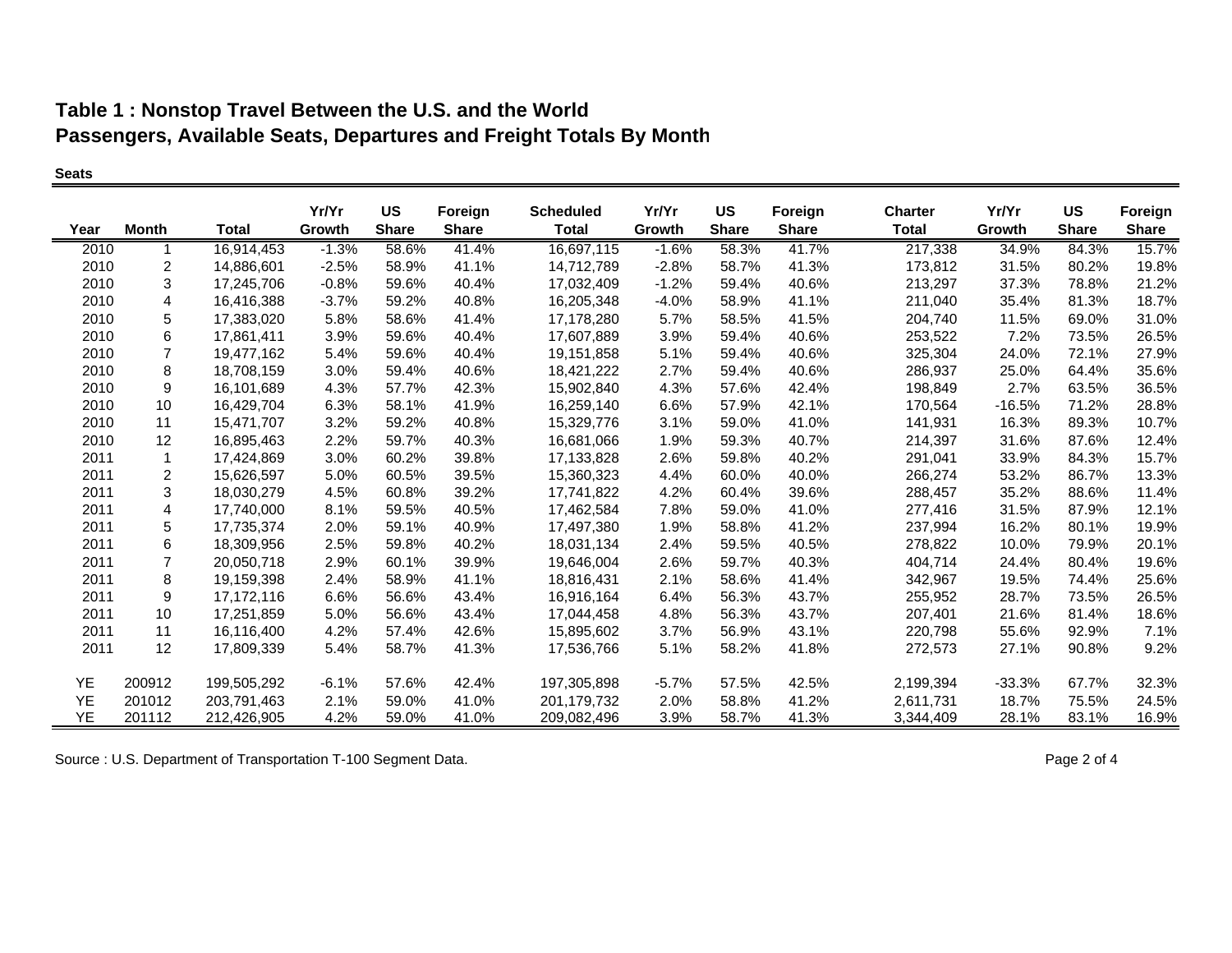# Table 1 : Nonstop Travel Between the U.S. and the World
## Passengers, Available Seats, Departures and Freight Totals By Month

**Seats**

| Year | Month | Total | Yr/Yr Growth | US Share | Foreign Share | Scheduled Total | Yr/Yr Growth | US Share | Foreign Share | Charter Total | Yr/Yr Growth | US Share | Foreign Share |
|---|---|---|---|---|---|---|---|---|---|---|---|---|---|
| 2010 | 1 | 16,914,453 | -1.3% | 58.6% | 41.4% | 16,697,115 | -1.6% | 58.3% | 41.7% | 217,338 | 34.9% | 84.3% | 15.7% |
| 2010 | 2 | 14,886,601 | -2.5% | 58.9% | 41.1% | 14,712,789 | -2.8% | 58.7% | 41.3% | 173,812 | 31.5% | 80.2% | 19.8% |
| 2010 | 3 | 17,245,706 | -0.8% | 59.6% | 40.4% | 17,032,409 | -1.2% | 59.4% | 40.6% | 213,297 | 37.3% | 78.8% | 21.2% |
| 2010 | 4 | 16,416,388 | -3.7% | 59.2% | 40.8% | 16,205,348 | -4.0% | 58.9% | 41.1% | 211,040 | 35.4% | 81.3% | 18.7% |
| 2010 | 5 | 17,383,020 | 5.8% | 58.6% | 41.4% | 17,178,280 | 5.7% | 58.5% | 41.5% | 204,740 | 11.5% | 69.0% | 31.0% |
| 2010 | 6 | 17,861,411 | 3.9% | 59.6% | 40.4% | 17,607,889 | 3.9% | 59.4% | 40.6% | 253,522 | 7.2% | 73.5% | 26.5% |
| 2010 | 7 | 19,477,162 | 5.4% | 59.6% | 40.4% | 19,151,858 | 5.1% | 59.4% | 40.6% | 325,304 | 24.0% | 72.1% | 27.9% |
| 2010 | 8 | 18,708,159 | 3.0% | 59.4% | 40.6% | 18,421,222 | 2.7% | 59.4% | 40.6% | 286,937 | 25.0% | 64.4% | 35.6% |
| 2010 | 9 | 16,101,689 | 4.3% | 57.7% | 42.3% | 15,902,840 | 4.3% | 57.6% | 42.4% | 198,849 | 2.7% | 63.5% | 36.5% |
| 2010 | 10 | 16,429,704 | 6.3% | 58.1% | 41.9% | 16,259,140 | 6.6% | 57.9% | 42.1% | 170,564 | -16.5% | 71.2% | 28.8% |
| 2010 | 11 | 15,471,707 | 3.2% | 59.2% | 40.8% | 15,329,776 | 3.1% | 59.0% | 41.0% | 141,931 | 16.3% | 89.3% | 10.7% |
| 2010 | 12 | 16,895,463 | 2.2% | 59.7% | 40.3% | 16,681,066 | 1.9% | 59.3% | 40.7% | 214,397 | 31.6% | 87.6% | 12.4% |
| 2011 | 1 | 17,424,869 | 3.0% | 60.2% | 39.8% | 17,133,828 | 2.6% | 59.8% | 40.2% | 291,041 | 33.9% | 84.3% | 15.7% |
| 2011 | 2 | 15,626,597 | 5.0% | 60.5% | 39.5% | 15,360,323 | 4.4% | 60.0% | 40.0% | 266,274 | 53.2% | 86.7% | 13.3% |
| 2011 | 3 | 18,030,279 | 4.5% | 60.8% | 39.2% | 17,741,822 | 4.2% | 60.4% | 39.6% | 288,457 | 35.2% | 88.6% | 11.4% |
| 2011 | 4 | 17,740,000 | 8.1% | 59.5% | 40.5% | 17,462,584 | 7.8% | 59.0% | 41.0% | 277,416 | 31.5% | 87.9% | 12.1% |
| 2011 | 5 | 17,735,374 | 2.0% | 59.1% | 40.9% | 17,497,380 | 1.9% | 58.8% | 41.2% | 237,994 | 16.2% | 80.1% | 19.9% |
| 2011 | 6 | 18,309,956 | 2.5% | 59.8% | 40.2% | 18,031,134 | 2.4% | 59.5% | 40.5% | 278,822 | 10.0% | 79.9% | 20.1% |
| 2011 | 7 | 20,050,718 | 2.9% | 60.1% | 39.9% | 19,646,004 | 2.6% | 59.7% | 40.3% | 404,714 | 24.4% | 80.4% | 19.6% |
| 2011 | 8 | 19,159,398 | 2.4% | 58.9% | 41.1% | 18,816,431 | 2.1% | 58.6% | 41.4% | 342,967 | 19.5% | 74.4% | 25.6% |
| 2011 | 9 | 17,172,116 | 6.6% | 56.6% | 43.4% | 16,916,164 | 6.4% | 56.3% | 43.7% | 255,952 | 28.7% | 73.5% | 26.5% |
| 2011 | 10 | 17,251,859 | 5.0% | 56.6% | 43.4% | 17,044,458 | 4.8% | 56.3% | 43.7% | 207,401 | 21.6% | 81.4% | 18.6% |
| 2011 | 11 | 16,116,400 | 4.2% | 57.4% | 42.6% | 15,895,602 | 3.7% | 56.9% | 43.1% | 220,798 | 55.6% | 92.9% | 7.1% |
| 2011 | 12 | 17,809,339 | 5.4% | 58.7% | 41.3% | 17,536,766 | 5.1% | 58.2% | 41.8% | 272,573 | 27.1% | 90.8% | 9.2% |
| YE | 200912 | 199,505,292 | -6.1% | 57.6% | 42.4% | 197,305,898 | -5.7% | 57.5% | 42.5% | 2,199,394 | -33.3% | 67.7% | 32.3% |
| YE | 201012 | 203,791,463 | 2.1% | 59.0% | 41.0% | 201,179,732 | 2.0% | 58.8% | 41.2% | 2,611,731 | 18.7% | 75.5% | 24.5% |
| YE | 201112 | 212,426,905 | 4.2% | 59.0% | 41.0% | 209,082,496 | 3.9% | 58.7% | 41.3% | 3,344,409 | 28.1% | 83.1% | 16.9% |

Source : U.S. Department of Transportation T-100 Segment Data.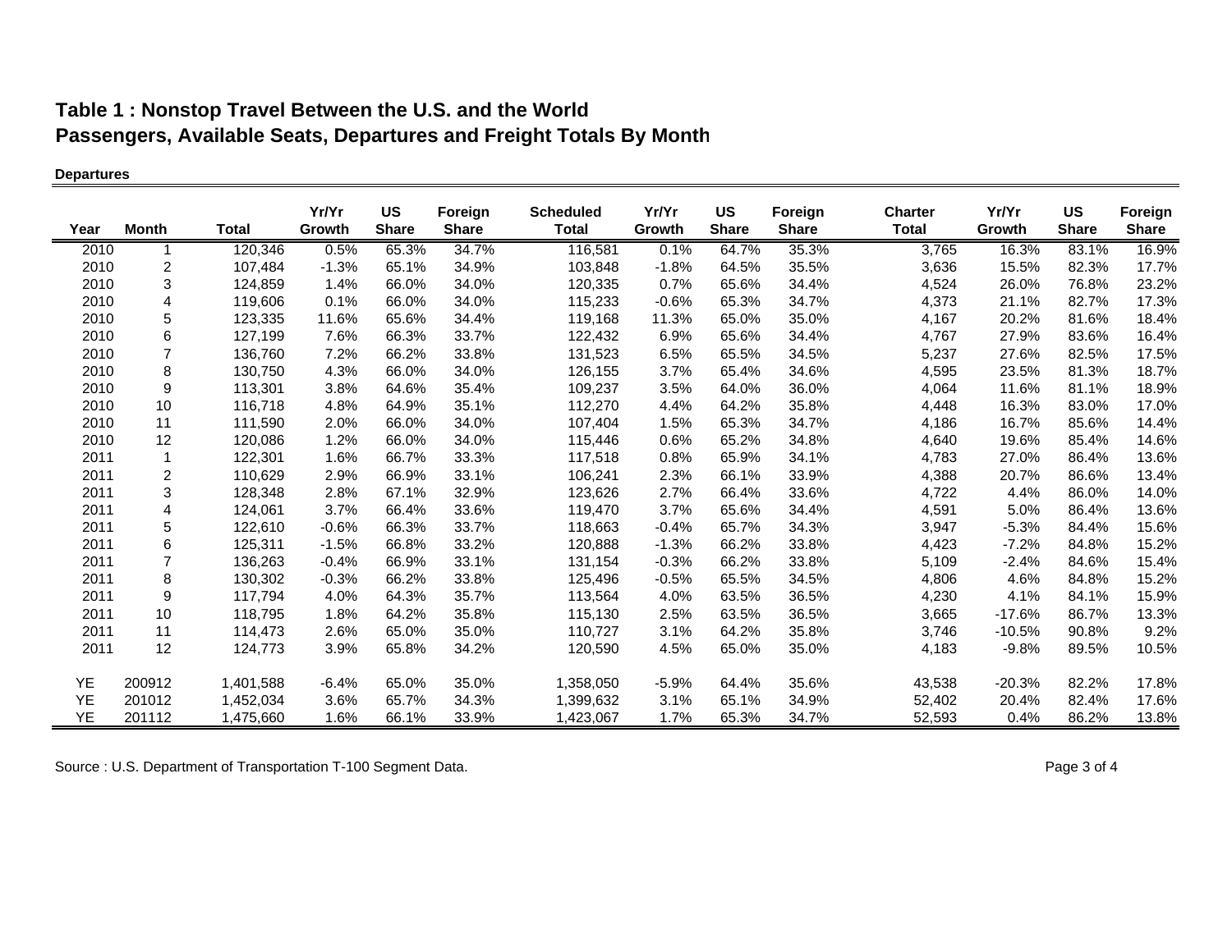# Table 1 : Nonstop Travel Between the U.S. and the World
## Passengers, Available Seats, Departures and Freight Totals By Month

**Departures**

| Year | Month | Total | Yr/Yr Growth | US Share | Foreign Share | Scheduled Total | Yr/Yr Growth | US Share | Foreign Share | Charter Total | Yr/Yr Growth | US Share | Foreign Share |
|---|---|---|---|---|---|---|---|---|---|---|---|---|---|
| 2010 | 1 | 120,346 | 0.5% | 65.3% | 34.7% | 116,581 | 0.1% | 64.7% | 35.3% | 3,765 | 16.3% | 83.1% | 16.9% |
| 2010 | 2 | 107,484 | -1.3% | 65.1% | 34.9% | 103,848 | -1.8% | 64.5% | 35.5% | 3,636 | 15.5% | 82.3% | 17.7% |
| 2010 | 3 | 124,859 | 1.4% | 66.0% | 34.0% | 120,335 | 0.7% | 65.6% | 34.4% | 4,524 | 26.0% | 76.8% | 23.2% |
| 2010 | 4 | 119,606 | 0.1% | 66.0% | 34.0% | 115,233 | -0.6% | 65.3% | 34.7% | 4,373 | 21.1% | 82.7% | 17.3% |
| 2010 | 5 | 123,335 | 11.6% | 65.6% | 34.4% | 119,168 | 11.3% | 65.0% | 35.0% | 4,167 | 20.2% | 81.6% | 18.4% |
| 2010 | 6 | 127,199 | 7.6% | 66.3% | 33.7% | 122,432 | 6.9% | 65.6% | 34.4% | 4,767 | 27.9% | 83.6% | 16.4% |
| 2010 | 7 | 136,760 | 7.2% | 66.2% | 33.8% | 131,523 | 6.5% | 65.5% | 34.5% | 5,237 | 27.6% | 82.5% | 17.5% |
| 2010 | 8 | 130,750 | 4.3% | 66.0% | 34.0% | 126,155 | 3.7% | 65.4% | 34.6% | 4,595 | 23.5% | 81.3% | 18.7% |
| 2010 | 9 | 113,301 | 3.8% | 64.6% | 35.4% | 109,237 | 3.5% | 64.0% | 36.0% | 4,064 | 11.6% | 81.1% | 18.9% |
| 2010 | 10 | 116,718 | 4.8% | 64.9% | 35.1% | 112,270 | 4.4% | 64.2% | 35.8% | 4,448 | 16.3% | 83.0% | 17.0% |
| 2010 | 11 | 111,590 | 2.0% | 66.0% | 34.0% | 107,404 | 1.5% | 65.3% | 34.7% | 4,186 | 16.7% | 85.6% | 14.4% |
| 2010 | 12 | 120,086 | 1.2% | 66.0% | 34.0% | 115,446 | 0.6% | 65.2% | 34.8% | 4,640 | 19.6% | 85.4% | 14.6% |
| 2011 | 1 | 122,301 | 1.6% | 66.7% | 33.3% | 117,518 | 0.8% | 65.9% | 34.1% | 4,783 | 27.0% | 86.4% | 13.6% |
| 2011 | 2 | 110,629 | 2.9% | 66.9% | 33.1% | 106,241 | 2.3% | 66.1% | 33.9% | 4,388 | 20.7% | 86.6% | 13.4% |
| 2011 | 3 | 128,348 | 2.8% | 67.1% | 32.9% | 123,626 | 2.7% | 66.4% | 33.6% | 4,722 | 4.4% | 86.0% | 14.0% |
| 2011 | 4 | 124,061 | 3.7% | 66.4% | 33.6% | 119,470 | 3.7% | 65.6% | 34.4% | 4,591 | 5.0% | 86.4% | 13.6% |
| 2011 | 5 | 122,610 | -0.6% | 66.3% | 33.7% | 118,663 | -0.4% | 65.7% | 34.3% | 3,947 | -5.3% | 84.4% | 15.6% |
| 2011 | 6 | 125,311 | -1.5% | 66.8% | 33.2% | 120,888 | -1.3% | 66.2% | 33.8% | 4,423 | -7.2% | 84.8% | 15.2% |
| 2011 | 7 | 136,263 | -0.4% | 66.9% | 33.1% | 131,154 | -0.3% | 66.2% | 33.8% | 5,109 | -2.4% | 84.6% | 15.4% |
| 2011 | 8 | 130,302 | -0.3% | 66.2% | 33.8% | 125,496 | -0.5% | 65.5% | 34.5% | 4,806 | 4.6% | 84.8% | 15.2% |
| 2011 | 9 | 117,794 | 4.0% | 64.3% | 35.7% | 113,564 | 4.0% | 63.5% | 36.5% | 4,230 | 4.1% | 84.1% | 15.9% |
| 2011 | 10 | 118,795 | 1.8% | 64.2% | 35.8% | 115,130 | 2.5% | 63.5% | 36.5% | 3,665 | -17.6% | 86.7% | 13.3% |
| 2011 | 11 | 114,473 | 2.6% | 65.0% | 35.0% | 110,727 | 3.1% | 64.2% | 35.8% | 3,746 | -10.5% | 90.8% | 9.2% |
| 2011 | 12 | 124,773 | 3.9% | 65.8% | 34.2% | 120,590 | 4.5% | 65.0% | 35.0% | 4,183 | -9.8% | 89.5% | 10.5% |
| YE | 200912 | 1,401,588 | -6.4% | 65.0% | 35.0% | 1,358,050 | -5.9% | 64.4% | 35.6% | 43,538 | -20.3% | 82.2% | 17.8% |
| YE | 201012 | 1,452,034 | 3.6% | 65.7% | 34.3% | 1,399,632 | 3.1% | 65.1% | 34.9% | 52,402 | 20.4% | 82.4% | 17.6% |
| YE | 201112 | 1,475,660 | 1.6% | 66.1% | 33.9% | 1,423,067 | 1.7% | 65.3% | 34.7% | 52,593 | 0.4% | 86.2% | 13.8% |

Source : U.S. Department of Transportation T-100 Segment Data.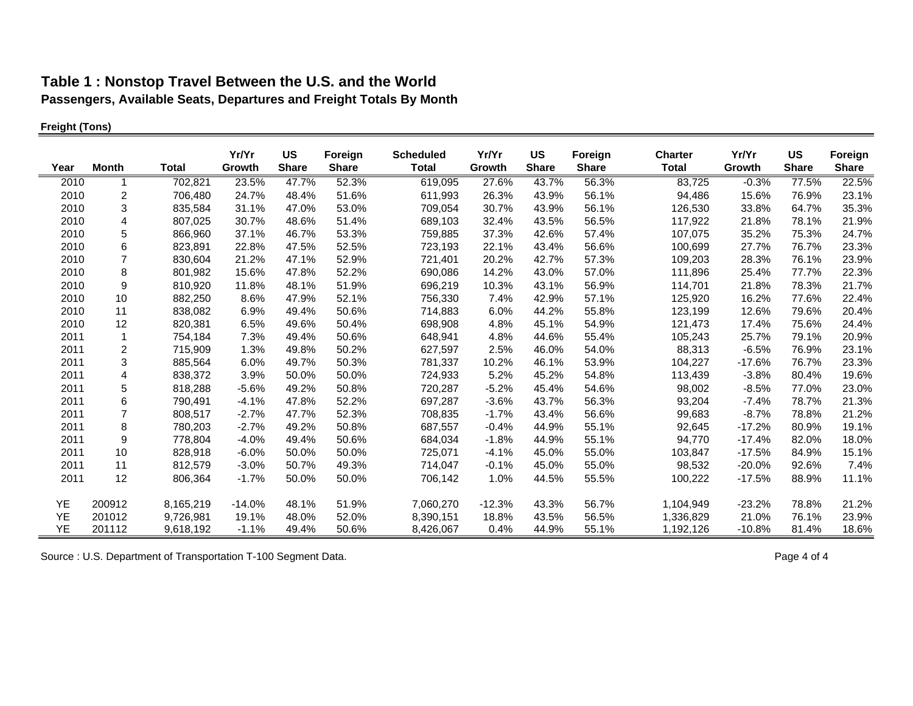# Table 1 : Nonstop Travel Between the U.S. and the World

**Passengers, Available Seats, Departures and Freight Totals By Month**

**Freight (Tons)**

| Year | Month | Total | Yr/Yr Growth | US Share | Foreign Share | Scheduled Total | Yr/Yr Growth | US Share | Foreign Share | Charter Total | Yr/Yr Growth | US Share | Foreign Share |
|---|---|---|---|---|---|---|---|---|---|---|---|---|---|
| 2010 | 1 | 702,821 | 23.5% | 47.7% | 52.3% | 619,095 | 27.6% | 43.7% | 56.3% | 83,725 | -0.3% | 77.5% | 22.5% |
| 2010 | 2 | 706,480 | 24.7% | 48.4% | 51.6% | 611,993 | 26.3% | 43.9% | 56.1% | 94,486 | 15.6% | 76.9% | 23.1% |
| 2010 | 3 | 835,584 | 31.1% | 47.0% | 53.0% | 709,054 | 30.7% | 43.9% | 56.1% | 126,530 | 33.8% | 64.7% | 35.3% |
| 2010 | 4 | 807,025 | 30.7% | 48.6% | 51.4% | 689,103 | 32.4% | 43.5% | 56.5% | 117,922 | 21.8% | 78.1% | 21.9% |
| 2010 | 5 | 866,960 | 37.1% | 46.7% | 53.3% | 759,885 | 37.3% | 42.6% | 57.4% | 107,075 | 35.2% | 75.3% | 24.7% |
| 2010 | 6 | 823,891 | 22.8% | 47.5% | 52.5% | 723,193 | 22.1% | 43.4% | 56.6% | 100,699 | 27.7% | 76.7% | 23.3% |
| 2010 | 7 | 830,604 | 21.2% | 47.1% | 52.9% | 721,401 | 20.2% | 42.7% | 57.3% | 109,203 | 28.3% | 76.1% | 23.9% |
| 2010 | 8 | 801,982 | 15.6% | 47.8% | 52.2% | 690,086 | 14.2% | 43.0% | 57.0% | 111,896 | 25.4% | 77.7% | 22.3% |
| 2010 | 9 | 810,920 | 11.8% | 48.1% | 51.9% | 696,219 | 10.3% | 43.1% | 56.9% | 114,701 | 21.8% | 78.3% | 21.7% |
| 2010 | 10 | 882,250 | 8.6% | 47.9% | 52.1% | 756,330 | 7.4% | 42.9% | 57.1% | 125,920 | 16.2% | 77.6% | 22.4% |
| 2010 | 11 | 838,082 | 6.9% | 49.4% | 50.6% | 714,883 | 6.0% | 44.2% | 55.8% | 123,199 | 12.6% | 79.6% | 20.4% |
| 2010 | 12 | 820,381 | 6.5% | 49.6% | 50.4% | 698,908 | 4.8% | 45.1% | 54.9% | 121,473 | 17.4% | 75.6% | 24.4% |
| 2011 | 1 | 754,184 | 7.3% | 49.4% | 50.6% | 648,941 | 4.8% | 44.6% | 55.4% | 105,243 | 25.7% | 79.1% | 20.9% |
| 2011 | 2 | 715,909 | 1.3% | 49.8% | 50.2% | 627,597 | 2.5% | 46.0% | 54.0% | 88,313 | -6.5% | 76.9% | 23.1% |
| 2011 | 3 | 885,564 | 6.0% | 49.7% | 50.3% | 781,337 | 10.2% | 46.1% | 53.9% | 104,227 | -17.6% | 76.7% | 23.3% |
| 2011 | 4 | 838,372 | 3.9% | 50.0% | 50.0% | 724,933 | 5.2% | 45.2% | 54.8% | 113,439 | -3.8% | 80.4% | 19.6% |
| 2011 | 5 | 818,288 | -5.6% | 49.2% | 50.8% | 720,287 | -5.2% | 45.4% | 54.6% | 98,002 | -8.5% | 77.0% | 23.0% |
| 2011 | 6 | 790,491 | -4.1% | 47.8% | 52.2% | 697,287 | -3.6% | 43.7% | 56.3% | 93,204 | -7.4% | 78.7% | 21.3% |
| 2011 | 7 | 808,517 | -2.7% | 47.7% | 52.3% | 708,835 | -1.7% | 43.4% | 56.6% | 99,683 | -8.7% | 78.8% | 21.2% |
| 2011 | 8 | 780,203 | -2.7% | 49.2% | 50.8% | 687,557 | -0.4% | 44.9% | 55.1% | 92,645 | -17.2% | 80.9% | 19.1% |
| 2011 | 9 | 778,804 | -4.0% | 49.4% | 50.6% | 684,034 | -1.8% | 44.9% | 55.1% | 94,770 | -17.4% | 82.0% | 18.0% |
| 2011 | 10 | 828,918 | -6.0% | 50.0% | 50.0% | 725,071 | -4.1% | 45.0% | 55.0% | 103,847 | -17.5% | 84.9% | 15.1% |
| 2011 | 11 | 812,579 | -3.0% | 50.7% | 49.3% | 714,047 | -0.1% | 45.0% | 55.0% | 98,532 | -20.0% | 92.6% | 7.4% |
| 2011 | 12 | 806,364 | -1.7% | 50.0% | 50.0% | 706,142 | 1.0% | 44.5% | 55.5% | 100,222 | -17.5% | 88.9% | 11.1% |
| YE | 200912 | 8,165,219 | -14.0% | 48.1% | 51.9% | 7,060,270 | -12.3% | 43.3% | 56.7% | 1,104,949 | -23.2% | 78.8% | 21.2% |
| YE | 201012 | 9,726,981 | 19.1% | 48.0% | 52.0% | 8,390,151 | 18.8% | 43.5% | 56.5% | 1,336,829 | 21.0% | 76.1% | 23.9% |
| YE | 201112 | 9,618,192 | -1.1% | 49.4% | 50.6% | 8,426,067 | 0.4% | 44.9% | 55.1% | 1,192,126 | -10.8% | 81.4% | 18.6% |

Source : U.S. Department of Transportation T-100 Segment Data.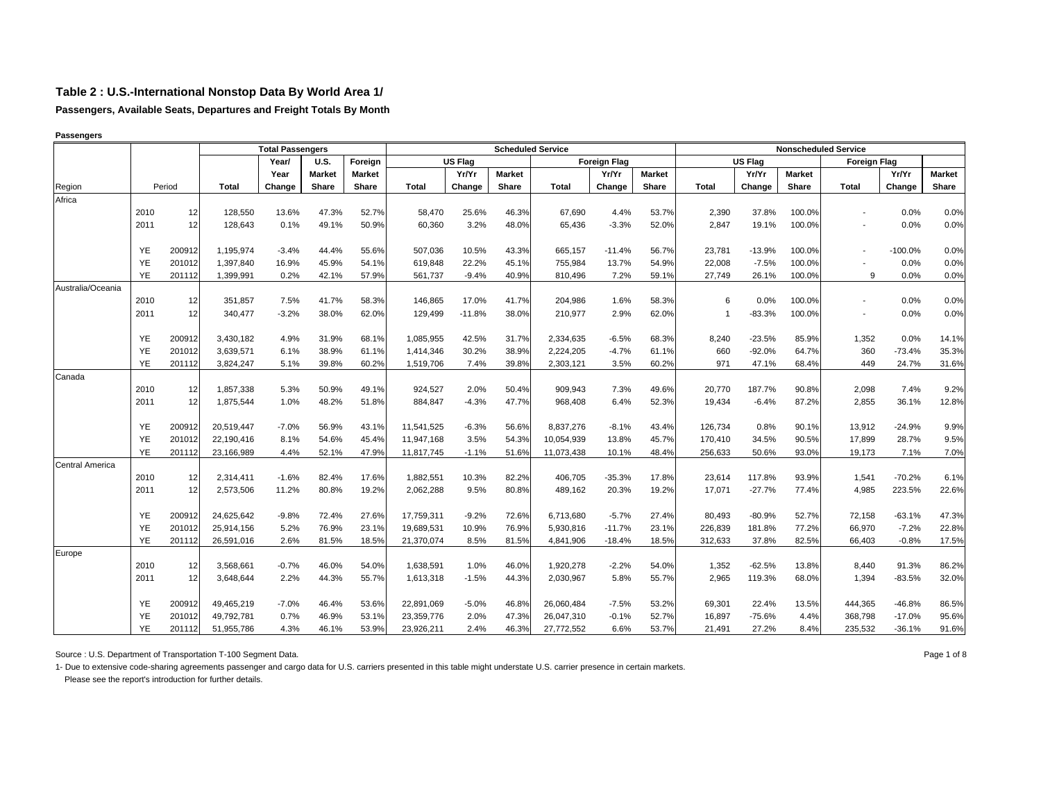# Table 2 : U.S.-International Nonstop Data By World Area 1/

**Passengers, Available Seats, Departures and Freight Totals By Month**

**Passengers**

| | | | Total Passengers | | | | Scheduled Service | | | | | | Nonscheduled Service | | | | | |
|---|---|---|---|---|---|---|---|---|---|---|---|---|---|---|---|---|---|---|
| | | | | Year/ | U.S. | Foreign | US Flag | | | Foreign Flag | | | US Flag | | | Foreign Flag | | |
| | | | | Year | Market | Market | | Yr/Yr | Market | | Yr/Yr | Market | | Yr/Yr | Market | | Yr/Yr | Market |
| Region | Period | | Total | Change | Share | Share | Total | Change | Share | Total | Change | Share | Total | Change | Share | Total | Change | Share |
| Africa | | | | | | | | | | | | | | | | | | |
| | 2010 | 12 | 128,550 | 13.6% | 47.3% | 52.7% | 58,470 | 25.6% | 46.3% | 67,690 | 4.4% | 53.7% | 2,390 | 37.8% | 100.0% | - | 0.0% | 0.0% |
| | 2011 | 12 | 128,643 | 0.1% | 49.1% | 50.9% | 60,360 | 3.2% | 48.0% | 65,436 | -3.3% | 52.0% | 2,847 | 19.1% | 100.0% | - | 0.0% | 0.0% |
| | YE | 200912 | 1,195,974 | -3.4% | 44.4% | 55.6% | 507,036 | 10.5% | 43.3% | 665,157 | -11.4% | 56.7% | 23,781 | -13.9% | 100.0% | - | -100.0% | 0.0% |
| | YE | 201012 | 1,397,840 | 16.9% | 45.9% | 54.1% | 619,848 | 22.2% | 45.1% | 755,984 | 13.7% | 54.9% | 22,008 | -7.5% | 100.0% | - | 0.0% | 0.0% |
| | YE | 201112 | 1,399,991 | 0.2% | 42.1% | 57.9% | 561,737 | -9.4% | 40.9% | 810,496 | 7.2% | 59.1% | 27,749 | 26.1% | 100.0% | 9 | 0.0% | 0.0% |
| Australia/Oceania | | | | | | | | | | | | | | | | | | |
| | 2010 | 12 | 351,857 | 7.5% | 41.7% | 58.3% | 146,865 | 17.0% | 41.7% | 204,986 | 1.6% | 58.3% | 6 | 0.0% | 100.0% | - | 0.0% | 0.0% |
| | 2011 | 12 | 340,477 | -3.2% | 38.0% | 62.0% | 129,499 | -11.8% | 38.0% | 210,977 | 2.9% | 62.0% | 1 | -83.3% | 100.0% | - | 0.0% | 0.0% |
| | YE | 200912 | 3,430,182 | 4.9% | 31.9% | 68.1% | 1,085,955 | 42.5% | 31.7% | 2,334,635 | -6.5% | 68.3% | 8,240 | -23.5% | 85.9% | 1,352 | 0.0% | 14.1% |
| | YE | 201012 | 3,639,571 | 6.1% | 38.9% | 61.1% | 1,414,346 | 30.2% | 38.9% | 2,224,205 | -4.7% | 61.1% | 660 | -92.0% | 64.7% | 360 | -73.4% | 35.3% |
| | YE | 201112 | 3,824,247 | 5.1% | 39.8% | 60.2% | 1,519,706 | 7.4% | 39.8% | 2,303,121 | 3.5% | 60.2% | 971 | 47.1% | 68.4% | 449 | 24.7% | 31.6% |
| Canada | | | | | | | | | | | | | | | | | | |
| | 2010 | 12 | 1,857,338 | 5.3% | 50.9% | 49.1% | 924,527 | 2.0% | 50.4% | 909,943 | 7.3% | 49.6% | 20,770 | 187.7% | 90.8% | 2,098 | 7.4% | 9.2% |
| | 2011 | 12 | 1,875,544 | 1.0% | 48.2% | 51.8% | 884,847 | -4.3% | 47.7% | 968,408 | 6.4% | 52.3% | 19,434 | -6.4% | 87.2% | 2,855 | 36.1% | 12.8% |
| | YE | 200912 | 20,519,447 | -7.0% | 56.9% | 43.1% | 11,541,525 | -6.3% | 56.6% | 8,837,276 | -8.1% | 43.4% | 126,734 | 0.8% | 90.1% | 13,912 | -24.9% | 9.9% |
| | YE | 201012 | 22,190,416 | 8.1% | 54.6% | 45.4% | 11,947,168 | 3.5% | 54.3% | 10,054,939 | 13.8% | 45.7% | 170,410 | 34.5% | 90.5% | 17,899 | 28.7% | 9.5% |
| | YE | 201112 | 23,166,989 | 4.4% | 52.1% | 47.9% | 11,817,745 | -1.1% | 51.6% | 11,073,438 | 10.1% | 48.4% | 256,633 | 50.6% | 93.0% | 19,173 | 7.1% | 7.0% |
| Central America | | | | | | | | | | | | | | | | | | |
| | 2010 | 12 | 2,314,411 | -1.6% | 82.4% | 17.6% | 1,882,551 | 10.3% | 82.2% | 406,705 | -35.3% | 17.8% | 23,614 | 117.8% | 93.9% | 1,541 | -70.2% | 6.1% |
| | 2011 | 12 | 2,573,506 | 11.2% | 80.8% | 19.2% | 2,062,288 | 9.5% | 80.8% | 489,162 | 20.3% | 19.2% | 17,071 | -27.7% | 77.4% | 4,985 | 223.5% | 22.6% |
| | YE | 200912 | 24,625,642 | -9.8% | 72.4% | 27.6% | 17,759,311 | -9.2% | 72.6% | 6,713,680 | -5.7% | 27.4% | 80,493 | -80.9% | 52.7% | 72,158 | -63.1% | 47.3% |
| | YE | 201012 | 25,914,156 | 5.2% | 76.9% | 23.1% | 19,689,531 | 10.9% | 76.9% | 5,930,816 | -11.7% | 23.1% | 226,839 | 181.8% | 77.2% | 66,970 | -7.2% | 22.8% |
| | YE | 201112 | 26,591,016 | 2.6% | 81.5% | 18.5% | 21,370,074 | 8.5% | 81.5% | 4,841,906 | -18.4% | 18.5% | 312,633 | 37.8% | 82.5% | 66,403 | -0.8% | 17.5% |
| Europe | | | | | | | | | | | | | | | | | | |
| | 2010 | 12 | 3,568,661 | -0.7% | 46.0% | 54.0% | 1,638,591 | 1.0% | 46.0% | 1,920,278 | -2.2% | 54.0% | 1,352 | -62.5% | 13.8% | 8,440 | 91.3% | 86.2% |
| | 2011 | 12 | 3,648,644 | 2.2% | 44.3% | 55.7% | 1,613,318 | -1.5% | 44.3% | 2,030,967 | 5.8% | 55.7% | 2,965 | 119.3% | 68.0% | 1,394 | -83.5% | 32.0% |
| | YE | 200912 | 49,465,219 | -7.0% | 46.4% | 53.6% | 22,891,069 | -5.0% | 46.8% | 26,060,484 | -7.5% | 53.2% | 69,301 | 22.4% | 13.5% | 444,365 | -46.8% | 86.5% |
| | YE | 201012 | 49,792,781 | 0.7% | 46.9% | 53.1% | 23,359,776 | 2.0% | 47.3% | 26,047,310 | -0.1% | 52.7% | 16,897 | -75.6% | 4.4% | 368,798 | -17.0% | 95.6% |
| | YE | 201112 | 51,955,786 | 4.3% | 46.1% | 53.9% | 23,926,211 | 2.4% | 46.3% | 27,772,552 | 6.6% | 53.7% | 21,491 | 27.2% | 8.4% | 235,532 | -36.1% | 91.6% |

Source : U.S. Department of Transportation T-100 Segment Data.

1- Due to extensive code-sharing agreements passenger and cargo data for U.S. carriers presented in this table might understate U.S. carrier presence in certain markets.
Please see the report's introduction for further details.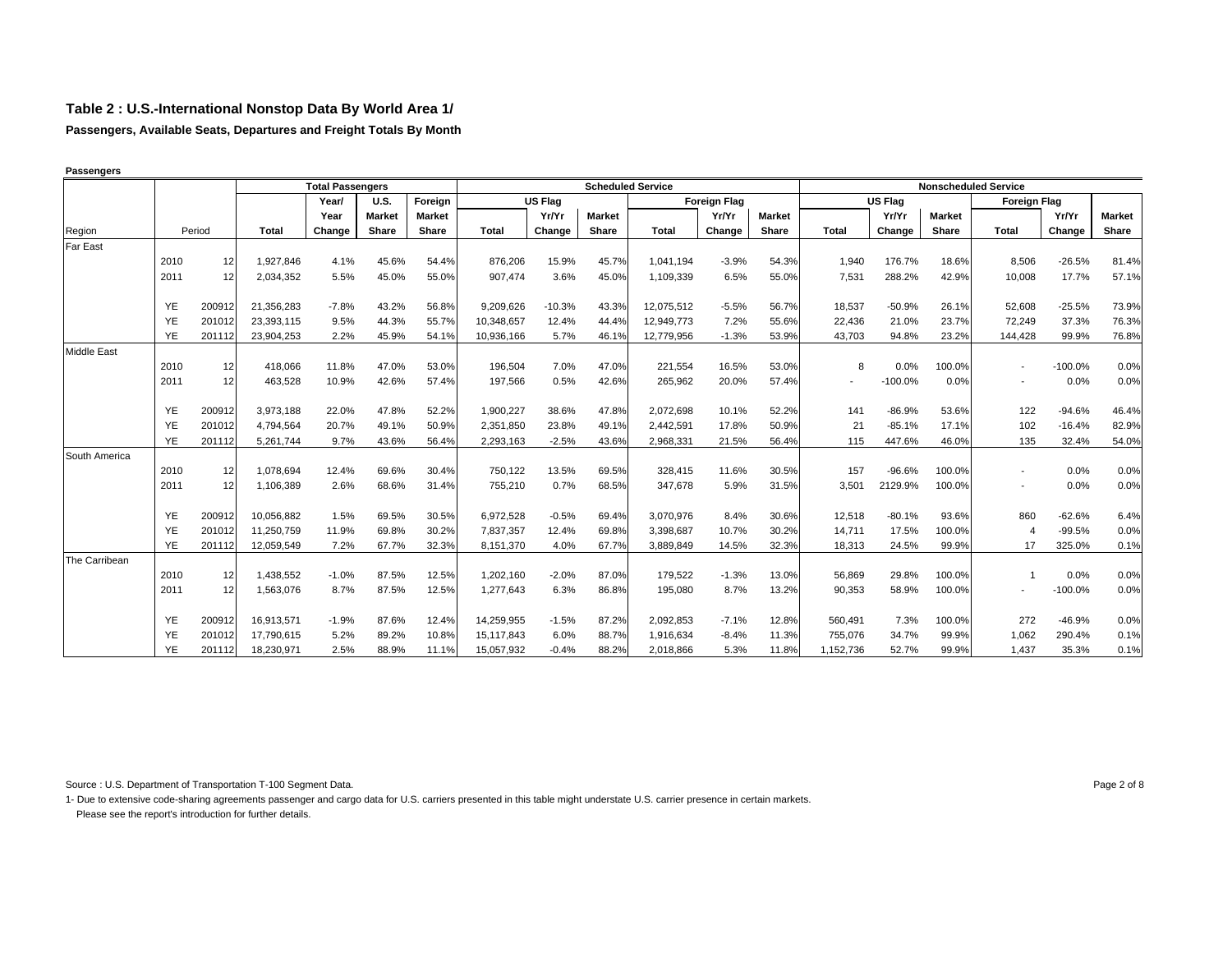# Table 2 : U.S.-International Nonstop Data By World Area 1/

**Passengers, Available Seats, Departures and Freight Totals By Month**

**Passengers**

| | | | Total Passengers | | | | Scheduled Service | | | | | | Nonscheduled Service | | | | | |
|---|---|---|---|---|---|---|---|---|---|---|---|---|---|---|---|---|---|---|
| | | | | Year/ | U.S. | Foreign | US Flag | | | Foreign Flag | | | US Flag | | | Foreign Flag | | |
| | | | | Year | Market | Market | | Yr/Yr | Market | | Yr/Yr | Market | | Yr/Yr | Market | | Yr/Yr | Market |
| Region | Period | | Total | Change | Share | Share | Total | Change | Share | Total | Change | Share | Total | Change | Share | Total | Change | Share |
| Far East | | | | | | | | | | | | | | | | | | |
| | 2010 | 12 | 1,927,846 | 4.1% | 45.6% | 54.4% | 876,206 | 15.9% | 45.7% | 1,041,194 | -3.9% | 54.3% | 1,940 | 176.7% | 18.6% | 8,506 | -26.5% | 81.4% |
| | 2011 | 12 | 2,034,352 | 5.5% | 45.0% | 55.0% | 907,474 | 3.6% | 45.0% | 1,109,339 | 6.5% | 55.0% | 7,531 | 288.2% | 42.9% | 10,008 | 17.7% | 57.1% |
| | YE | 200912 | 21,356,283 | -7.8% | 43.2% | 56.8% | 9,209,626 | -10.3% | 43.3% | 12,075,512 | -5.5% | 56.7% | 18,537 | -50.9% | 26.1% | 52,608 | -25.5% | 73.9% |
| | YE | 201012 | 23,393,115 | 9.5% | 44.3% | 55.7% | 10,348,657 | 12.4% | 44.4% | 12,949,773 | 7.2% | 55.6% | 22,436 | 21.0% | 23.7% | 72,249 | 37.3% | 76.3% |
| | YE | 201112 | 23,904,253 | 2.2% | 45.9% | 54.1% | 10,936,166 | 5.7% | 46.1% | 12,779,956 | -1.3% | 53.9% | 43,703 | 94.8% | 23.2% | 144,428 | 99.9% | 76.8% |
| Middle East | | | | | | | | | | | | | | | | | | |
| | 2010 | 12 | 418,066 | 11.8% | 47.0% | 53.0% | 196,504 | 7.0% | 47.0% | 221,554 | 16.5% | 53.0% | 8 | 0.0% | 100.0% | - | -100.0% | 0.0% |
| | 2011 | 12 | 463,528 | 10.9% | 42.6% | 57.4% | 197,566 | 0.5% | 42.6% | 265,962 | 20.0% | 57.4% | - | -100.0% | 0.0% | - | 0.0% | 0.0% |
| | YE | 200912 | 3,973,188 | 22.0% | 47.8% | 52.2% | 1,900,227 | 38.6% | 47.8% | 2,072,698 | 10.1% | 52.2% | 141 | -86.9% | 53.6% | 122 | -94.6% | 46.4% |
| | YE | 201012 | 4,794,564 | 20.7% | 49.1% | 50.9% | 2,351,850 | 23.8% | 49.1% | 2,442,591 | 17.8% | 50.9% | 21 | -85.1% | 17.1% | 102 | -16.4% | 82.9% |
| | YE | 201112 | 5,261,744 | 9.7% | 43.6% | 56.4% | 2,293,163 | -2.5% | 43.6% | 2,968,331 | 21.5% | 56.4% | 115 | 447.6% | 46.0% | 135 | 32.4% | 54.0% |
| South America | | | | | | | | | | | | | | | | | | |
| | 2010 | 12 | 1,078,694 | 12.4% | 69.6% | 30.4% | 750,122 | 13.5% | 69.5% | 328,415 | 11.6% | 30.5% | 157 | -96.6% | 100.0% | - | 0.0% | 0.0% |
| | 2011 | 12 | 1,106,389 | 2.6% | 68.6% | 31.4% | 755,210 | 0.7% | 68.5% | 347,678 | 5.9% | 31.5% | 3,501 | 2129.9% | 100.0% | - | 0.0% | 0.0% |
| | YE | 200912 | 10,056,882 | 1.5% | 69.5% | 30.5% | 6,972,528 | -0.5% | 69.4% | 3,070,976 | 8.4% | 30.6% | 12,518 | -80.1% | 93.6% | 860 | -62.6% | 6.4% |
| | YE | 201012 | 11,250,759 | 11.9% | 69.8% | 30.2% | 7,837,357 | 12.4% | 69.8% | 3,398,687 | 10.7% | 30.2% | 14,711 | 17.5% | 100.0% | 4 | -99.5% | 0.0% |
| | YE | 201112 | 12,059,549 | 7.2% | 67.7% | 32.3% | 8,151,370 | 4.0% | 67.7% | 3,889,849 | 14.5% | 32.3% | 18,313 | 24.5% | 99.9% | 17 | 325.0% | 0.1% |
| The Carribean | | | | | | | | | | | | | | | | | | |
| | 2010 | 12 | 1,438,552 | -1.0% | 87.5% | 12.5% | 1,202,160 | -2.0% | 87.0% | 179,522 | -1.3% | 13.0% | 56,869 | 29.8% | 100.0% | 1 | 0.0% | 0.0% |
| | 2011 | 12 | 1,563,076 | 8.7% | 87.5% | 12.5% | 1,277,643 | 6.3% | 86.8% | 195,080 | 8.7% | 13.2% | 90,353 | 58.9% | 100.0% | - | -100.0% | 0.0% |
| | YE | 200912 | 16,913,571 | -1.9% | 87.6% | 12.4% | 14,259,955 | -1.5% | 87.2% | 2,092,853 | -7.1% | 12.8% | 560,491 | 7.3% | 100.0% | 272 | -46.9% | 0.0% |
| | YE | 201012 | 17,790,615 | 5.2% | 89.2% | 10.8% | 15,117,843 | 6.0% | 88.7% | 1,916,634 | -8.4% | 11.3% | 755,076 | 34.7% | 99.9% | 1,062 | 290.4% | 0.1% |
| | YE | 201112 | 18,230,971 | 2.5% | 88.9% | 11.1% | 15,057,932 | -0.4% | 88.2% | 2,018,866 | 5.3% | 11.8% | 1,152,736 | 52.7% | 99.9% | 1,437 | 35.3% | 0.1% |

Source : U.S. Department of Transportation T-100 Segment Data.

1- Due to extensive code-sharing agreements passenger and cargo data for U.S. carriers presented in this table might understate U.S. carrier presence in certain markets.
Please see the report's introduction for further details.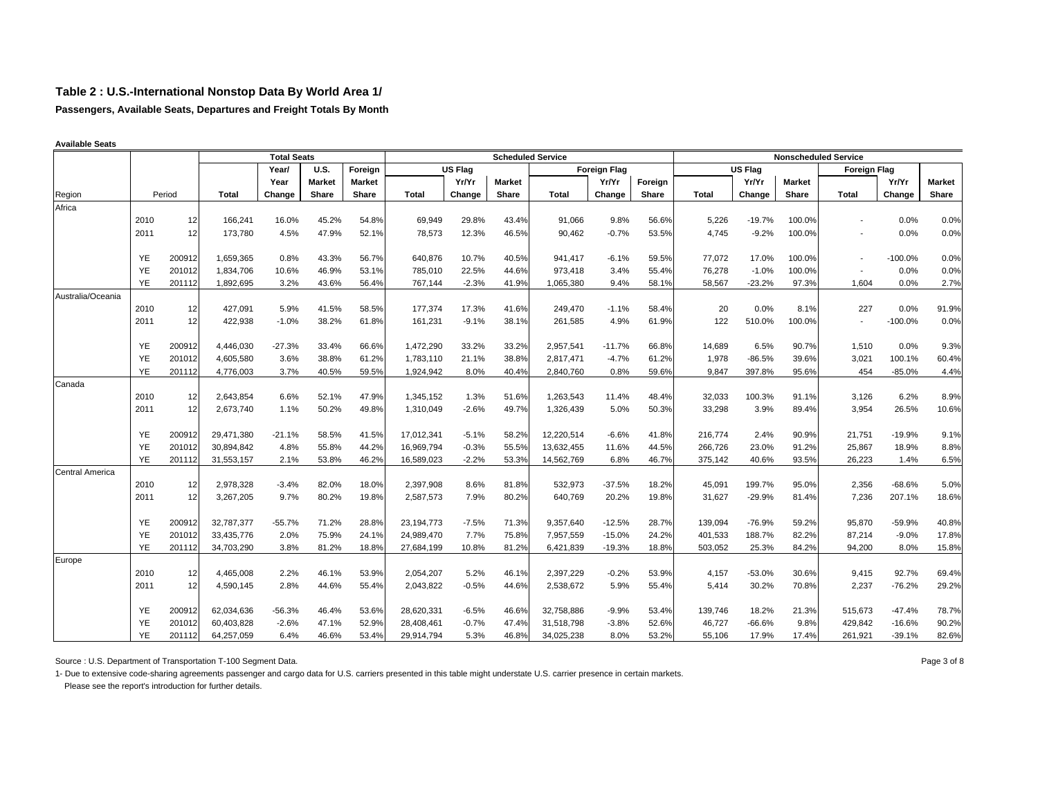# Table 2 : U.S.-International Nonstop Data By World Area 1/

**Passengers, Available Seats, Departures and Freight Totals By Month**

**Available Seats**

| | | | Total Seats | | | | Scheduled Service | | | | | | Nonscheduled Service | | | | | |
|---|---|---|---|---|---|---|---|---|---|---|---|---|---|---|---|---|---|---|
| | | | | Year/ | U.S. | Foreign | US Flag | | | Foreign Flag | | | US Flag | | | Foreign Flag | | |
| | | | | Year | Market | Market | | Yr/Yr | Market | | Yr/Yr | Foreign | | Yr/Yr | Market | | Yr/Yr | Market |
| Region | Period | | Total | Change | Share | Share | Total | Change | Share | Total | Change | Share | Total | Change | Share | Total | Change | Share |
| Africa | | | | | | | | | | | | | | | | | | |
| | 2010 | 12 | 166,241 | 16.0% | 45.2% | 54.8% | 69,949 | 29.8% | 43.4% | 91,066 | 9.8% | 56.6% | 5,226 | -19.7% | 100.0% | - | 0.0% | 0.0% |
| | 2011 | 12 | 173,780 | 4.5% | 47.9% | 52.1% | 78,573 | 12.3% | 46.5% | 90,462 | -0.7% | 53.5% | 4,745 | -9.2% | 100.0% | - | 0.0% | 0.0% |
| | YE | 200912 | 1,659,365 | 0.8% | 43.3% | 56.7% | 640,876 | 10.7% | 40.5% | 941,417 | -6.1% | 59.5% | 77,072 | 17.0% | 100.0% | - | -100.0% | 0.0% |
| | YE | 201012 | 1,834,706 | 10.6% | 46.9% | 53.1% | 785,010 | 22.5% | 44.6% | 973,418 | 3.4% | 55.4% | 76,278 | -1.0% | 100.0% | - | 0.0% | 0.0% |
| | YE | 201112 | 1,892,695 | 3.2% | 43.6% | 56.4% | 767,144 | -2.3% | 41.9% | 1,065,380 | 9.4% | 58.1% | 58,567 | -23.2% | 97.3% | 1,604 | 0.0% | 2.7% |
| Australia/Oceania | | | | | | | | | | | | | | | | | | |
| | 2010 | 12 | 427,091 | 5.9% | 41.5% | 58.5% | 177,374 | 17.3% | 41.6% | 249,470 | -1.1% | 58.4% | 20 | 0.0% | 8.1% | 227 | 0.0% | 91.9% |
| | 2011 | 12 | 422,938 | -1.0% | 38.2% | 61.8% | 161,231 | -9.1% | 38.1% | 261,585 | 4.9% | 61.9% | 122 | 510.0% | 100.0% | - | -100.0% | 0.0% |
| | YE | 200912 | 4,446,030 | -27.3% | 33.4% | 66.6% | 1,472,290 | 33.2% | 33.2% | 2,957,541 | -11.7% | 66.8% | 14,689 | 6.5% | 90.7% | 1,510 | 0.0% | 9.3% |
| | YE | 201012 | 4,605,580 | 3.6% | 38.8% | 61.2% | 1,783,110 | 21.1% | 38.8% | 2,817,471 | -4.7% | 61.2% | 1,978 | -86.5% | 39.6% | 3,021 | 100.1% | 60.4% |
| | YE | 201112 | 4,776,003 | 3.7% | 40.5% | 59.5% | 1,924,942 | 8.0% | 40.4% | 2,840,760 | 0.8% | 59.6% | 9,847 | 397.8% | 95.6% | 454 | -85.0% | 4.4% |
| Canada | | | | | | | | | | | | | | | | | | |
| | 2010 | 12 | 2,643,854 | 6.6% | 52.1% | 47.9% | 1,345,152 | 1.3% | 51.6% | 1,263,543 | 11.4% | 48.4% | 32,033 | 100.3% | 91.1% | 3,126 | 6.2% | 8.9% |
| | 2011 | 12 | 2,673,740 | 1.1% | 50.2% | 49.8% | 1,310,049 | -2.6% | 49.7% | 1,326,439 | 5.0% | 50.3% | 33,298 | 3.9% | 89.4% | 3,954 | 26.5% | 10.6% |
| | YE | 200912 | 29,471,380 | -21.1% | 58.5% | 41.5% | 17,012,341 | -5.1% | 58.2% | 12,220,514 | -6.6% | 41.8% | 216,774 | 2.4% | 90.9% | 21,751 | -19.9% | 9.1% |
| | YE | 201012 | 30,894,842 | 4.8% | 55.8% | 44.2% | 16,969,794 | -0.3% | 55.5% | 13,632,455 | 11.6% | 44.5% | 266,726 | 23.0% | 91.2% | 25,867 | 18.9% | 8.8% |
| | YE | 201112 | 31,553,157 | 2.1% | 53.8% | 46.2% | 16,589,023 | -2.2% | 53.3% | 14,562,769 | 6.8% | 46.7% | 375,142 | 40.6% | 93.5% | 26,223 | 1.4% | 6.5% |
| Central America | | | | | | | | | | | | | | | | | | |
| | 2010 | 12 | 2,978,328 | -3.4% | 82.0% | 18.0% | 2,397,908 | 8.6% | 81.8% | 532,973 | -37.5% | 18.2% | 45,091 | 199.7% | 95.0% | 2,356 | -68.6% | 5.0% |
| | 2011 | 12 | 3,267,205 | 9.7% | 80.2% | 19.8% | 2,587,573 | 7.9% | 80.2% | 640,769 | 20.2% | 19.8% | 31,627 | -29.9% | 81.4% | 7,236 | 207.1% | 18.6% |
| | YE | 200912 | 32,787,377 | -55.7% | 71.2% | 28.8% | 23,194,773 | -7.5% | 71.3% | 9,357,640 | -12.5% | 28.7% | 139,094 | -76.9% | 59.2% | 95,870 | -59.9% | 40.8% |
| | YE | 201012 | 33,435,776 | 2.0% | 75.9% | 24.1% | 24,989,470 | 7.7% | 75.8% | 7,957,559 | -15.0% | 24.2% | 401,533 | 188.7% | 82.2% | 87,214 | -9.0% | 17.8% |
| | YE | 201112 | 34,703,290 | 3.8% | 81.2% | 18.8% | 27,684,199 | 10.8% | 81.2% | 6,421,839 | -19.3% | 18.8% | 503,052 | 25.3% | 84.2% | 94,200 | 8.0% | 15.8% |
| Europe | | | | | | | | | | | | | | | | | | |
| | 2010 | 12 | 4,465,008 | 2.2% | 46.1% | 53.9% | 2,054,207 | 5.2% | 46.1% | 2,397,229 | -0.2% | 53.9% | 4,157 | -53.0% | 30.6% | 9,415 | 92.7% | 69.4% |
| | 2011 | 12 | 4,590,145 | 2.8% | 44.6% | 55.4% | 2,043,822 | -0.5% | 44.6% | 2,538,672 | 5.9% | 55.4% | 5,414 | 30.2% | 70.8% | 2,237 | -76.2% | 29.2% |
| | YE | 200912 | 62,034,636 | -56.3% | 46.4% | 53.6% | 28,620,331 | -6.5% | 46.6% | 32,758,886 | -9.9% | 53.4% | 139,746 | 18.2% | 21.3% | 515,673 | -47.4% | 78.7% |
| | YE | 201012 | 60,403,828 | -2.6% | 47.1% | 52.9% | 28,408,461 | -0.7% | 47.4% | 31,518,798 | -3.8% | 52.6% | 46,727 | -66.6% | 9.8% | 429,842 | -16.6% | 90.2% |
| | YE | 201112 | 64,257,059 | 6.4% | 46.6% | 53.4% | 29,914,794 | 5.3% | 46.8% | 34,025,238 | 8.0% | 53.2% | 55,106 | 17.9% | 17.4% | 261,921 | -39.1% | 82.6% |

Source : U.S. Department of Transportation T-100 Segment Data.

1- Due to extensive code-sharing agreements passenger and cargo data for U.S. carriers presented in this table might understate U.S. carrier presence in certain markets.
Please see the report's introduction for further details.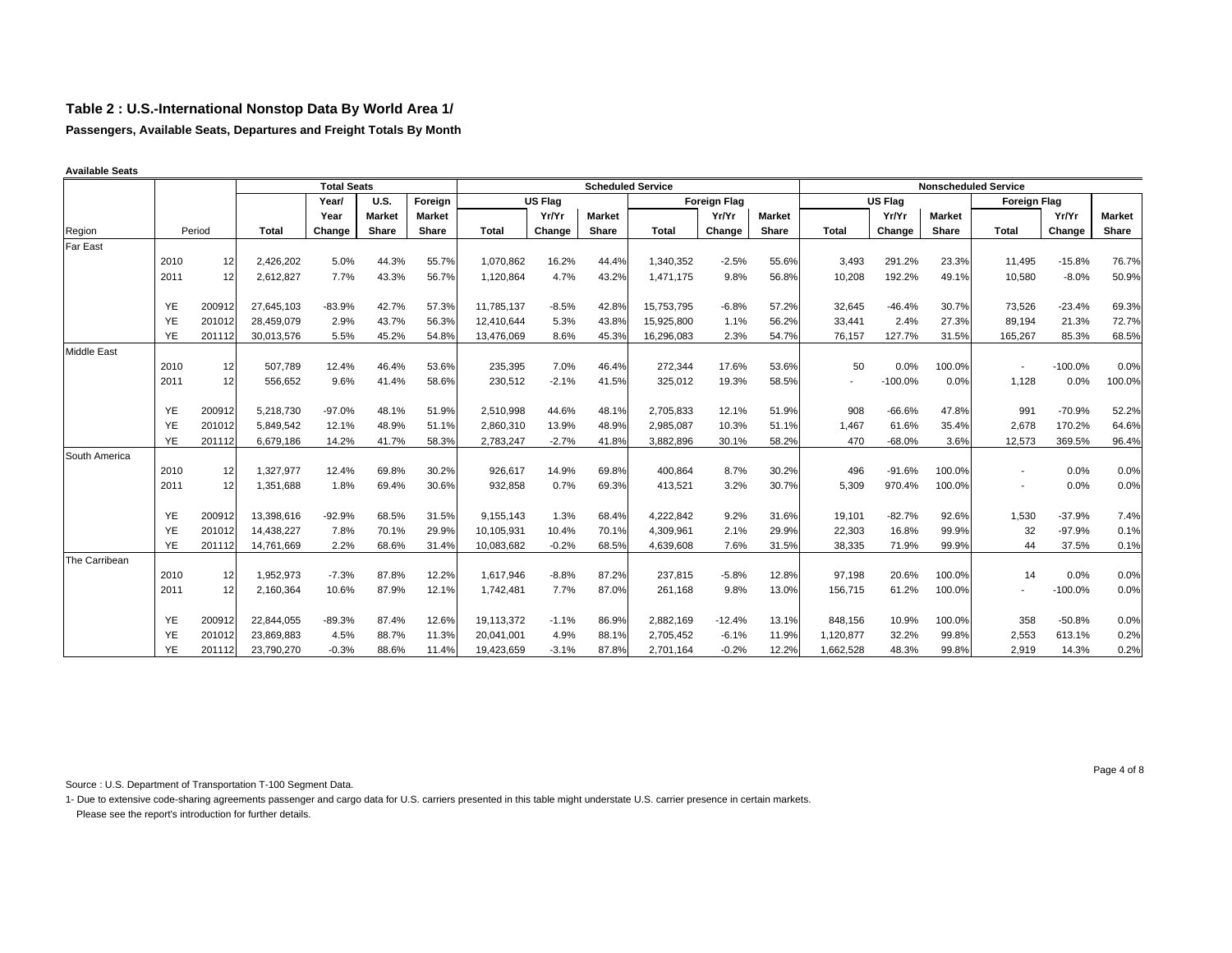## Table 2 : U.S.-International Nonstop Data By World Area 1/

**Passengers, Available Seats, Departures and Freight Totals By Month**

**Available Seats**

| Region | Period | | Total Seats | | | | Scheduled Service | | | | | | Nonscheduled Service | | | | | |
|---|---|---|---|---|---|---|---|---|---|---|---|---|---|---|---|---|---|---|
| | | | | Year/ | U.S. | Foreign | US Flag | | | Foreign Flag | | | US Flag | | | Foreign Flag | | |
| | | | | Year | Market | Market | | Yr/Yr | Market | | Yr/Yr | Market | | Yr/Yr | Market | | Yr/Yr | Market |
| | | | Total | Change | Share | Share | Total | Change | Share | Total | Change | Share | Total | Change | Share | Total | Change | Share |
| Far East | | | | | | | | | | | | | | | | | | |
| | 2010 | 12 | 2,426,202 | 5.0% | 44.3% | 55.7% | 1,070,862 | 16.2% | 44.4% | 1,340,352 | -2.5% | 55.6% | 3,493 | 291.2% | 23.3% | 11,495 | -15.8% | 76.7% |
| | 2011 | 12 | 2,612,827 | 7.7% | 43.3% | 56.7% | 1,120,864 | 4.7% | 43.2% | 1,471,175 | 9.8% | 56.8% | 10,208 | 192.2% | 49.1% | 10,580 | -8.0% | 50.9% |
| | YE | 200912 | 27,645,103 | -83.9% | 42.7% | 57.3% | 11,785,137 | -8.5% | 42.8% | 15,753,795 | -6.8% | 57.2% | 32,645 | -46.4% | 30.7% | 73,526 | -23.4% | 69.3% |
| | YE | 201012 | 28,459,079 | 2.9% | 43.7% | 56.3% | 12,410,644 | 5.3% | 43.8% | 15,925,800 | 1.1% | 56.2% | 33,441 | 2.4% | 27.3% | 89,194 | 21.3% | 72.7% |
| | YE | 201112 | 30,013,576 | 5.5% | 45.2% | 54.8% | 13,476,069 | 8.6% | 45.3% | 16,296,083 | 2.3% | 54.7% | 76,157 | 127.7% | 31.5% | 165,267 | 85.3% | 68.5% |
| Middle East | | | | | | | | | | | | | | | | | | |
| | 2010 | 12 | 507,789 | 12.4% | 46.4% | 53.6% | 235,395 | 7.0% | 46.4% | 272,344 | 17.6% | 53.6% | 50 | 0.0% | 100.0% | - | -100.0% | 0.0% |
| | 2011 | 12 | 556,652 | 9.6% | 41.4% | 58.6% | 230,512 | -2.1% | 41.5% | 325,012 | 19.3% | 58.5% | - | -100.0% | 0.0% | 1,128 | 0.0% | 100.0% |
| | YE | 200912 | 5,218,730 | -97.0% | 48.1% | 51.9% | 2,510,998 | 44.6% | 48.1% | 2,705,833 | 12.1% | 51.9% | 908 | -66.6% | 47.8% | 991 | -70.9% | 52.2% |
| | YE | 201012 | 5,849,542 | 12.1% | 48.9% | 51.1% | 2,860,310 | 13.9% | 48.9% | 2,985,087 | 10.3% | 51.1% | 1,467 | 61.6% | 35.4% | 2,678 | 170.2% | 64.6% |
| | YE | 201112 | 6,679,186 | 14.2% | 41.7% | 58.3% | 2,783,247 | -2.7% | 41.8% | 3,882,896 | 30.1% | 58.2% | 470 | -68.0% | 3.6% | 12,573 | 369.5% | 96.4% |
| South America | | | | | | | | | | | | | | | | | | |
| | 2010 | 12 | 1,327,977 | 12.4% | 69.8% | 30.2% | 926,617 | 14.9% | 69.8% | 400,864 | 8.7% | 30.2% | 496 | -91.6% | 100.0% | - | 0.0% | 0.0% |
| | 2011 | 12 | 1,351,688 | 1.8% | 69.4% | 30.6% | 932,858 | 0.7% | 69.3% | 413,521 | 3.2% | 30.7% | 5,309 | 970.4% | 100.0% | - | 0.0% | 0.0% |
| | YE | 200912 | 13,398,616 | -92.9% | 68.5% | 31.5% | 9,155,143 | 1.3% | 68.4% | 4,222,842 | 9.2% | 31.6% | 19,101 | -82.7% | 92.6% | 1,530 | -37.9% | 7.4% |
| | YE | 201012 | 14,438,227 | 7.8% | 70.1% | 29.9% | 10,105,931 | 10.4% | 70.1% | 4,309,961 | 2.1% | 29.9% | 22,303 | 16.8% | 99.9% | 32 | -97.9% | 0.1% |
| | YE | 201112 | 14,761,669 | 2.2% | 68.6% | 31.4% | 10,083,682 | -0.2% | 68.5% | 4,639,608 | 7.6% | 31.5% | 38,335 | 71.9% | 99.9% | 44 | 37.5% | 0.1% |
| The Carribean | | | | | | | | | | | | | | | | | | |
| | 2010 | 12 | 1,952,973 | -7.3% | 87.8% | 12.2% | 1,617,946 | -8.8% | 87.2% | 237,815 | -5.8% | 12.8% | 97,198 | 20.6% | 100.0% | 14 | 0.0% | 0.0% |
| | 2011 | 12 | 2,160,364 | 10.6% | 87.9% | 12.1% | 1,742,481 | 7.7% | 87.0% | 261,168 | 9.8% | 13.0% | 156,715 | 61.2% | 100.0% | - | -100.0% | 0.0% |
| | YE | 200912 | 22,844,055 | -89.3% | 87.4% | 12.6% | 19,113,372 | -1.1% | 86.9% | 2,882,169 | -12.4% | 13.1% | 848,156 | 10.9% | 100.0% | 358 | -50.8% | 0.0% |
| | YE | 201012 | 23,869,883 | 4.5% | 88.7% | 11.3% | 20,041,001 | 4.9% | 88.1% | 2,705,452 | -6.1% | 11.9% | 1,120,877 | 32.2% | 99.8% | 2,553 | 613.1% | 0.2% |
| | YE | 201112 | 23,790,270 | -0.3% | 88.6% | 11.4% | 19,423,659 | -3.1% | 87.8% | 2,701,164 | -0.2% | 12.2% | 1,662,528 | 48.3% | 99.8% | 2,919 | 14.3% | 0.2% |

Source : U.S. Department of Transportation T-100 Segment Data.

1- Due to extensive code-sharing agreements passenger and cargo data for U.S. carriers presented in this table might understate U.S. carrier presence in certain markets.
Please see the report's introduction for further details.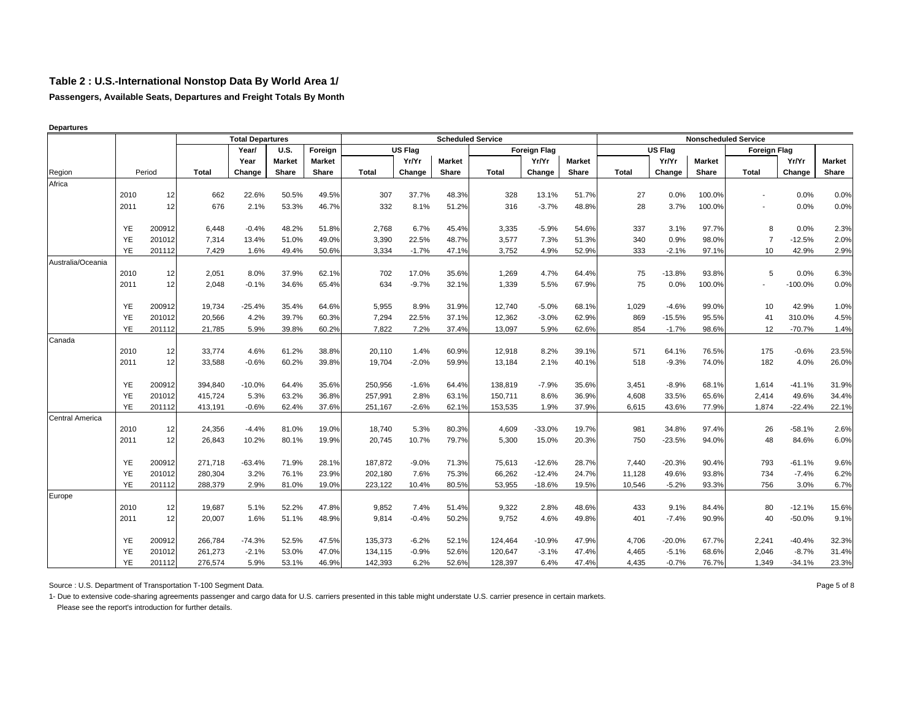**Table 2 : U.S.-International Nonstop Data By World Area 1/**

**Passengers, Available Seats, Departures and Freight Totals By Month**

**Departures**

| | | | Total Departures | | | | Scheduled Service | | | | | | Nonscheduled Service | | | | | |
|---|---|---|---|---|---|---|---|---|---|---|---|---|---|---|---|---|---|---|
| | | | | Year/ | U.S. | Foreign | US Flag | | | Foreign Flag | | | US Flag | | | Foreign Flag | | |
| | | | | Year | Market | Market | | Yr/Yr | Market | | Yr/Yr | Market | | Yr/Yr | Market | | Yr/Yr | Market |
| Region | Period | | Total | Change | Share | Share | Total | Change | Share | Total | Change | Share | Total | Change | Share | Total | Change | Share |
| Africa | | | | | | | | | | | | | | | | | | |
| | 2010 | 12 | 662 | 22.6% | 50.5% | 49.5% | 307 | 37.7% | 48.3% | 328 | 13.1% | 51.7% | 27 | 0.0% | 100.0% | - | 0.0% | 0.0% |
| | 2011 | 12 | 676 | 2.1% | 53.3% | 46.7% | 332 | 8.1% | 51.2% | 316 | -3.7% | 48.8% | 28 | 3.7% | 100.0% | - | 0.0% | 0.0% |
| | YE | 200912 | 6,448 | -0.4% | 48.2% | 51.8% | 2,768 | 6.7% | 45.4% | 3,335 | -5.9% | 54.6% | 337 | 3.1% | 97.7% | 8 | 0.0% | 2.3% |
| | YE | 201012 | 7,314 | 13.4% | 51.0% | 49.0% | 3,390 | 22.5% | 48.7% | 3,577 | 7.3% | 51.3% | 340 | 0.9% | 98.0% | 7 | -12.5% | 2.0% |
| | YE | 201112 | 7,429 | 1.6% | 49.4% | 50.6% | 3,334 | -1.7% | 47.1% | 3,752 | 4.9% | 52.9% | 333 | -2.1% | 97.1% | 10 | 42.9% | 2.9% |
| Australia/Oceania | | | | | | | | | | | | | | | | | | |
| | 2010 | 12 | 2,051 | 8.0% | 37.9% | 62.1% | 702 | 17.0% | 35.6% | 1,269 | 4.7% | 64.4% | 75 | -13.8% | 93.8% | 5 | 0.0% | 6.3% |
| | 2011 | 12 | 2,048 | -0.1% | 34.6% | 65.4% | 634 | -9.7% | 32.1% | 1,339 | 5.5% | 67.9% | 75 | 0.0% | 100.0% | - | -100.0% | 0.0% |
| | YE | 200912 | 19,734 | -25.4% | 35.4% | 64.6% | 5,955 | 8.9% | 31.9% | 12,740 | -5.0% | 68.1% | 1,029 | -4.6% | 99.0% | 10 | 42.9% | 1.0% |
| | YE | 201012 | 20,566 | 4.2% | 39.7% | 60.3% | 7,294 | 22.5% | 37.1% | 12,362 | -3.0% | 62.9% | 869 | -15.5% | 95.5% | 41 | 310.0% | 4.5% |
| | YE | 201112 | 21,785 | 5.9% | 39.8% | 60.2% | 7,822 | 7.2% | 37.4% | 13,097 | 5.9% | 62.6% | 854 | -1.7% | 98.6% | 12 | -70.7% | 1.4% |
| Canada | | | | | | | | | | | | | | | | | | |
| | 2010 | 12 | 33,774 | 4.6% | 61.2% | 38.8% | 20,110 | 1.4% | 60.9% | 12,918 | 8.2% | 39.1% | 571 | 64.1% | 76.5% | 175 | -0.6% | 23.5% |
| | 2011 | 12 | 33,588 | -0.6% | 60.2% | 39.8% | 19,704 | -2.0% | 59.9% | 13,184 | 2.1% | 40.1% | 518 | -9.3% | 74.0% | 182 | 4.0% | 26.0% |
| | YE | 200912 | 394,840 | -10.0% | 64.4% | 35.6% | 250,956 | -1.6% | 64.4% | 138,819 | -7.9% | 35.6% | 3,451 | -8.9% | 68.1% | 1,614 | -41.1% | 31.9% |
| | YE | 201012 | 415,724 | 5.3% | 63.2% | 36.8% | 257,991 | 2.8% | 63.1% | 150,711 | 8.6% | 36.9% | 4,608 | 33.5% | 65.6% | 2,414 | 49.6% | 34.4% |
| | YE | 201112 | 413,191 | -0.6% | 62.4% | 37.6% | 251,167 | -2.6% | 62.1% | 153,535 | 1.9% | 37.9% | 6,615 | 43.6% | 77.9% | 1,874 | -22.4% | 22.1% |
| Central America | | | | | | | | | | | | | | | | | | |
| | 2010 | 12 | 24,356 | -4.4% | 81.0% | 19.0% | 18,740 | 5.3% | 80.3% | 4,609 | -33.0% | 19.7% | 981 | 34.8% | 97.4% | 26 | -58.1% | 2.6% |
| | 2011 | 12 | 26,843 | 10.2% | 80.1% | 19.9% | 20,745 | 10.7% | 79.7% | 5,300 | 15.0% | 20.3% | 750 | -23.5% | 94.0% | 48 | 84.6% | 6.0% |
| | YE | 200912 | 271,718 | -63.4% | 71.9% | 28.1% | 187,872 | -9.0% | 71.3% | 75,613 | -12.6% | 28.7% | 7,440 | -20.3% | 90.4% | 793 | -61.1% | 9.6% |
| | YE | 201012 | 280,304 | 3.2% | 76.1% | 23.9% | 202,180 | 7.6% | 75.3% | 66,262 | -12.4% | 24.7% | 11,128 | 49.6% | 93.8% | 734 | -7.4% | 6.2% |
| | YE | 201112 | 288,379 | 2.9% | 81.0% | 19.0% | 223,122 | 10.4% | 80.5% | 53,955 | -18.6% | 19.5% | 10,546 | -5.2% | 93.3% | 756 | 3.0% | 6.7% |
| Europe | | | | | | | | | | | | | | | | | | |
| | 2010 | 12 | 19,687 | 5.1% | 52.2% | 47.8% | 9,852 | 7.4% | 51.4% | 9,322 | 2.8% | 48.6% | 433 | 9.1% | 84.4% | 80 | -12.1% | 15.6% |
| | 2011 | 12 | 20,007 | 1.6% | 51.1% | 48.9% | 9,814 | -0.4% | 50.2% | 9,752 | 4.6% | 49.8% | 401 | -7.4% | 90.9% | 40 | -50.0% | 9.1% |
| | YE | 200912 | 266,784 | -74.3% | 52.5% | 47.5% | 135,373 | -6.2% | 52.1% | 124,464 | -10.9% | 47.9% | 4,706 | -20.0% | 67.7% | 2,241 | -40.4% | 32.3% |
| | YE | 201012 | 261,273 | -2.1% | 53.0% | 47.0% | 134,115 | -0.9% | 52.6% | 120,647 | -3.1% | 47.4% | 4,465 | -5.1% | 68.6% | 2,046 | -8.7% | 31.4% |
| | YE | 201112 | 276,574 | 5.9% | 53.1% | 46.9% | 142,393 | 6.2% | 52.6% | 128,397 | 6.4% | 47.4% | 4,435 | -0.7% | 76.7% | 1,349 | -34.1% | 23.3% |

Source : U.S. Department of Transportation T-100 Segment Data.

1- Due to extensive code-sharing agreements passenger and cargo data for U.S. carriers presented in this table might understate U.S. carrier presence in certain markets.
Please see the report's introduction for further details.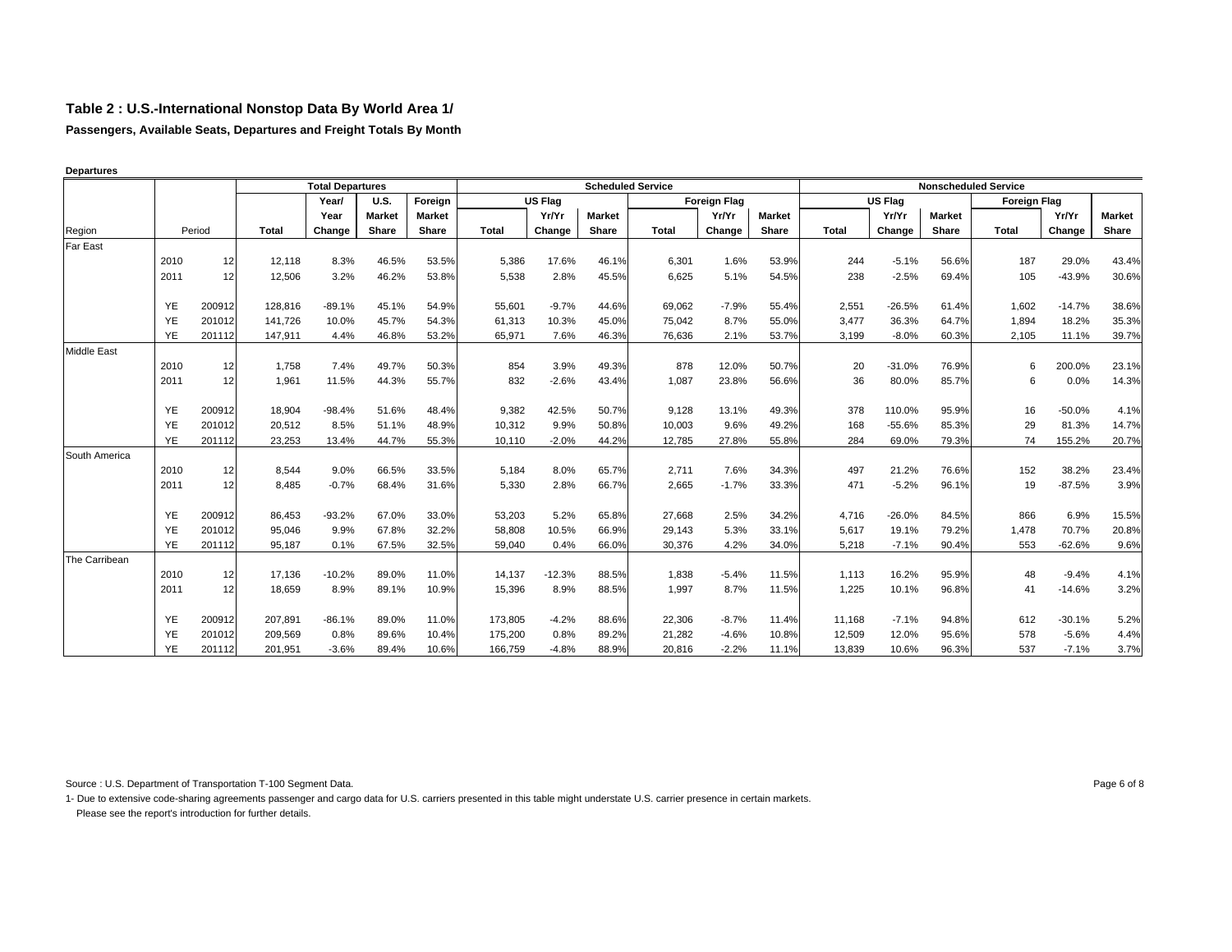**Table 2 : U.S.-International Nonstop Data By World Area 1/**

**Passengers, Available Seats, Departures and Freight Totals By Month**

**Departures**

| | | | Total Departures | | | | Scheduled Service | | | | | | Nonscheduled Service | | | | | |
|---|---|---|---|---|---|---|---|---|---|---|---|---|---|---|---|---|---|---|
| | | | | | | | US Flag | | | Foreign Flag | | | US Flag | | | Foreign Flag | | |
| Region | Period | | Total | Year/ Year Change | U.S. Market Share | Foreign Market Share | Total | Yr/Yr Change | Market Share | Total | Yr/Yr Change | Market Share | Total | Yr/Yr Change | Market Share | Total | Yr/Yr Change | Market Share |
| Far East | | | | | | | | | | | | | | | | | | |
| | 2010 | 12 | 12,118 | 8.3% | 46.5% | 53.5% | 5,386 | 17.6% | 46.1% | 6,301 | 1.6% | 53.9% | 244 | -5.1% | 56.6% | 187 | 29.0% | 43.4% |
| | 2011 | 12 | 12,506 | 3.2% | 46.2% | 53.8% | 5,538 | 2.8% | 45.5% | 6,625 | 5.1% | 54.5% | 238 | -2.5% | 69.4% | 105 | -43.9% | 30.6% |
| | YE | 200912 | 128,816 | -89.1% | 45.1% | 54.9% | 55,601 | -9.7% | 44.6% | 69,062 | -7.9% | 55.4% | 2,551 | -26.5% | 61.4% | 1,602 | -14.7% | 38.6% |
| | YE | 201012 | 141,726 | 10.0% | 45.7% | 54.3% | 61,313 | 10.3% | 45.0% | 75,042 | 8.7% | 55.0% | 3,477 | 36.3% | 64.7% | 1,894 | 18.2% | 35.3% |
| | YE | 201112 | 147,911 | 4.4% | 46.8% | 53.2% | 65,971 | 7.6% | 46.3% | 76,636 | 2.1% | 53.7% | 3,199 | -8.0% | 60.3% | 2,105 | 11.1% | 39.7% |
| Middle East | | | | | | | | | | | | | | | | | | |
| | 2010 | 12 | 1,758 | 7.4% | 49.7% | 50.3% | 854 | 3.9% | 49.3% | 878 | 12.0% | 50.7% | 20 | -31.0% | 76.9% | 6 | 200.0% | 23.1% |
| | 2011 | 12 | 1,961 | 11.5% | 44.3% | 55.7% | 832 | -2.6% | 43.4% | 1,087 | 23.8% | 56.6% | 36 | 80.0% | 85.7% | 6 | 0.0% | 14.3% |
| | YE | 200912 | 18,904 | -98.4% | 51.6% | 48.4% | 9,382 | 42.5% | 50.7% | 9,128 | 13.1% | 49.3% | 378 | 110.0% | 95.9% | 16 | -50.0% | 4.1% |
| | YE | 201012 | 20,512 | 8.5% | 51.1% | 48.9% | 10,312 | 9.9% | 50.8% | 10,003 | 9.6% | 49.2% | 168 | -55.6% | 85.3% | 29 | 81.3% | 14.7% |
| | YE | 201112 | 23,253 | 13.4% | 44.7% | 55.3% | 10,110 | -2.0% | 44.2% | 12,785 | 27.8% | 55.8% | 284 | 69.0% | 79.3% | 74 | 155.2% | 20.7% |
| South America | | | | | | | | | | | | | | | | | | |
| | 2010 | 12 | 8,544 | 9.0% | 66.5% | 33.5% | 5,184 | 8.0% | 65.7% | 2,711 | 7.6% | 34.3% | 497 | 21.2% | 76.6% | 152 | 38.2% | 23.4% |
| | 2011 | 12 | 8,485 | -0.7% | 68.4% | 31.6% | 5,330 | 2.8% | 66.7% | 2,665 | -1.7% | 33.3% | 471 | -5.2% | 96.1% | 19 | -87.5% | 3.9% |
| | YE | 200912 | 86,453 | -93.2% | 67.0% | 33.0% | 53,203 | 5.2% | 65.8% | 27,668 | 2.5% | 34.2% | 4,716 | -26.0% | 84.5% | 866 | 6.9% | 15.5% |
| | YE | 201012 | 95,046 | 9.9% | 67.8% | 32.2% | 58,808 | 10.5% | 66.9% | 29,143 | 5.3% | 33.1% | 5,617 | 19.1% | 79.2% | 1,478 | 70.7% | 20.8% |
| | YE | 201112 | 95,187 | 0.1% | 67.5% | 32.5% | 59,040 | 0.4% | 66.0% | 30,376 | 4.2% | 34.0% | 5,218 | -7.1% | 90.4% | 553 | -62.6% | 9.6% |
| The Carribean | | | | | | | | | | | | | | | | | | |
| | 2010 | 12 | 17,136 | -10.2% | 89.0% | 11.0% | 14,137 | -12.3% | 88.5% | 1,838 | -5.4% | 11.5% | 1,113 | 16.2% | 95.9% | 48 | -9.4% | 4.1% |
| | 2011 | 12 | 18,659 | 8.9% | 89.1% | 10.9% | 15,396 | 8.9% | 88.5% | 1,997 | 8.7% | 11.5% | 1,225 | 10.1% | 96.8% | 41 | -14.6% | 3.2% |
| | YE | 200912 | 207,891 | -86.1% | 89.0% | 11.0% | 173,805 | -4.2% | 88.6% | 22,306 | -8.7% | 11.4% | 11,168 | -7.1% | 94.8% | 612 | -30.1% | 5.2% |
| | YE | 201012 | 209,569 | 0.8% | 89.6% | 10.4% | 175,200 | 0.8% | 89.2% | 21,282 | -4.6% | 10.8% | 12,509 | 12.0% | 95.6% | 578 | -5.6% | 4.4% |
| | YE | 201112 | 201,951 | -3.6% | 89.4% | 10.6% | 166,759 | -4.8% | 88.9% | 20,816 | -2.2% | 11.1% | 13,839 | 10.6% | 96.3% | 537 | -7.1% | 3.7% |

Source : U.S. Department of Transportation T-100 Segment Data.

1- Due to extensive code-sharing agreements passenger and cargo data for U.S. carriers presented in this table might understate U.S. carrier presence in certain markets.
Please see the report's introduction for further details.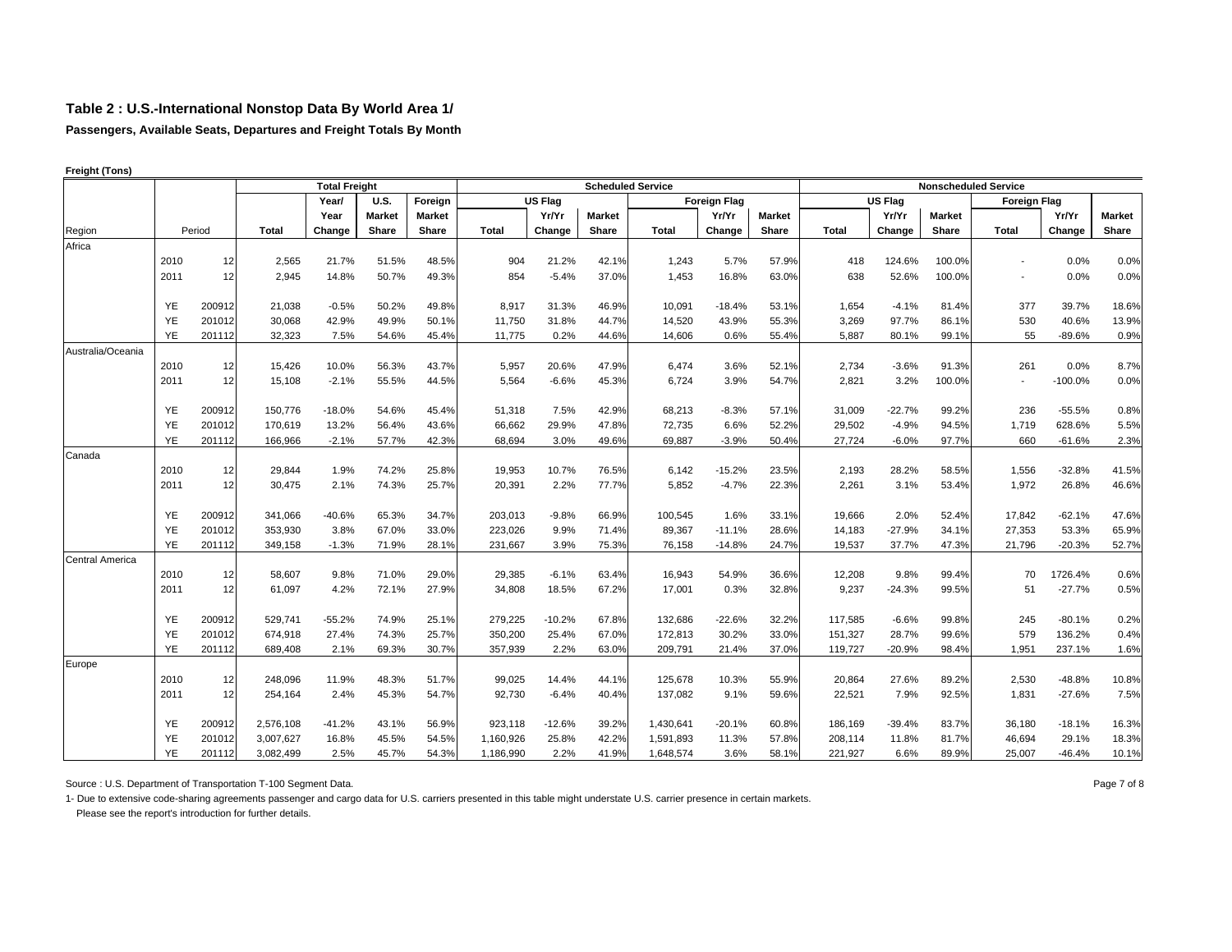# Table 2 : U.S.-International Nonstop Data By World Area 1/

**Passengers, Available Seats, Departures and Freight Totals By Month**

**Freight (Tons)**

| | | | Total Freight | | | | Scheduled Service | | | | | | Nonscheduled Service | | | | | |
|---|---|---|---|---|---|---|---|---|---|---|---|---|---|---|---|---|---|---|
| | | | | | | | US Flag | | | Foreign Flag | | | US Flag | | | Foreign Flag | | |
| Region | Period | | Total | Year/ Year Change | U.S. Market Share | Foreign Market Share | Total | Yr/Yr Change | Market Share | Total | Yr/Yr Change | Market Share | Total | Yr/Yr Change | Market Share | Total | Yr/Yr Change | Market Share |
| Africa | | | | | | | | | | | | | | | | | | |
| | 2010 | 12 | 2,565 | 21.7% | 51.5% | 48.5% | 904 | 21.2% | 42.1% | 1,243 | 5.7% | 57.9% | 418 | 124.6% | 100.0% | - | 0.0% | 0.0% |
| | 2011 | 12 | 2,945 | 14.8% | 50.7% | 49.3% | 854 | -5.4% | 37.0% | 1,453 | 16.8% | 63.0% | 638 | 52.6% | 100.0% | - | 0.0% | 0.0% |
| | YE | 200912 | 21,038 | -0.5% | 50.2% | 49.8% | 8,917 | 31.3% | 46.9% | 10,091 | -18.4% | 53.1% | 1,654 | -4.1% | 81.4% | 377 | 39.7% | 18.6% |
| | YE | 201012 | 30,068 | 42.9% | 49.9% | 50.1% | 11,750 | 31.8% | 44.7% | 14,520 | 43.9% | 55.3% | 3,269 | 97.7% | 86.1% | 530 | 40.6% | 13.9% |
| | YE | 201112 | 32,323 | 7.5% | 54.6% | 45.4% | 11,775 | 0.2% | 44.6% | 14,606 | 0.6% | 55.4% | 5,887 | 80.1% | 99.1% | 55 | -89.6% | 0.9% |
| Australia/Oceania | | | | | | | | | | | | | | | | | | |
| | 2010 | 12 | 15,426 | 10.0% | 56.3% | 43.7% | 5,957 | 20.6% | 47.9% | 6,474 | 3.6% | 52.1% | 2,734 | -3.6% | 91.3% | 261 | 0.0% | 8.7% |
| | 2011 | 12 | 15,108 | -2.1% | 55.5% | 44.5% | 5,564 | -6.6% | 45.3% | 6,724 | 3.9% | 54.7% | 2,821 | 3.2% | 100.0% | - | -100.0% | 0.0% |
| | YE | 200912 | 150,776 | -18.0% | 54.6% | 45.4% | 51,318 | 7.5% | 42.9% | 68,213 | -8.3% | 57.1% | 31,009 | -22.7% | 99.2% | 236 | -55.5% | 0.8% |
| | YE | 201012 | 170,619 | 13.2% | 56.4% | 43.6% | 66,662 | 29.9% | 47.8% | 72,735 | 6.6% | 52.2% | 29,502 | -4.9% | 94.5% | 1,719 | 628.6% | 5.5% |
| | YE | 201112 | 166,966 | -2.1% | 57.7% | 42.3% | 68,694 | 3.0% | 49.6% | 69,887 | -3.9% | 50.4% | 27,724 | -6.0% | 97.7% | 660 | -61.6% | 2.3% |
| Canada | | | | | | | | | | | | | | | | | | |
| | 2010 | 12 | 29,844 | 1.9% | 74.2% | 25.8% | 19,953 | 10.7% | 76.5% | 6,142 | -15.2% | 23.5% | 2,193 | 28.2% | 58.5% | 1,556 | -32.8% | 41.5% |
| | 2011 | 12 | 30,475 | 2.1% | 74.3% | 25.7% | 20,391 | 2.2% | 77.7% | 5,852 | -4.7% | 22.3% | 2,261 | 3.1% | 53.4% | 1,972 | 26.8% | 46.6% |
| | YE | 200912 | 341,066 | -40.6% | 65.3% | 34.7% | 203,013 | -9.8% | 66.9% | 100,545 | 1.6% | 33.1% | 19,666 | 2.0% | 52.4% | 17,842 | -62.1% | 47.6% |
| | YE | 201012 | 353,930 | 3.8% | 67.0% | 33.0% | 223,026 | 9.9% | 71.4% | 89,367 | -11.1% | 28.6% | 14,183 | -27.9% | 34.1% | 27,353 | 53.3% | 65.9% |
| | YE | 201112 | 349,158 | -1.3% | 71.9% | 28.1% | 231,667 | 3.9% | 75.3% | 76,158 | -14.8% | 24.7% | 19,537 | 37.7% | 47.3% | 21,796 | -20.3% | 52.7% |
| Central America | | | | | | | | | | | | | | | | | | |
| | 2010 | 12 | 58,607 | 9.8% | 71.0% | 29.0% | 29,385 | -6.1% | 63.4% | 16,943 | 54.9% | 36.6% | 12,208 | 9.8% | 99.4% | 70 | 1726.4% | 0.6% |
| | 2011 | 12 | 61,097 | 4.2% | 72.1% | 27.9% | 34,808 | 18.5% | 67.2% | 17,001 | 0.3% | 32.8% | 9,237 | -24.3% | 99.5% | 51 | -27.7% | 0.5% |
| | YE | 200912 | 529,741 | -55.2% | 74.9% | 25.1% | 279,225 | -10.2% | 67.8% | 132,686 | -22.6% | 32.2% | 117,585 | -6.6% | 99.8% | 245 | -80.1% | 0.2% |
| | YE | 201012 | 674,918 | 27.4% | 74.3% | 25.7% | 350,200 | 25.4% | 67.0% | 172,813 | 30.2% | 33.0% | 151,327 | 28.7% | 99.6% | 579 | 136.2% | 0.4% |
| | YE | 201112 | 689,408 | 2.1% | 69.3% | 30.7% | 357,939 | 2.2% | 63.0% | 209,791 | 21.4% | 37.0% | 119,727 | -20.9% | 98.4% | 1,951 | 237.1% | 1.6% |
| Europe | | | | | | | | | | | | | | | | | | |
| | 2010 | 12 | 248,096 | 11.9% | 48.3% | 51.7% | 99,025 | 14.4% | 44.1% | 125,678 | 10.3% | 55.9% | 20,864 | 27.6% | 89.2% | 2,530 | -48.8% | 10.8% |
| | 2011 | 12 | 254,164 | 2.4% | 45.3% | 54.7% | 92,730 | -6.4% | 40.4% | 137,082 | 9.1% | 59.6% | 22,521 | 7.9% | 92.5% | 1,831 | -27.6% | 7.5% |
| | YE | 200912 | 2,576,108 | -41.2% | 43.1% | 56.9% | 923,118 | -12.6% | 39.2% | 1,430,641 | -20.1% | 60.8% | 186,169 | -39.4% | 83.7% | 36,180 | -18.1% | 16.3% |
| | YE | 201012 | 3,007,627 | 16.8% | 45.5% | 54.5% | 1,160,926 | 25.8% | 42.2% | 1,591,893 | 11.3% | 57.8% | 208,114 | 11.8% | 81.7% | 46,694 | 29.1% | 18.3% |
| | YE | 201112 | 3,082,499 | 2.5% | 45.7% | 54.3% | 1,186,990 | 2.2% | 41.9% | 1,648,574 | 3.6% | 58.1% | 221,927 | 6.6% | 89.9% | 25,007 | -46.4% | 10.1% |

Source : U.S. Department of Transportation T-100 Segment Data.

1- Due to extensive code-sharing agreements passenger and cargo data for U.S. carriers presented in this table might understate U.S. carrier presence in certain markets.
Please see the report's introduction for further details.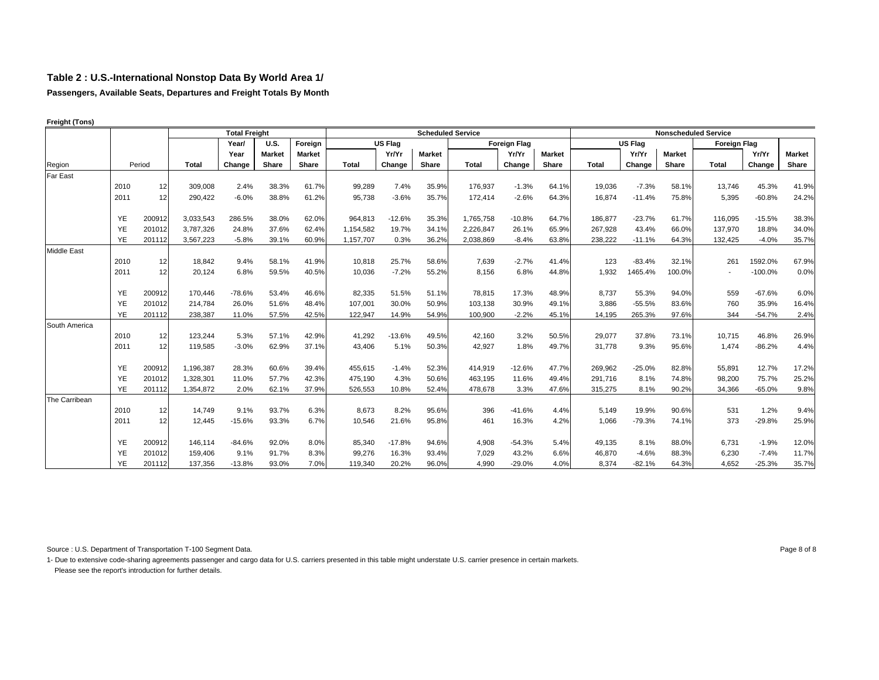# Table 2 : U.S.-International Nonstop Data By World Area 1/

**Passengers, Available Seats, Departures and Freight Totals By Month**

**Freight (Tons)**

| | | | Total Freight | | | | Scheduled Service | | | | | | Nonscheduled Service | | | | | |
|---|---|---|---|---|---|---|---|---|---|---|---|---|---|---|---|---|---|---|
| | | | | Year/ | U.S. | Foreign | US Flag | | | Foreign Flag | | | US Flag | | | Foreign Flag | | |
| | | | | Year | Market | Market | | Yr/Yr | Market | | Yr/Yr | Market | | Yr/Yr | Market | | Yr/Yr | Market |
| Region | Period | | Total | Change | Share | Share | Total | Change | Share | Total | Change | Share | Total | Change | Share | Total | Change | Share |
| Far East | | | | | | | | | | | | | | | | | | |
| | 2010 | 12 | 309,008 | 2.4% | 38.3% | 61.7% | 99,289 | 7.4% | 35.9% | 176,937 | -1.3% | 64.1% | 19,036 | -7.3% | 58.1% | 13,746 | 45.3% | 41.9% |
| | 2011 | 12 | 290,422 | -6.0% | 38.8% | 61.2% | 95,738 | -3.6% | 35.7% | 172,414 | -2.6% | 64.3% | 16,874 | -11.4% | 75.8% | 5,395 | -60.8% | 24.2% |
| | YE | 200912 | 3,033,543 | 286.5% | 38.0% | 62.0% | 964,813 | -12.6% | 35.3% | 1,765,758 | -10.8% | 64.7% | 186,877 | -23.7% | 61.7% | 116,095 | -15.5% | 38.3% |
| | YE | 201012 | 3,787,326 | 24.8% | 37.6% | 62.4% | 1,154,582 | 19.7% | 34.1% | 2,226,847 | 26.1% | 65.9% | 267,928 | 43.4% | 66.0% | 137,970 | 18.8% | 34.0% |
| | YE | 201112 | 3,567,223 | -5.8% | 39.1% | 60.9% | 1,157,707 | 0.3% | 36.2% | 2,038,869 | -8.4% | 63.8% | 238,222 | -11.1% | 64.3% | 132,425 | -4.0% | 35.7% |
| Middle East | | | | | | | | | | | | | | | | | | |
| | 2010 | 12 | 18,842 | 9.4% | 58.1% | 41.9% | 10,818 | 25.7% | 58.6% | 7,639 | -2.7% | 41.4% | 123 | -83.4% | 32.1% | 261 | 1592.0% | 67.9% |
| | 2011 | 12 | 20,124 | 6.8% | 59.5% | 40.5% | 10,036 | -7.2% | 55.2% | 8,156 | 6.8% | 44.8% | 1,932 | 1465.4% | 100.0% | - | -100.0% | 0.0% |
| | YE | 200912 | 170,446 | -78.6% | 53.4% | 46.6% | 82,335 | 51.5% | 51.1% | 78,815 | 17.3% | 48.9% | 8,737 | 55.3% | 94.0% | 559 | -67.6% | 6.0% |
| | YE | 201012 | 214,784 | 26.0% | 51.6% | 48.4% | 107,001 | 30.0% | 50.9% | 103,138 | 30.9% | 49.1% | 3,886 | -55.5% | 83.6% | 760 | 35.9% | 16.4% |
| | YE | 201112 | 238,387 | 11.0% | 57.5% | 42.5% | 122,947 | 14.9% | 54.9% | 100,900 | -2.2% | 45.1% | 14,195 | 265.3% | 97.6% | 344 | -54.7% | 2.4% |
| South America | | | | | | | | | | | | | | | | | | |
| | 2010 | 12 | 123,244 | 5.3% | 57.1% | 42.9% | 41,292 | -13.6% | 49.5% | 42,160 | 3.2% | 50.5% | 29,077 | 37.8% | 73.1% | 10,715 | 46.8% | 26.9% |
| | 2011 | 12 | 119,585 | -3.0% | 62.9% | 37.1% | 43,406 | 5.1% | 50.3% | 42,927 | 1.8% | 49.7% | 31,778 | 9.3% | 95.6% | 1,474 | -86.2% | 4.4% |
| | YE | 200912 | 1,196,387 | 28.3% | 60.6% | 39.4% | 455,615 | -1.4% | 52.3% | 414,919 | -12.6% | 47.7% | 269,962 | -25.0% | 82.8% | 55,891 | 12.7% | 17.2% |
| | YE | 201012 | 1,328,301 | 11.0% | 57.7% | 42.3% | 475,190 | 4.3% | 50.6% | 463,195 | 11.6% | 49.4% | 291,716 | 8.1% | 74.8% | 98,200 | 75.7% | 25.2% |
| | YE | 201112 | 1,354,872 | 2.0% | 62.1% | 37.9% | 526,553 | 10.8% | 52.4% | 478,678 | 3.3% | 47.6% | 315,275 | 8.1% | 90.2% | 34,366 | -65.0% | 9.8% |
| The Carribean | | | | | | | | | | | | | | | | | | |
| | 2010 | 12 | 14,749 | 9.1% | 93.7% | 6.3% | 8,673 | 8.2% | 95.6% | 396 | -41.6% | 4.4% | 5,149 | 19.9% | 90.6% | 531 | 1.2% | 9.4% |
| | 2011 | 12 | 12,445 | -15.6% | 93.3% | 6.7% | 10,546 | 21.6% | 95.8% | 461 | 16.3% | 4.2% | 1,066 | -79.3% | 74.1% | 373 | -29.8% | 25.9% |
| | YE | 200912 | 146,114 | -84.6% | 92.0% | 8.0% | 85,340 | -17.8% | 94.6% | 4,908 | -54.3% | 5.4% | 49,135 | 8.1% | 88.0% | 6,731 | -1.9% | 12.0% |
| | YE | 201012 | 159,406 | 9.1% | 91.7% | 8.3% | 99,276 | 16.3% | 93.4% | 7,029 | 43.2% | 6.6% | 46,870 | -4.6% | 88.3% | 6,230 | -7.4% | 11.7% |
| | YE | 201112 | 137,356 | -13.8% | 93.0% | 7.0% | 119,340 | 20.2% | 96.0% | 4,990 | -29.0% | 4.0% | 8,374 | -82.1% | 64.3% | 4,652 | -25.3% | 35.7% |

Source : U.S. Department of Transportation T-100 Segment Data.

1- Due to extensive code-sharing agreements passenger and cargo data for U.S. carriers presented in this table might understate U.S. carrier presence in certain markets.
Please see the report's introduction for further details.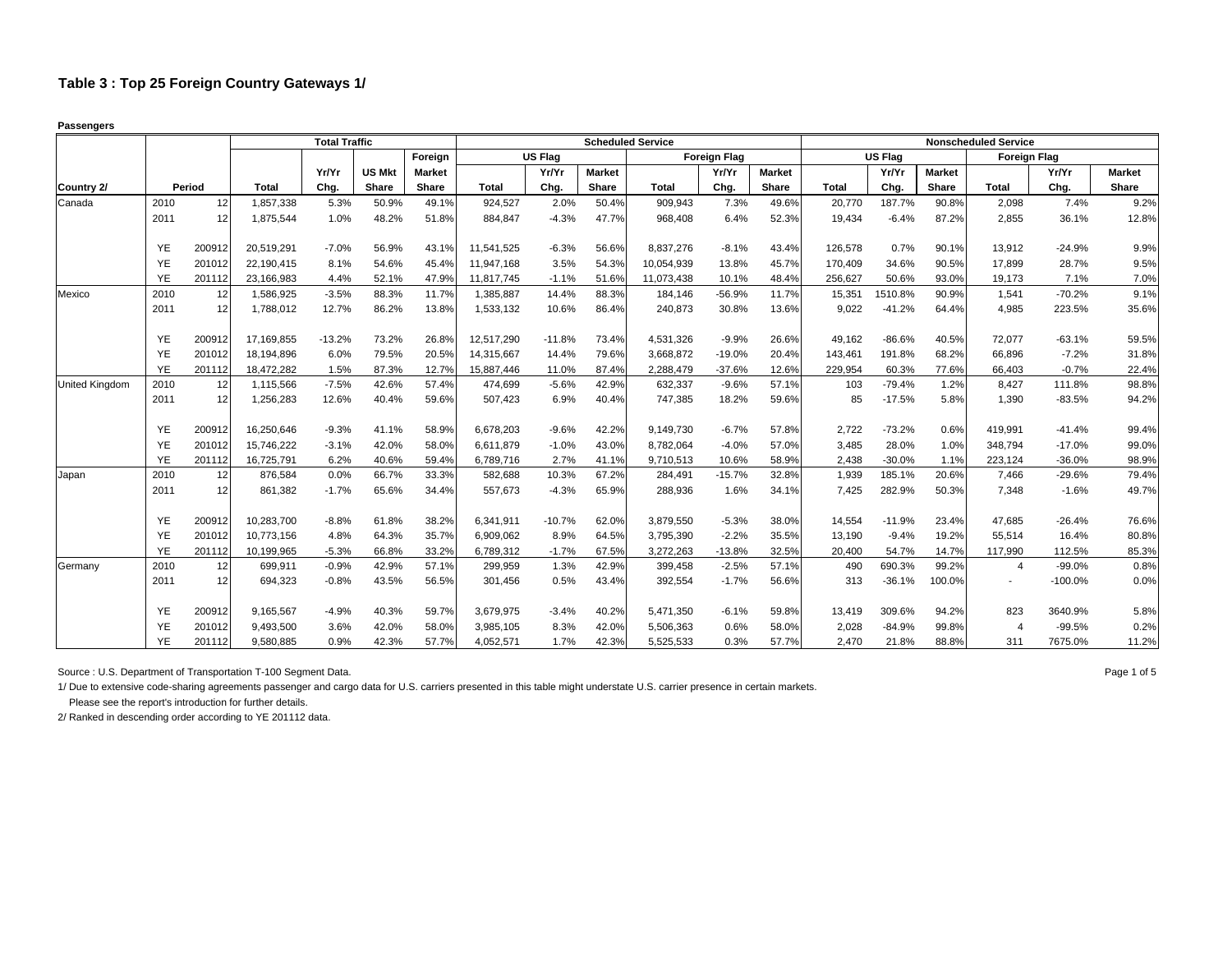### Table 3 : Top 25 Foreign Country Gateways 1/

**Passengers**

| | | | Total Traffic | | | | Scheduled Service | | | | | | Nonscheduled Service | | | | | |
|---|---|---|---|---|---|---|---|---|---|---|---|---|---|---|---|---|---|---|
| | | | | | | | US Flag | | | Foreign Flag | | | US Flag | | | Foreign Flag | | |
| | | | | Yr/Yr | US Mkt | Foreign Market | | Yr/Yr | Market | | Yr/Yr | Market | | Yr/Yr | Market | | Yr/Yr | Market |
| Country 2/ | Period | | Total | Chg. | Share | Share | Total | Chg. | Share | Total | Chg. | Share | Total | Chg. | Share | Total | Chg. | Share |
| Canada | 2010 | 12 | 1,857,338 | 5.3% | 50.9% | 49.1% | 924,527 | 2.0% | 50.4% | 909,943 | 7.3% | 49.6% | 20,770 | 187.7% | 90.8% | 2,098 | 7.4% | 9.2% |
| | 2011 | 12 | 1,875,544 | 1.0% | 48.2% | 51.8% | 884,847 | -4.3% | 47.7% | 968,408 | 6.4% | 52.3% | 19,434 | -6.4% | 87.2% | 2,855 | 36.1% | 12.8% |
| | YE | 200912 | 20,519,291 | -7.0% | 56.9% | 43.1% | 11,541,525 | -6.3% | 56.6% | 8,837,276 | -8.1% | 43.4% | 126,578 | 0.7% | 90.1% | 13,912 | -24.9% | 9.9% |
| | YE | 201012 | 22,190,415 | 8.1% | 54.6% | 45.4% | 11,947,168 | 3.5% | 54.3% | 10,054,939 | 13.8% | 45.7% | 170,409 | 34.6% | 90.5% | 17,899 | 28.7% | 9.5% |
| | YE | 201112 | 23,166,983 | 4.4% | 52.1% | 47.9% | 11,817,745 | -1.1% | 51.6% | 11,073,438 | 10.1% | 48.4% | 256,627 | 50.6% | 93.0% | 19,173 | 7.1% | 7.0% |
| Mexico | 2010 | 12 | 1,586,925 | -3.5% | 88.3% | 11.7% | 1,385,887 | 14.4% | 88.3% | 184,146 | -56.9% | 11.7% | 15,351 | 1510.8% | 90.9% | 1,541 | -70.2% | 9.1% |
| | 2011 | 12 | 1,788,012 | 12.7% | 86.2% | 13.8% | 1,533,132 | 10.6% | 86.4% | 240,873 | 30.8% | 13.6% | 9,022 | -41.2% | 64.4% | 4,985 | 223.5% | 35.6% |
| | YE | 200912 | 17,169,855 | -13.2% | 73.2% | 26.8% | 12,517,290 | -11.8% | 73.4% | 4,531,326 | -9.9% | 26.6% | 49,162 | -86.6% | 40.5% | 72,077 | -63.1% | 59.5% |
| | YE | 201012 | 18,194,896 | 6.0% | 79.5% | 20.5% | 14,315,667 | 14.4% | 79.6% | 3,668,872 | -19.0% | 20.4% | 143,461 | 191.8% | 68.2% | 66,896 | -7.2% | 31.8% |
| | YE | 201112 | 18,472,282 | 1.5% | 87.3% | 12.7% | 15,887,446 | 11.0% | 87.4% | 2,288,479 | -37.6% | 12.6% | 229,954 | 60.3% | 77.6% | 66,403 | -0.7% | 22.4% |
| United Kingdom | 2010 | 12 | 1,115,566 | -7.5% | 42.6% | 57.4% | 474,699 | -5.6% | 42.9% | 632,337 | -9.6% | 57.1% | 103 | -79.4% | 1.2% | 8,427 | 111.8% | 98.8% |
| | 2011 | 12 | 1,256,283 | 12.6% | 40.4% | 59.6% | 507,423 | 6.9% | 40.4% | 747,385 | 18.2% | 59.6% | 85 | -17.5% | 5.8% | 1,390 | -83.5% | 94.2% |
| | YE | 200912 | 16,250,646 | -9.3% | 41.1% | 58.9% | 6,678,203 | -9.6% | 42.2% | 9,149,730 | -6.7% | 57.8% | 2,722 | -73.2% | 0.6% | 419,991 | -41.4% | 99.4% |
| | YE | 201012 | 15,746,222 | -3.1% | 42.0% | 58.0% | 6,611,879 | -1.0% | 43.0% | 8,782,064 | -4.0% | 57.0% | 3,485 | 28.0% | 1.0% | 348,794 | -17.0% | 99.0% |
| | YE | 201112 | 16,725,791 | 6.2% | 40.6% | 59.4% | 6,789,716 | 2.7% | 41.1% | 9,710,513 | 10.6% | 58.9% | 2,438 | -30.0% | 1.1% | 223,124 | -36.0% | 98.9% |
| Japan | 2010 | 12 | 876,584 | 0.0% | 66.7% | 33.3% | 582,688 | 10.3% | 67.2% | 284,491 | -15.7% | 32.8% | 1,939 | 185.1% | 20.6% | 7,466 | -29.6% | 79.4% |
| | 2011 | 12 | 861,382 | -1.7% | 65.6% | 34.4% | 557,673 | -4.3% | 65.9% | 288,936 | 1.6% | 34.1% | 7,425 | 282.9% | 50.3% | 7,348 | -1.6% | 49.7% |
| | YE | 200912 | 10,283,700 | -8.8% | 61.8% | 38.2% | 6,341,911 | -10.7% | 62.0% | 3,879,550 | -5.3% | 38.0% | 14,554 | -11.9% | 23.4% | 47,685 | -26.4% | 76.6% |
| | YE | 201012 | 10,773,156 | 4.8% | 64.3% | 35.7% | 6,909,062 | 8.9% | 64.5% | 3,795,390 | -2.2% | 35.5% | 13,190 | -9.4% | 19.2% | 55,514 | 16.4% | 80.8% |
| | YE | 201112 | 10,199,965 | -5.3% | 66.8% | 33.2% | 6,789,312 | -1.7% | 67.5% | 3,272,263 | -13.8% | 32.5% | 20,400 | 54.7% | 14.7% | 117,990 | 112.5% | 85.3% |
| Germany | 2010 | 12 | 699,911 | -0.9% | 42.9% | 57.1% | 299,959 | 1.3% | 42.9% | 399,458 | -2.5% | 57.1% | 490 | 690.3% | 99.2% | 4 | -99.0% | 0.8% |
| | 2011 | 12 | 694,323 | -0.8% | 43.5% | 56.5% | 301,456 | 0.5% | 43.4% | 392,554 | -1.7% | 56.6% | 313 | -36.1% | 100.0% | - | -100.0% | 0.0% |
| | YE | 200912 | 9,165,567 | -4.9% | 40.3% | 59.7% | 3,679,975 | -3.4% | 40.2% | 5,471,350 | -6.1% | 59.8% | 13,419 | 309.6% | 94.2% | 823 | 3640.9% | 5.8% |
| | YE | 201012 | 9,493,500 | 3.6% | 42.0% | 58.0% | 3,985,105 | 8.3% | 42.0% | 5,506,363 | 0.6% | 58.0% | 2,028 | -84.9% | 99.8% | 4 | -99.5% | 0.2% |
| | YE | 201112 | 9,580,885 | 0.9% | 42.3% | 57.7% | 4,052,571 | 1.7% | 42.3% | 5,525,533 | 0.3% | 57.7% | 2,470 | 21.8% | 88.8% | 311 | 7675.0% | 11.2% |

Source : U.S. Department of Transportation T-100 Segment Data.

1/ Due to extensive code-sharing agreements passenger and cargo data for U.S. carriers presented in this table might understate U.S. carrier presence in certain markets.
Please see the report's introduction for further details.

2/ Ranked in descending order according to YE 201112 data.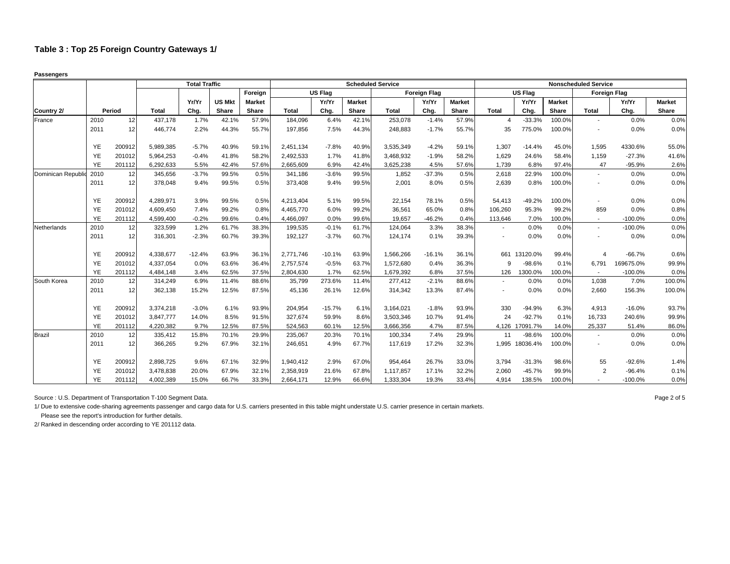### Table 3 : Top 25 Foreign Country Gateways 1/

**Passengers**

| | | | Total Traffic | | | | Scheduled Service | | | | | | Nonscheduled Service | | | | | |
|---|---|---|---|---|---|---|---|---|---|---|---|---|---|---|---|---|---|---|
| | | | | | | Foreign | US Flag | | | Foreign Flag | | | US Flag | | | Foreign Flag | | |
| | | | | Yr/Yr | US Mkt | Market | | Yr/Yr | Market | | Yr/Yr | Market | | Yr/Yr | Market | | Yr/Yr | Market |
| **Country 2/** | **Period** | | **Total** | **Chg.** | **Share** | **Share** | **Total** | **Chg.** | **Share** | **Total** | **Chg.** | **Share** | **Total** | **Chg.** | **Share** | **Total** | **Chg.** | **Share** |
| France | 2010 | 12 | 437,178 | 1.7% | 42.1% | 57.9% | 184,096 | 6.4% | 42.1% | 253,078 | -1.4% | 57.9% | 4 | -33.3% | 100.0% | - | 0.0% | 0.0% |
| | 2011 | 12 | 446,774 | 2.2% | 44.3% | 55.7% | 197,856 | 7.5% | 44.3% | 248,883 | -1.7% | 55.7% | 35 | 775.0% | 100.0% | - | 0.0% | 0.0% |
| | YE | 200912 | 5,989,385 | -5.7% | 40.9% | 59.1% | 2,451,134 | -7.8% | 40.9% | 3,535,349 | -4.2% | 59.1% | 1,307 | -14.4% | 45.0% | 1,595 | 4330.6% | 55.0% |
| | YE | 201012 | 5,964,253 | -0.4% | 41.8% | 58.2% | 2,492,533 | 1.7% | 41.8% | 3,468,932 | -1.9% | 58.2% | 1,629 | 24.6% | 58.4% | 1,159 | -27.3% | 41.6% |
| | YE | 201112 | 6,292,633 | 5.5% | 42.4% | 57.6% | 2,665,609 | 6.9% | 42.4% | 3,625,238 | 4.5% | 57.6% | 1,739 | 6.8% | 97.4% | 47 | -95.9% | 2.6% |
| Dominican Republic | 2010 | 12 | 345,656 | -3.7% | 99.5% | 0.5% | 341,186 | -3.6% | 99.5% | 1,852 | -37.3% | 0.5% | 2,618 | 22.9% | 100.0% | - | 0.0% | 0.0% |
| | 2011 | 12 | 378,048 | 9.4% | 99.5% | 0.5% | 373,408 | 9.4% | 99.5% | 2,001 | 8.0% | 0.5% | 2,639 | 0.8% | 100.0% | - | 0.0% | 0.0% |
| | YE | 200912 | 4,289,971 | 3.9% | 99.5% | 0.5% | 4,213,404 | 5.1% | 99.5% | 22,154 | 78.1% | 0.5% | 54,413 | -49.2% | 100.0% | - | 0.0% | 0.0% |
| | YE | 201012 | 4,609,450 | 7.4% | 99.2% | 0.8% | 4,465,770 | 6.0% | 99.2% | 36,561 | 65.0% | 0.8% | 106,260 | 95.3% | 99.2% | 859 | 0.0% | 0.8% |
| | YE | 201112 | 4,599,400 | -0.2% | 99.6% | 0.4% | 4,466,097 | 0.0% | 99.6% | 19,657 | -46.2% | 0.4% | 113,646 | 7.0% | 100.0% | - | -100.0% | 0.0% |
| Netherlands | 2010 | 12 | 323,599 | 1.2% | 61.7% | 38.3% | 199,535 | -0.1% | 61.7% | 124,064 | 3.3% | 38.3% | - | 0.0% | 0.0% | - | -100.0% | 0.0% |
| | 2011 | 12 | 316,301 | -2.3% | 60.7% | 39.3% | 192,127 | -3.7% | 60.7% | 124,174 | 0.1% | 39.3% | - | 0.0% | 0.0% | - | 0.0% | 0.0% |
| | YE | 200912 | 4,338,677 | -12.4% | 63.9% | 36.1% | 2,771,746 | -10.1% | 63.9% | 1,566,266 | -16.1% | 36.1% | 661 | 13120.0% | 99.4% | 4 | -66.7% | 0.6% |
| | YE | 201012 | 4,337,054 | 0.0% | 63.6% | 36.4% | 2,757,574 | -0.5% | 63.7% | 1,572,680 | 0.4% | 36.3% | 9 | -98.6% | 0.1% | 6,791 | 169675.0% | 99.9% |
| | YE | 201112 | 4,484,148 | 3.4% | 62.5% | 37.5% | 2,804,630 | 1.7% | 62.5% | 1,679,392 | 6.8% | 37.5% | 126 | 1300.0% | 100.0% | - | -100.0% | 0.0% |
| South Korea | 2010 | 12 | 314,249 | 6.9% | 11.4% | 88.6% | 35,799 | 273.6% | 11.4% | 277,412 | -2.1% | 88.6% | - | 0.0% | 0.0% | 1,038 | 7.0% | 100.0% |
| | 2011 | 12 | 362,138 | 15.2% | 12.5% | 87.5% | 45,136 | 26.1% | 12.6% | 314,342 | 13.3% | 87.4% | - | 0.0% | 0.0% | 2,660 | 156.3% | 100.0% |
| | YE | 200912 | 3,374,218 | -3.0% | 6.1% | 93.9% | 204,954 | -15.7% | 6.1% | 3,164,021 | -1.8% | 93.9% | 330 | -94.9% | 6.3% | 4,913 | -16.0% | 93.7% |
| | YE | 201012 | 3,847,777 | 14.0% | 8.5% | 91.5% | 327,674 | 59.9% | 8.6% | 3,503,346 | 10.7% | 91.4% | 24 | -92.7% | 0.1% | 16,733 | 240.6% | 99.9% |
| | YE | 201112 | 4,220,382 | 9.7% | 12.5% | 87.5% | 524,563 | 60.1% | 12.5% | 3,666,356 | 4.7% | 87.5% | 4,126 | 17091.7% | 14.0% | 25,337 | 51.4% | 86.0% |
| Brazil | 2010 | 12 | 335,412 | 15.8% | 70.1% | 29.9% | 235,067 | 20.3% | 70.1% | 100,334 | 7.4% | 29.9% | 11 | -98.6% | 100.0% | - | 0.0% | 0.0% |
| | 2011 | 12 | 366,265 | 9.2% | 67.9% | 32.1% | 246,651 | 4.9% | 67.7% | 117,619 | 17.2% | 32.3% | 1,995 | 18036.4% | 100.0% | - | 0.0% | 0.0% |
| | YE | 200912 | 2,898,725 | 9.6% | 67.1% | 32.9% | 1,940,412 | 2.9% | 67.0% | 954,464 | 26.7% | 33.0% | 3,794 | -31.3% | 98.6% | 55 | -92.6% | 1.4% |
| | YE | 201012 | 3,478,838 | 20.0% | 67.9% | 32.1% | 2,358,919 | 21.6% | 67.8% | 1,117,857 | 17.1% | 32.2% | 2,060 | -45.7% | 99.9% | 2 | -96.4% | 0.1% |
| | YE | 201112 | 4,002,389 | 15.0% | 66.7% | 33.3% | 2,664,171 | 12.9% | 66.6% | 1,333,304 | 19.3% | 33.4% | 4,914 | 138.5% | 100.0% | - | -100.0% | 0.0% |

Source : U.S. Department of Transportation T-100 Segment Data.

1/ Due to extensive code-sharing agreements passenger and cargo data for U.S. carriers presented in this table might understate U.S. carrier presence in certain markets.
Please see the report's introduction for further details.

2/ Ranked in descending order according to YE 201112 data.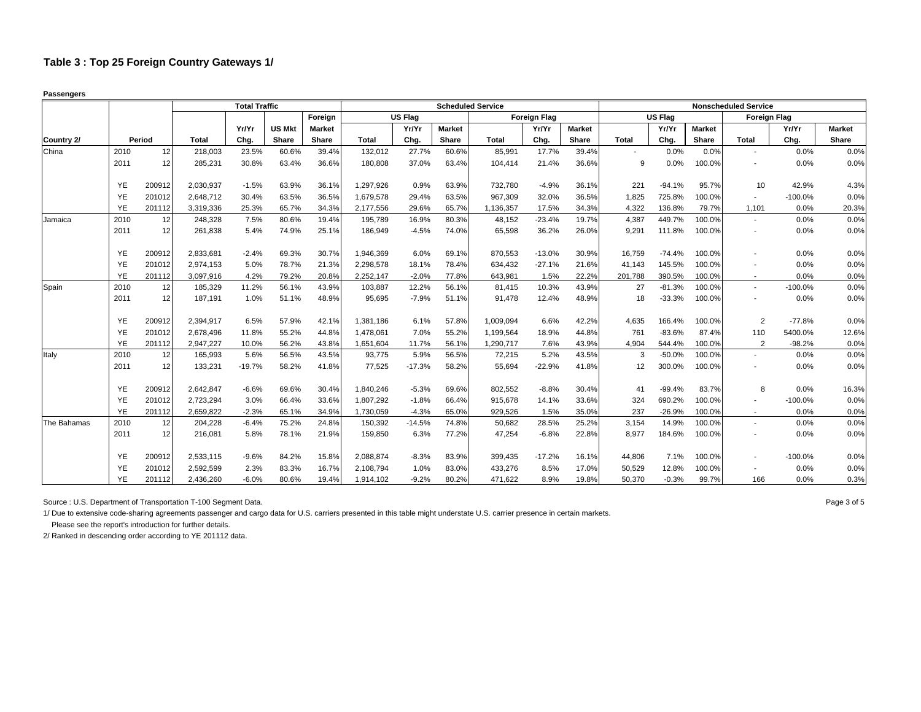## Table 3 : Top 25 Foreign Country Gateways 1/

**Passengers**

| | | | Total Traffic | | | | Scheduled Service | | | | | | Nonscheduled Service | | | | | |
|---|---|---|---|---|---|---|---|---|---|---|---|---|---|---|---|---|---|---|
| | | | | | | Foreign | US Flag | | | Foreign Flag | | | US Flag | | | Foreign Flag | | |
| | | | | Yr/Yr | US Mkt | Market | | Yr/Yr | Market | | Yr/Yr | Market | | Yr/Yr | Market | | Yr/Yr | Market |
| **Country 2/** | **Period** | | **Total** | **Chg.** | **Share** | **Share** | **Total** | **Chg.** | **Share** | **Total** | **Chg.** | **Share** | **Total** | **Chg.** | **Share** | **Total** | **Chg.** | **Share** |
| China | 2010 | 12 | 218,003 | 23.5% | 60.6% | 39.4% | 132,012 | 27.7% | 60.6% | 85,991 | 17.7% | 39.4% | - | 0.0% | 0.0% | - | 0.0% | 0.0% |
| | 2011 | 12 | 285,231 | 30.8% | 63.4% | 36.6% | 180,808 | 37.0% | 63.4% | 104,414 | 21.4% | 36.6% | 9 | 0.0% | 100.0% | - | 0.0% | 0.0% |
| | YE | 200912 | 2,030,937 | -1.5% | 63.9% | 36.1% | 1,297,926 | 0.9% | 63.9% | 732,780 | -4.9% | 36.1% | 221 | -94.1% | 95.7% | 10 | 42.9% | 4.3% |
| | YE | 201012 | 2,648,712 | 30.4% | 63.5% | 36.5% | 1,679,578 | 29.4% | 63.5% | 967,309 | 32.0% | 36.5% | 1,825 | 725.8% | 100.0% | - | -100.0% | 0.0% |
| | YE | 201112 | 3,319,336 | 25.3% | 65.7% | 34.3% | 2,177,556 | 29.6% | 65.7% | 1,136,357 | 17.5% | 34.3% | 4,322 | 136.8% | 79.7% | 1,101 | 0.0% | 20.3% |
| Jamaica | 2010 | 12 | 248,328 | 7.5% | 80.6% | 19.4% | 195,789 | 16.9% | 80.3% | 48,152 | -23.4% | 19.7% | 4,387 | 449.7% | 100.0% | - | 0.0% | 0.0% |
| | 2011 | 12 | 261,838 | 5.4% | 74.9% | 25.1% | 186,949 | -4.5% | 74.0% | 65,598 | 36.2% | 26.0% | 9,291 | 111.8% | 100.0% | - | 0.0% | 0.0% |
| | YE | 200912 | 2,833,681 | -2.4% | 69.3% | 30.7% | 1,946,369 | 6.0% | 69.1% | 870,553 | -13.0% | 30.9% | 16,759 | -74.4% | 100.0% | - | 0.0% | 0.0% |
| | YE | 201012 | 2,974,153 | 5.0% | 78.7% | 21.3% | 2,298,578 | 18.1% | 78.4% | 634,432 | -27.1% | 21.6% | 41,143 | 145.5% | 100.0% | - | 0.0% | 0.0% |
| | YE | 201112 | 3,097,916 | 4.2% | 79.2% | 20.8% | 2,252,147 | -2.0% | 77.8% | 643,981 | 1.5% | 22.2% | 201,788 | 390.5% | 100.0% | - | 0.0% | 0.0% |
| Spain | 2010 | 12 | 185,329 | 11.2% | 56.1% | 43.9% | 103,887 | 12.2% | 56.1% | 81,415 | 10.3% | 43.9% | 27 | -81.3% | 100.0% | - | -100.0% | 0.0% |
| | 2011 | 12 | 187,191 | 1.0% | 51.1% | 48.9% | 95,695 | -7.9% | 51.1% | 91,478 | 12.4% | 48.9% | 18 | -33.3% | 100.0% | - | 0.0% | 0.0% |
| | YE | 200912 | 2,394,917 | 6.5% | 57.9% | 42.1% | 1,381,186 | 6.1% | 57.8% | 1,009,094 | 6.6% | 42.2% | 4,635 | 166.4% | 100.0% | 2 | -77.8% | 0.0% |
| | YE | 201012 | 2,678,496 | 11.8% | 55.2% | 44.8% | 1,478,061 | 7.0% | 55.2% | 1,199,564 | 18.9% | 44.8% | 761 | -83.6% | 87.4% | 110 | 5400.0% | 12.6% |
| | YE | 201112 | 2,947,227 | 10.0% | 56.2% | 43.8% | 1,651,604 | 11.7% | 56.1% | 1,290,717 | 7.6% | 43.9% | 4,904 | 544.4% | 100.0% | 2 | -98.2% | 0.0% |
| Italy | 2010 | 12 | 165,993 | 5.6% | 56.5% | 43.5% | 93,775 | 5.9% | 56.5% | 72,215 | 5.2% | 43.5% | 3 | -50.0% | 100.0% | - | 0.0% | 0.0% |
| | 2011 | 12 | 133,231 | -19.7% | 58.2% | 41.8% | 77,525 | -17.3% | 58.2% | 55,694 | -22.9% | 41.8% | 12 | 300.0% | 100.0% | - | 0.0% | 0.0% |
| | YE | 200912 | 2,642,847 | -6.6% | 69.6% | 30.4% | 1,840,246 | -5.3% | 69.6% | 802,552 | -8.8% | 30.4% | 41 | -99.4% | 83.7% | 8 | 0.0% | 16.3% |
| | YE | 201012 | 2,723,294 | 3.0% | 66.4% | 33.6% | 1,807,292 | -1.8% | 66.4% | 915,678 | 14.1% | 33.6% | 324 | 690.2% | 100.0% | - | -100.0% | 0.0% |
| | YE | 201112 | 2,659,822 | -2.3% | 65.1% | 34.9% | 1,730,059 | -4.3% | 65.0% | 929,526 | 1.5% | 35.0% | 237 | -26.9% | 100.0% | - | 0.0% | 0.0% |
| The Bahamas | 2010 | 12 | 204,228 | -6.4% | 75.2% | 24.8% | 150,392 | -14.5% | 74.8% | 50,682 | 28.5% | 25.2% | 3,154 | 14.9% | 100.0% | - | 0.0% | 0.0% |
| | 2011 | 12 | 216,081 | 5.8% | 78.1% | 21.9% | 159,850 | 6.3% | 77.2% | 47,254 | -6.8% | 22.8% | 8,977 | 184.6% | 100.0% | - | 0.0% | 0.0% |
| | YE | 200912 | 2,533,115 | -9.6% | 84.2% | 15.8% | 2,088,874 | -8.3% | 83.9% | 399,435 | -17.2% | 16.1% | 44,806 | 7.1% | 100.0% | - | -100.0% | 0.0% |
| | YE | 201012 | 2,592,599 | 2.3% | 83.3% | 16.7% | 2,108,794 | 1.0% | 83.0% | 433,276 | 8.5% | 17.0% | 50,529 | 12.8% | 100.0% | - | 0.0% | 0.0% |
| | YE | 201112 | 2,436,260 | -6.0% | 80.6% | 19.4% | 1,914,102 | -9.2% | 80.2% | 471,622 | 8.9% | 19.8% | 50,370 | -0.3% | 99.7% | 166 | 0.0% | 0.3% |

Source : U.S. Department of Transportation T-100 Segment Data.

1/ Due to extensive code-sharing agreements passenger and cargo data for U.S. carriers presented in this table might understate U.S. carrier presence in certain markets.
Please see the report's introduction for further details.

2/ Ranked in descending order according to YE 201112 data.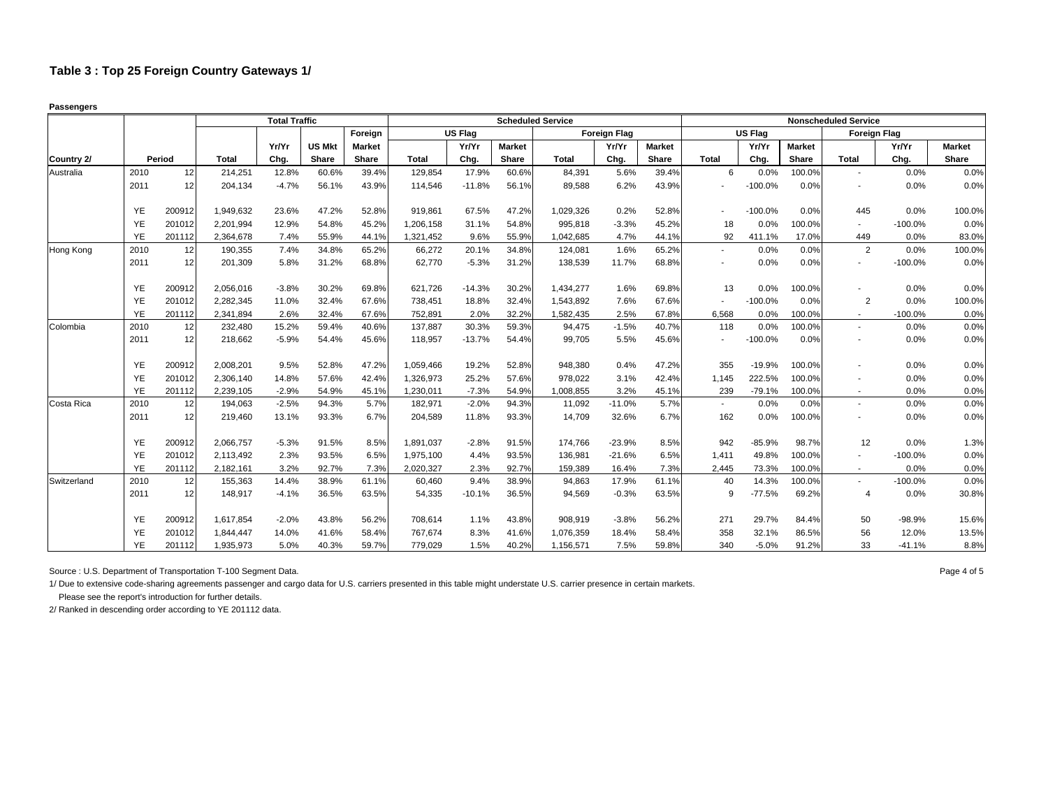# Table 3 : Top 25 Foreign Country Gateways 1/

**Passengers**

| | | | Total Traffic | | | | Scheduled Service | | | | | | Nonscheduled Service | | | | | |
|---|---|---|---|---|---|---|---|---|---|---|---|---|---|---|---|---|---|---|
| | | | | | | Foreign | US Flag | | | Foreign Flag | | | US Flag | | | Foreign Flag | | |
| | | | | Yr/Yr | US Mkt | Market | | Yr/Yr | Market | | Yr/Yr | Market | | Yr/Yr | Market | | Yr/Yr | Market |
| Country 2/ | Period | | Total | Chg. | Share | Share | Total | Chg. | Share | Total | Chg. | Share | Total | Chg. | Share | Total | Chg. | Share |
| Australia | 2010 | 12 | 214,251 | 12.8% | 60.6% | 39.4% | 129,854 | 17.9% | 60.6% | 84,391 | 5.6% | 39.4% | 6 | 0.0% | 100.0% | - | 0.0% | 0.0% |
| | 2011 | 12 | 204,134 | -4.7% | 56.1% | 43.9% | 114,546 | -11.8% | 56.1% | 89,588 | 6.2% | 43.9% | - | -100.0% | 0.0% | - | 0.0% | 0.0% |
| | YE | 200912 | 1,949,632 | 23.6% | 47.2% | 52.8% | 919,861 | 67.5% | 47.2% | 1,029,326 | 0.2% | 52.8% | - | -100.0% | 0.0% | 445 | 0.0% | 100.0% |
| | YE | 201012 | 2,201,994 | 12.9% | 54.8% | 45.2% | 1,206,158 | 31.1% | 54.8% | 995,818 | -3.3% | 45.2% | 18 | 0.0% | 100.0% | - | -100.0% | 0.0% |
| | YE | 201112 | 2,364,678 | 7.4% | 55.9% | 44.1% | 1,321,452 | 9.6% | 55.9% | 1,042,685 | 4.7% | 44.1% | 92 | 411.1% | 17.0% | 449 | 0.0% | 83.0% |
| Hong Kong | 2010 | 12 | 190,355 | 7.4% | 34.8% | 65.2% | 66,272 | 20.1% | 34.8% | 124,081 | 1.6% | 65.2% | - | 0.0% | 0.0% | 2 | 0.0% | 100.0% |
| | 2011 | 12 | 201,309 | 5.8% | 31.2% | 68.8% | 62,770 | -5.3% | 31.2% | 138,539 | 11.7% | 68.8% | - | 0.0% | 0.0% | - | -100.0% | 0.0% |
| | YE | 200912 | 2,056,016 | -3.8% | 30.2% | 69.8% | 621,726 | -14.3% | 30.2% | 1,434,277 | 1.6% | 69.8% | 13 | 0.0% | 100.0% | - | 0.0% | 0.0% |
| | YE | 201012 | 2,282,345 | 11.0% | 32.4% | 67.6% | 738,451 | 18.8% | 32.4% | 1,543,892 | 7.6% | 67.6% | - | -100.0% | 0.0% | 2 | 0.0% | 100.0% |
| | YE | 201112 | 2,341,894 | 2.6% | 32.4% | 67.6% | 752,891 | 2.0% | 32.2% | 1,582,435 | 2.5% | 67.8% | 6,568 | 0.0% | 100.0% | - | -100.0% | 0.0% |
| Colombia | 2010 | 12 | 232,480 | 15.2% | 59.4% | 40.6% | 137,887 | 30.3% | 59.3% | 94,475 | -1.5% | 40.7% | 118 | 0.0% | 100.0% | - | 0.0% | 0.0% |
| | 2011 | 12 | 218,662 | -5.9% | 54.4% | 45.6% | 118,957 | -13.7% | 54.4% | 99,705 | 5.5% | 45.6% | - | -100.0% | 0.0% | - | 0.0% | 0.0% |
| | YE | 200912 | 2,008,201 | 9.5% | 52.8% | 47.2% | 1,059,466 | 19.2% | 52.8% | 948,380 | 0.4% | 47.2% | 355 | -19.9% | 100.0% | - | 0.0% | 0.0% |
| | YE | 201012 | 2,306,140 | 14.8% | 57.6% | 42.4% | 1,326,973 | 25.2% | 57.6% | 978,022 | 3.1% | 42.4% | 1,145 | 222.5% | 100.0% | - | 0.0% | 0.0% |
| | YE | 201112 | 2,239,105 | -2.9% | 54.9% | 45.1% | 1,230,011 | -7.3% | 54.9% | 1,008,855 | 3.2% | 45.1% | 239 | -79.1% | 100.0% | - | 0.0% | 0.0% |
| Costa Rica | 2010 | 12 | 194,063 | -2.5% | 94.3% | 5.7% | 182,971 | -2.0% | 94.3% | 11,092 | -11.0% | 5.7% | - | 0.0% | 0.0% | - | 0.0% | 0.0% |
| | 2011 | 12 | 219,460 | 13.1% | 93.3% | 6.7% | 204,589 | 11.8% | 93.3% | 14,709 | 32.6% | 6.7% | 162 | 0.0% | 100.0% | - | 0.0% | 0.0% |
| | YE | 200912 | 2,066,757 | -5.3% | 91.5% | 8.5% | 1,891,037 | -2.8% | 91.5% | 174,766 | -23.9% | 8.5% | 942 | -85.9% | 98.7% | 12 | 0.0% | 1.3% |
| | YE | 201012 | 2,113,492 | 2.3% | 93.5% | 6.5% | 1,975,100 | 4.4% | 93.5% | 136,981 | -21.6% | 6.5% | 1,411 | 49.8% | 100.0% | - | -100.0% | 0.0% |
| | YE | 201112 | 2,182,161 | 3.2% | 92.7% | 7.3% | 2,020,327 | 2.3% | 92.7% | 159,389 | 16.4% | 7.3% | 2,445 | 73.3% | 100.0% | - | 0.0% | 0.0% |
| Switzerland | 2010 | 12 | 155,363 | 14.4% | 38.9% | 61.1% | 60,460 | 9.4% | 38.9% | 94,863 | 17.9% | 61.1% | 40 | 14.3% | 100.0% | - | -100.0% | 0.0% |
| | 2011 | 12 | 148,917 | -4.1% | 36.5% | 63.5% | 54,335 | -10.1% | 36.5% | 94,569 | -0.3% | 63.5% | 9 | -77.5% | 69.2% | 4 | 0.0% | 30.8% |
| | YE | 200912 | 1,617,854 | -2.0% | 43.8% | 56.2% | 708,614 | 1.1% | 43.8% | 908,919 | -3.8% | 56.2% | 271 | 29.7% | 84.4% | 50 | -98.9% | 15.6% |
| | YE | 201012 | 1,844,447 | 14.0% | 41.6% | 58.4% | 767,674 | 8.3% | 41.6% | 1,076,359 | 18.4% | 58.4% | 358 | 32.1% | 86.5% | 56 | 12.0% | 13.5% |
| | YE | 201112 | 1,935,973 | 5.0% | 40.3% | 59.7% | 779,029 | 1.5% | 40.2% | 1,156,571 | 7.5% | 59.8% | 340 | -5.0% | 91.2% | 33 | -41.1% | 8.8% |

Source : U.S. Department of Transportation T-100 Segment Data.

1/ Due to extensive code-sharing agreements passenger and cargo data for U.S. carriers presented in this table might understate U.S. carrier presence in certain markets.
Please see the report's introduction for further details.

2/ Ranked in descending order according to YE 201112 data.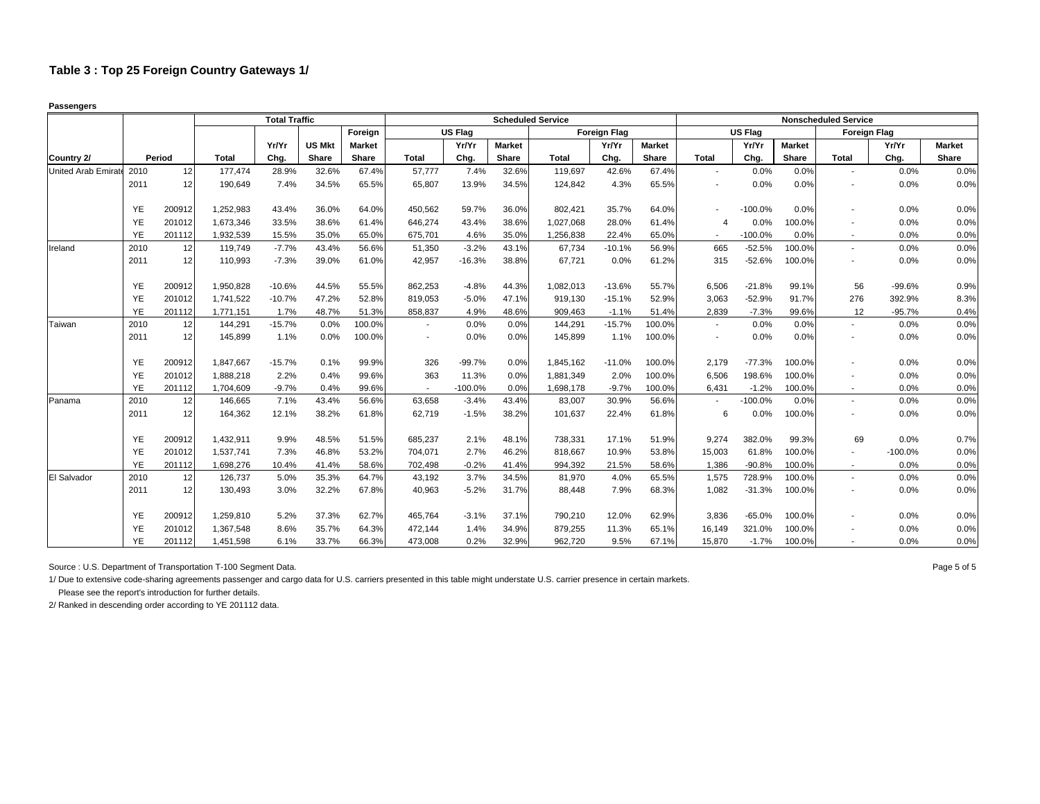### Table 3 : Top 25 Foreign Country Gateways 1/

**Passengers**

| | | | Total Traffic | | | | Scheduled Service | | | | | | Nonscheduled Service | | | | | |
|---|---|---|---|---|---|---|---|---|---|---|---|---|---|---|---|---|---|---|
| | | | | | | Foreign | US Flag | | | Foreign Flag | | | US Flag | | | Foreign Flag | | |
| | | | | Yr/Yr | US Mkt | Market | | Yr/Yr | Market | | Yr/Yr | Market | | Yr/Yr | Market | | Yr/Yr | Market |
| Country 2/ | Period | | Total | Chg. | Share | Share | Total | Chg. | Share | Total | Chg. | Share | Total | Chg. | Share | Total | Chg. | Share |
| United Arab Emirate | 2010 | 12 | 177,474 | 28.9% | 32.6% | 67.4% | 57,777 | 7.4% | 32.6% | 119,697 | 42.6% | 67.4% | - | 0.0% | 0.0% | - | 0.0% | 0.0% |
| | 2011 | 12 | 190,649 | 7.4% | 34.5% | 65.5% | 65,807 | 13.9% | 34.5% | 124,842 | 4.3% | 65.5% | - | 0.0% | 0.0% | - | 0.0% | 0.0% |
| | YE | 200912 | 1,252,983 | 43.4% | 36.0% | 64.0% | 450,562 | 59.7% | 36.0% | 802,421 | 35.7% | 64.0% | - | -100.0% | 0.0% | - | 0.0% | 0.0% |
| | YE | 201012 | 1,673,346 | 33.5% | 38.6% | 61.4% | 646,274 | 43.4% | 38.6% | 1,027,068 | 28.0% | 61.4% | 4 | 0.0% | 100.0% | - | 0.0% | 0.0% |
| | YE | 201112 | 1,932,539 | 15.5% | 35.0% | 65.0% | 675,701 | 4.6% | 35.0% | 1,256,838 | 22.4% | 65.0% | - | -100.0% | 0.0% | - | 0.0% | 0.0% |
| Ireland | 2010 | 12 | 119,749 | -7.7% | 43.4% | 56.6% | 51,350 | -3.2% | 43.1% | 67,734 | -10.1% | 56.9% | 665 | -52.5% | 100.0% | - | 0.0% | 0.0% |
| | 2011 | 12 | 110,993 | -7.3% | 39.0% | 61.0% | 42,957 | -16.3% | 38.8% | 67,721 | 0.0% | 61.2% | 315 | -52.6% | 100.0% | - | 0.0% | 0.0% |
| | YE | 200912 | 1,950,828 | -10.6% | 44.5% | 55.5% | 862,253 | -4.8% | 44.3% | 1,082,013 | -13.6% | 55.7% | 6,506 | -21.8% | 99.1% | 56 | -99.6% | 0.9% |
| | YE | 201012 | 1,741,522 | -10.7% | 47.2% | 52.8% | 819,053 | -5.0% | 47.1% | 919,130 | -15.1% | 52.9% | 3,063 | -52.9% | 91.7% | 276 | 392.9% | 8.3% |
| | YE | 201112 | 1,771,151 | 1.7% | 48.7% | 51.3% | 858,837 | 4.9% | 48.6% | 909,463 | -1.1% | 51.4% | 2,839 | -7.3% | 99.6% | 12 | -95.7% | 0.4% |
| Taiwan | 2010 | 12 | 144,291 | -15.7% | 0.0% | 100.0% | - | 0.0% | 0.0% | 144,291 | -15.7% | 100.0% | - | 0.0% | 0.0% | - | 0.0% | 0.0% |
| | 2011 | 12 | 145,899 | 1.1% | 0.0% | 100.0% | - | 0.0% | 0.0% | 145,899 | 1.1% | 100.0% | - | 0.0% | 0.0% | - | 0.0% | 0.0% |
| | YE | 200912 | 1,847,667 | -15.7% | 0.1% | 99.9% | 326 | -99.7% | 0.0% | 1,845,162 | -11.0% | 100.0% | 2,179 | -77.3% | 100.0% | - | 0.0% | 0.0% |
| | YE | 201012 | 1,888,218 | 2.2% | 0.4% | 99.6% | 363 | 11.3% | 0.0% | 1,881,349 | 2.0% | 100.0% | 6,506 | 198.6% | 100.0% | - | 0.0% | 0.0% |
| | YE | 201112 | 1,704,609 | -9.7% | 0.4% | 99.6% | - | -100.0% | 0.0% | 1,698,178 | -9.7% | 100.0% | 6,431 | -1.2% | 100.0% | - | 0.0% | 0.0% |
| Panama | 2010 | 12 | 146,665 | 7.1% | 43.4% | 56.6% | 63,658 | -3.4% | 43.4% | 83,007 | 30.9% | 56.6% | - | -100.0% | 0.0% | - | 0.0% | 0.0% |
| | 2011 | 12 | 164,362 | 12.1% | 38.2% | 61.8% | 62,719 | -1.5% | 38.2% | 101,637 | 22.4% | 61.8% | 6 | 0.0% | 100.0% | - | 0.0% | 0.0% |
| | YE | 200912 | 1,432,911 | 9.9% | 48.5% | 51.5% | 685,237 | 2.1% | 48.1% | 738,331 | 17.1% | 51.9% | 9,274 | 382.0% | 99.3% | 69 | 0.0% | 0.7% |
| | YE | 201012 | 1,537,741 | 7.3% | 46.8% | 53.2% | 704,071 | 2.7% | 46.2% | 818,667 | 10.9% | 53.8% | 15,003 | 61.8% | 100.0% | - | -100.0% | 0.0% |
| | YE | 201112 | 1,698,276 | 10.4% | 41.4% | 58.6% | 702,498 | -0.2% | 41.4% | 994,392 | 21.5% | 58.6% | 1,386 | -90.8% | 100.0% | - | 0.0% | 0.0% |
| El Salvador | 2010 | 12 | 126,737 | 5.0% | 35.3% | 64.7% | 43,192 | 3.7% | 34.5% | 81,970 | 4.0% | 65.5% | 1,575 | 728.9% | 100.0% | - | 0.0% | 0.0% |
| | 2011 | 12 | 130,493 | 3.0% | 32.2% | 67.8% | 40,963 | -5.2% | 31.7% | 88,448 | 7.9% | 68.3% | 1,082 | -31.3% | 100.0% | - | 0.0% | 0.0% |
| | YE | 200912 | 1,259,810 | 5.2% | 37.3% | 62.7% | 465,764 | -3.1% | 37.1% | 790,210 | 12.0% | 62.9% | 3,836 | -65.0% | 100.0% | - | 0.0% | 0.0% |
| | YE | 201012 | 1,367,548 | 8.6% | 35.7% | 64.3% | 472,144 | 1.4% | 34.9% | 879,255 | 11.3% | 65.1% | 16,149 | 321.0% | 100.0% | - | 0.0% | 0.0% |
| | YE | 201112 | 1,451,598 | 6.1% | 33.7% | 66.3% | 473,008 | 0.2% | 32.9% | 962,720 | 9.5% | 67.1% | 15,870 | -1.7% | 100.0% | - | 0.0% | 0.0% |

Source : U.S. Department of Transportation T-100 Segment Data.

1/ Due to extensive code-sharing agreements passenger and cargo data for U.S. carriers presented in this table might understate U.S. carrier presence in certain markets.
Please see the report's introduction for further details.

2/ Ranked in descending order according to YE 201112 data.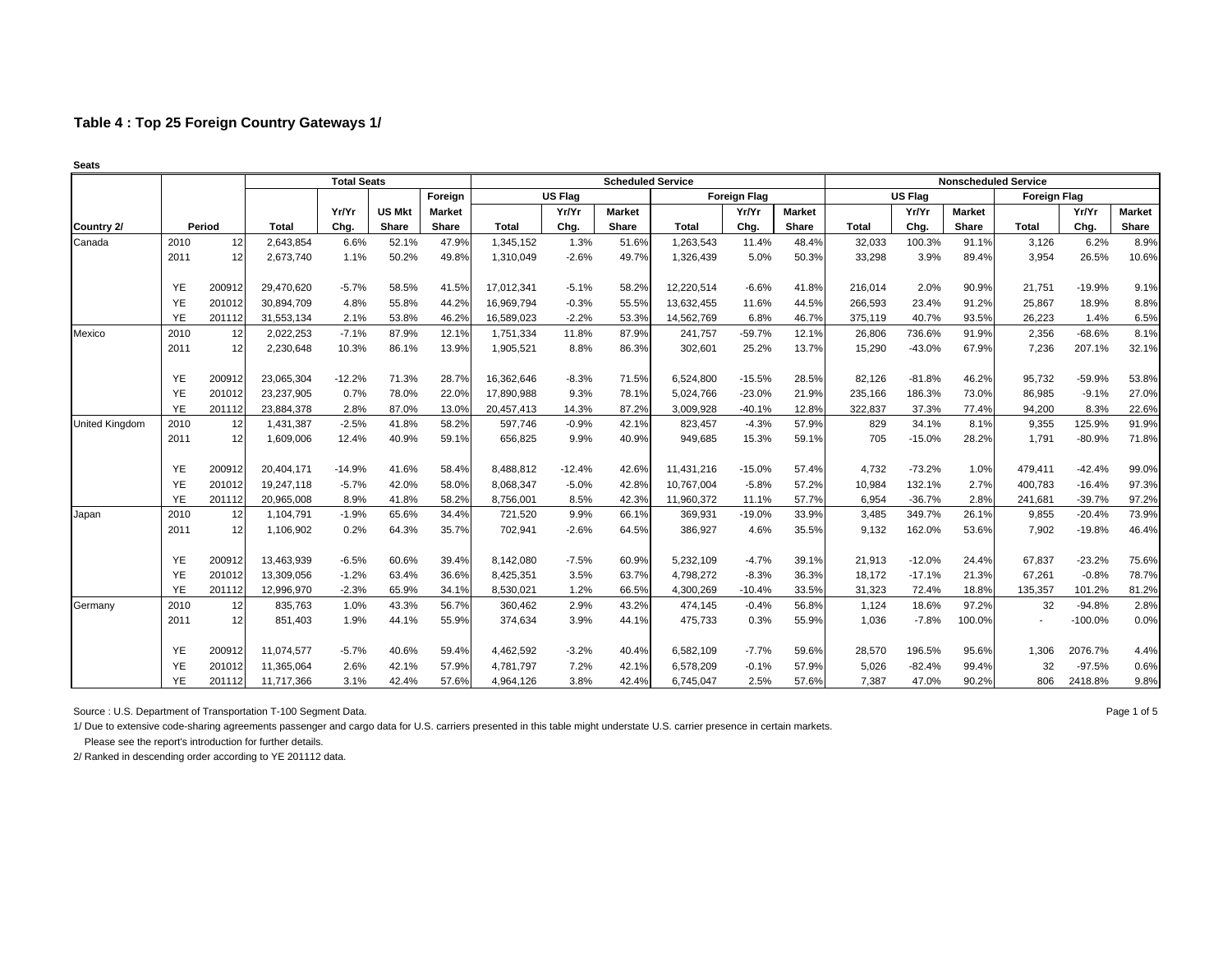## Table 4 : Top 25 Foreign Country Gateways 1/

**Seats**

| | | | Total Seats | | | | Scheduled Service | | | | | | Nonscheduled Service | | | | | |
|---|---|---|---|---|---|---|---|---|---|---|---|---|---|---|---|---|---|---|
| | | | | | | Foreign | US Flag | | | Foreign Flag | | | US Flag | | | Foreign Flag | | |
| | | | | Yr/Yr | US Mkt | Market | | Yr/Yr | Market | | Yr/Yr | Market | | Yr/Yr | Market | | Yr/Yr | Market |
| Country 2/ | Period | | Total | Chg. | Share | Share | Total | Chg. | Share | Total | Chg. | Share | Total | Chg. | Share | Total | Chg. | Share |
| Canada | 2010 | 12 | 2,643,854 | 6.6% | 52.1% | 47.9% | 1,345,152 | 1.3% | 51.6% | 1,263,543 | 11.4% | 48.4% | 32,033 | 100.3% | 91.1% | 3,126 | 6.2% | 8.9% |
| | 2011 | 12 | 2,673,740 | 1.1% | 50.2% | 49.8% | 1,310,049 | -2.6% | 49.7% | 1,326,439 | 5.0% | 50.3% | 33,298 | 3.9% | 89.4% | 3,954 | 26.5% | 10.6% |
| | YE | 200912 | 29,470,620 | -5.7% | 58.5% | 41.5% | 17,012,341 | -5.1% | 58.2% | 12,220,514 | -6.6% | 41.8% | 216,014 | 2.0% | 90.9% | 21,751 | -19.9% | 9.1% |
| | YE | 201012 | 30,894,709 | 4.8% | 55.8% | 44.2% | 16,969,794 | -0.3% | 55.5% | 13,632,455 | 11.6% | 44.5% | 266,593 | 23.4% | 91.2% | 25,867 | 18.9% | 8.8% |
| | YE | 201112 | 31,553,134 | 2.1% | 53.8% | 46.2% | 16,589,023 | -2.2% | 53.3% | 14,562,769 | 6.8% | 46.7% | 375,119 | 40.7% | 93.5% | 26,223 | 1.4% | 6.5% |
| Mexico | 2010 | 12 | 2,022,253 | -7.1% | 87.9% | 12.1% | 1,751,334 | 11.8% | 87.9% | 241,757 | -59.7% | 12.1% | 26,806 | 736.6% | 91.9% | 2,356 | -68.6% | 8.1% |
| | 2011 | 12 | 2,230,648 | 10.3% | 86.1% | 13.9% | 1,905,521 | 8.8% | 86.3% | 302,601 | 25.2% | 13.7% | 15,290 | -43.0% | 67.9% | 7,236 | 207.1% | 32.1% |
| | YE | 200912 | 23,065,304 | -12.2% | 71.3% | 28.7% | 16,362,646 | -8.3% | 71.5% | 6,524,800 | -15.5% | 28.5% | 82,126 | -81.8% | 46.2% | 95,732 | -59.9% | 53.8% |
| | YE | 201012 | 23,237,905 | 0.7% | 78.0% | 22.0% | 17,890,988 | 9.3% | 78.1% | 5,024,766 | -23.0% | 21.9% | 235,166 | 186.3% | 73.0% | 86,985 | -9.1% | 27.0% |
| | YE | 201112 | 23,884,378 | 2.8% | 87.0% | 13.0% | 20,457,413 | 14.3% | 87.2% | 3,009,928 | -40.1% | 12.8% | 322,837 | 37.3% | 77.4% | 94,200 | 8.3% | 22.6% |
| United Kingdom | 2010 | 12 | 1,431,387 | -2.5% | 41.8% | 58.2% | 597,746 | -0.9% | 42.1% | 823,457 | -4.3% | 57.9% | 829 | 34.1% | 8.1% | 9,355 | 125.9% | 91.9% |
| | 2011 | 12 | 1,609,006 | 12.4% | 40.9% | 59.1% | 656,825 | 9.9% | 40.9% | 949,685 | 15.3% | 59.1% | 705 | -15.0% | 28.2% | 1,791 | -80.9% | 71.8% |
| | YE | 200912 | 20,404,171 | -14.9% | 41.6% | 58.4% | 8,488,812 | -12.4% | 42.6% | 11,431,216 | -15.0% | 57.4% | 4,732 | -73.2% | 1.0% | 479,411 | -42.4% | 99.0% |
| | YE | 201012 | 19,247,118 | -5.7% | 42.0% | 58.0% | 8,068,347 | -5.0% | 42.8% | 10,767,004 | -5.8% | 57.2% | 10,984 | 132.1% | 2.7% | 400,783 | -16.4% | 97.3% |
| | YE | 201112 | 20,965,008 | 8.9% | 41.8% | 58.2% | 8,756,001 | 8.5% | 42.3% | 11,960,372 | 11.1% | 57.7% | 6,954 | -36.7% | 2.8% | 241,681 | -39.7% | 97.2% |
| Japan | 2010 | 12 | 1,104,791 | -1.9% | 65.6% | 34.4% | 721,520 | 9.9% | 66.1% | 369,931 | -19.0% | 33.9% | 3,485 | 349.7% | 26.1% | 9,855 | -20.4% | 73.9% |
| | 2011 | 12 | 1,106,902 | 0.2% | 64.3% | 35.7% | 702,941 | -2.6% | 64.5% | 386,927 | 4.6% | 35.5% | 9,132 | 162.0% | 53.6% | 7,902 | -19.8% | 46.4% |
| | YE | 200912 | 13,463,939 | -6.5% | 60.6% | 39.4% | 8,142,080 | -7.5% | 60.9% | 5,232,109 | -4.7% | 39.1% | 21,913 | -12.0% | 24.4% | 67,837 | -23.2% | 75.6% |
| | YE | 201012 | 13,309,056 | -1.2% | 63.4% | 36.6% | 8,425,351 | 3.5% | 63.7% | 4,798,272 | -8.3% | 36.3% | 18,172 | -17.1% | 21.3% | 67,261 | -0.8% | 78.7% |
| | YE | 201112 | 12,996,970 | -2.3% | 65.9% | 34.1% | 8,530,021 | 1.2% | 66.5% | 4,300,269 | -10.4% | 33.5% | 31,323 | 72.4% | 18.8% | 135,357 | 101.2% | 81.2% |
| Germany | 2010 | 12 | 835,763 | 1.0% | 43.3% | 56.7% | 360,462 | 2.9% | 43.2% | 474,145 | -0.4% | 56.8% | 1,124 | 18.6% | 97.2% | 32 | -94.8% | 2.8% |
| | 2011 | 12 | 851,403 | 1.9% | 44.1% | 55.9% | 374,634 | 3.9% | 44.1% | 475,733 | 0.3% | 55.9% | 1,036 | -7.8% | 100.0% | - | -100.0% | 0.0% |
| | YE | 200912 | 11,074,577 | -5.7% | 40.6% | 59.4% | 4,462,592 | -3.2% | 40.4% | 6,582,109 | -7.7% | 59.6% | 28,570 | 196.5% | 95.6% | 1,306 | 2076.7% | 4.4% |
| | YE | 201012 | 11,365,064 | 2.6% | 42.1% | 57.9% | 4,781,797 | 7.2% | 42.1% | 6,578,209 | -0.1% | 57.9% | 5,026 | -82.4% | 99.4% | 32 | -97.5% | 0.6% |
| | YE | 201112 | 11,717,366 | 3.1% | 42.4% | 57.6% | 4,964,126 | 3.8% | 42.4% | 6,745,047 | 2.5% | 57.6% | 7,387 | 47.0% | 90.2% | 806 | 2418.8% | 9.8% |

Source : U.S. Department of Transportation T-100 Segment Data.

1/ Due to extensive code-sharing agreements passenger and cargo data for U.S. carriers presented in this table might understate U.S. carrier presence in certain markets.
Please see the report's introduction for further details.

2/ Ranked in descending order according to YE 201112 data.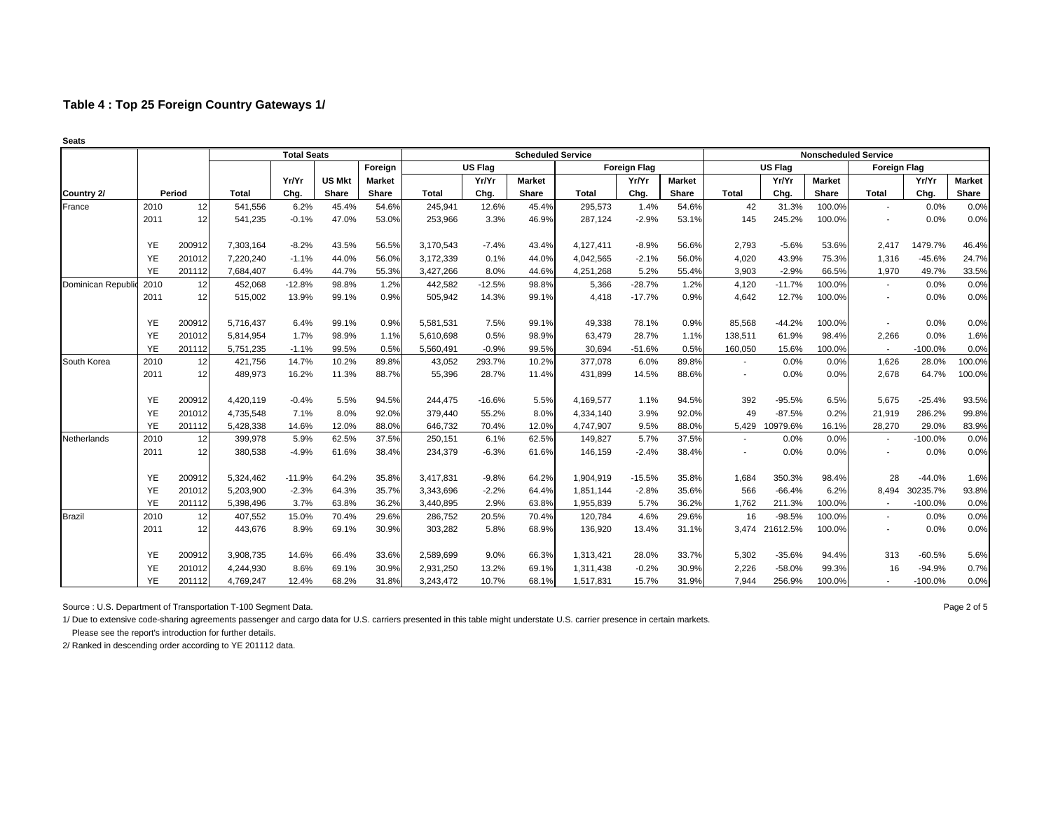# Table 4 : Top 25 Foreign Country Gateways 1/

**Seats**

| | | | Total Seats | | | | Scheduled Service | | | | | | Nonscheduled Service | | | | | |
|---|---|---|---|---|---|---|---|---|---|---|---|---|---|---|---|---|---|---|
| | | | | | | Foreign | US Flag | | | Foreign Flag | | | US Flag | | | Foreign Flag | | |
| | | | | Yr/Yr | US Mkt | Market | | Yr/Yr | Market | | Yr/Yr | Market | | Yr/Yr | Market | | Yr/Yr | Market |
| Country 2/ | Period | | Total | Chg. | Share | Share | Total | Chg. | Share | Total | Chg. | Share | Total | Chg. | Share | Total | Chg. | Share |
| France | 2010 | 12 | 541,556 | 6.2% | 45.4% | 54.6% | 245,941 | 12.6% | 45.4% | 295,573 | 1.4% | 54.6% | 42 | 31.3% | 100.0% | - | 0.0% | 0.0% |
| | 2011 | 12 | 541,235 | -0.1% | 47.0% | 53.0% | 253,966 | 3.3% | 46.9% | 287,124 | -2.9% | 53.1% | 145 | 245.2% | 100.0% | - | 0.0% | 0.0% |
| | YE | 200912 | 7,303,164 | -8.2% | 43.5% | 56.5% | 3,170,543 | -7.4% | 43.4% | 4,127,411 | -8.9% | 56.6% | 2,793 | -5.6% | 53.6% | 2,417 | 1479.7% | 46.4% |
| | YE | 201012 | 7,220,240 | -1.1% | 44.0% | 56.0% | 3,172,339 | 0.1% | 44.0% | 4,042,565 | -2.1% | 56.0% | 4,020 | 43.9% | 75.3% | 1,316 | -45.6% | 24.7% |
| | YE | 201112 | 7,684,407 | 6.4% | 44.7% | 55.3% | 3,427,266 | 8.0% | 44.6% | 4,251,268 | 5.2% | 55.4% | 3,903 | -2.9% | 66.5% | 1,970 | 49.7% | 33.5% |
| Dominican Republic | 2010 | 12 | 452,068 | -12.8% | 98.8% | 1.2% | 442,582 | -12.5% | 98.8% | 5,366 | -28.7% | 1.2% | 4,120 | -11.7% | 100.0% | - | 0.0% | 0.0% |
| | 2011 | 12 | 515,002 | 13.9% | 99.1% | 0.9% | 505,942 | 14.3% | 99.1% | 4,418 | -17.7% | 0.9% | 4,642 | 12.7% | 100.0% | - | 0.0% | 0.0% |
| | YE | 200912 | 5,716,437 | 6.4% | 99.1% | 0.9% | 5,581,531 | 7.5% | 99.1% | 49,338 | 78.1% | 0.9% | 85,568 | -44.2% | 100.0% | - | 0.0% | 0.0% |
| | YE | 201012 | 5,814,954 | 1.7% | 98.9% | 1.1% | 5,610,698 | 0.5% | 98.9% | 63,479 | 28.7% | 1.1% | 138,511 | 61.9% | 98.4% | 2,266 | 0.0% | 1.6% |
| | YE | 201112 | 5,751,235 | -1.1% | 99.5% | 0.5% | 5,560,491 | -0.9% | 99.5% | 30,694 | -51.6% | 0.5% | 160,050 | 15.6% | 100.0% | - | -100.0% | 0.0% |
| South Korea | 2010 | 12 | 421,756 | 14.7% | 10.2% | 89.8% | 43,052 | 293.7% | 10.2% | 377,078 | 6.0% | 89.8% | - | 0.0% | 0.0% | 1,626 | 28.0% | 100.0% |
| | 2011 | 12 | 489,973 | 16.2% | 11.3% | 88.7% | 55,396 | 28.7% | 11.4% | 431,899 | 14.5% | 88.6% | - | 0.0% | 0.0% | 2,678 | 64.7% | 100.0% |
| | YE | 200912 | 4,420,119 | -0.4% | 5.5% | 94.5% | 244,475 | -16.6% | 5.5% | 4,169,577 | 1.1% | 94.5% | 392 | -95.5% | 6.5% | 5,675 | -25.4% | 93.5% |
| | YE | 201012 | 4,735,548 | 7.1% | 8.0% | 92.0% | 379,440 | 55.2% | 8.0% | 4,334,140 | 3.9% | 92.0% | 49 | -87.5% | 0.2% | 21,919 | 286.2% | 99.8% |
| | YE | 201112 | 5,428,338 | 14.6% | 12.0% | 88.0% | 646,732 | 70.4% | 12.0% | 4,747,907 | 9.5% | 88.0% | 5,429 | 10979.6% | 16.1% | 28,270 | 29.0% | 83.9% |
| Netherlands | 2010 | 12 | 399,978 | 5.9% | 62.5% | 37.5% | 250,151 | 6.1% | 62.5% | 149,827 | 5.7% | 37.5% | - | 0.0% | 0.0% | - | -100.0% | 0.0% |
| | 2011 | 12 | 380,538 | -4.9% | 61.6% | 38.4% | 234,379 | -6.3% | 61.6% | 146,159 | -2.4% | 38.4% | - | 0.0% | 0.0% | - | 0.0% | 0.0% |
| | YE | 200912 | 5,324,462 | -11.9% | 64.2% | 35.8% | 3,417,831 | -9.8% | 64.2% | 1,904,919 | -15.5% | 35.8% | 1,684 | 350.3% | 98.4% | 28 | -44.0% | 1.6% |
| | YE | 201012 | 5,203,900 | -2.3% | 64.3% | 35.7% | 3,343,696 | -2.2% | 64.4% | 1,851,144 | -2.8% | 35.6% | 566 | -66.4% | 6.2% | 8,494 | 30235.7% | 93.8% |
| | YE | 201112 | 5,398,496 | 3.7% | 63.8% | 36.2% | 3,440,895 | 2.9% | 63.8% | 1,955,839 | 5.7% | 36.2% | 1,762 | 211.3% | 100.0% | - | -100.0% | 0.0% |
| Brazil | 2010 | 12 | 407,552 | 15.0% | 70.4% | 29.6% | 286,752 | 20.5% | 70.4% | 120,784 | 4.6% | 29.6% | 16 | -98.5% | 100.0% | - | 0.0% | 0.0% |
| | 2011 | 12 | 443,676 | 8.9% | 69.1% | 30.9% | 303,282 | 5.8% | 68.9% | 136,920 | 13.4% | 31.1% | 3,474 | 21612.5% | 100.0% | - | 0.0% | 0.0% |
| | YE | 200912 | 3,908,735 | 14.6% | 66.4% | 33.6% | 2,589,699 | 9.0% | 66.3% | 1,313,421 | 28.0% | 33.7% | 5,302 | -35.6% | 94.4% | 313 | -60.5% | 5.6% |
| | YE | 201012 | 4,244,930 | 8.6% | 69.1% | 30.9% | 2,931,250 | 13.2% | 69.1% | 1,311,438 | -0.2% | 30.9% | 2,226 | -58.0% | 99.3% | 16 | -94.9% | 0.7% |
| | YE | 201112 | 4,769,247 | 12.4% | 68.2% | 31.8% | 3,243,472 | 10.7% | 68.1% | 1,517,831 | 15.7% | 31.9% | 7,944 | 256.9% | 100.0% | - | -100.0% | 0.0% |

Source : U.S. Department of Transportation T-100 Segment Data.

1/ Due to extensive code-sharing agreements passenger and cargo data for U.S. carriers presented in this table might understate U.S. carrier presence in certain markets.
Please see the report's introduction for further details.

2/ Ranked in descending order according to YE 201112 data.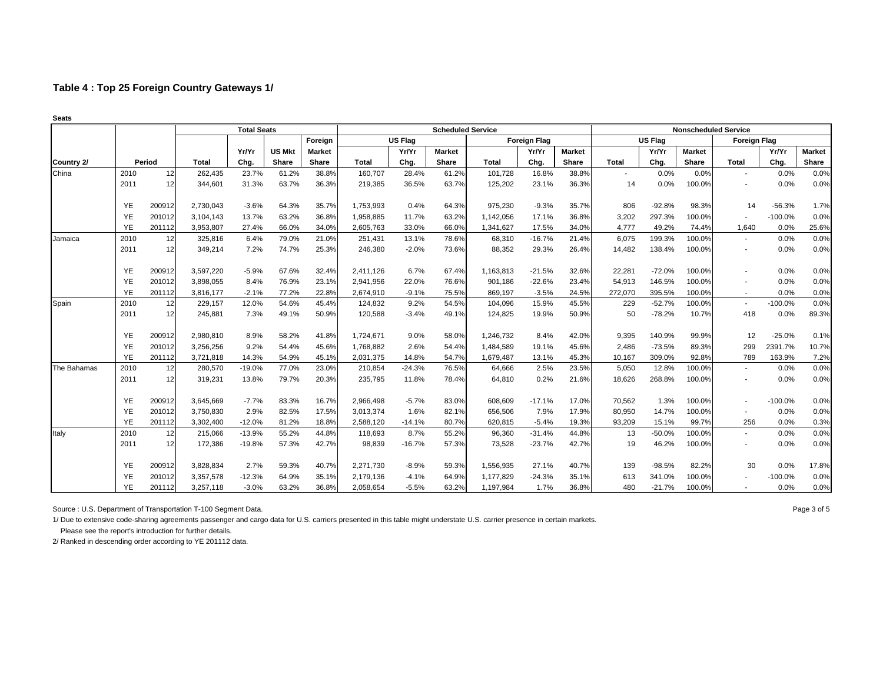## Table 4 : Top 25 Foreign Country Gateways 1/

**Seats**

| | | | Total Seats | | | | Scheduled Service | | | | | | Nonscheduled Service | | | | | |
|---|---|---|---|---|---|---|---|---|---|---|---|---|---|---|---|---|---|---|
| | | | | | | Foreign | US Flag | | | Foreign Flag | | | US Flag | | | Foreign Flag | | |
| | | | | Yr/Yr | US Mkt | Market | | Yr/Yr | Market | | Yr/Yr | Market | | Yr/Yr | Market | | Yr/Yr | Market |
| Country 2/ | Period | | Total | Chg. | Share | Share | Total | Chg. | Share | Total | Chg. | Share | Total | Chg. | Share | Total | Chg. | Share |
| China | 2010 | 12 | 262,435 | 23.7% | 61.2% | 38.8% | 160,707 | 28.4% | 61.2% | 101,728 | 16.8% | 38.8% | - | 0.0% | 0.0% | - | 0.0% | 0.0% |
| | 2011 | 12 | 344,601 | 31.3% | 63.7% | 36.3% | 219,385 | 36.5% | 63.7% | 125,202 | 23.1% | 36.3% | 14 | 0.0% | 100.0% | - | 0.0% | 0.0% |
| | YE | 200912 | 2,730,043 | -3.6% | 64.3% | 35.7% | 1,753,993 | 0.4% | 64.3% | 975,230 | -9.3% | 35.7% | 806 | -92.8% | 98.3% | 14 | -56.3% | 1.7% |
| | YE | 201012 | 3,104,143 | 13.7% | 63.2% | 36.8% | 1,958,885 | 11.7% | 63.2% | 1,142,056 | 17.1% | 36.8% | 3,202 | 297.3% | 100.0% | - | -100.0% | 0.0% |
| | YE | 201112 | 3,953,807 | 27.4% | 66.0% | 34.0% | 2,605,763 | 33.0% | 66.0% | 1,341,627 | 17.5% | 34.0% | 4,777 | 49.2% | 74.4% | 1,640 | 0.0% | 25.6% |
| Jamaica | 2010 | 12 | 325,816 | 6.4% | 79.0% | 21.0% | 251,431 | 13.1% | 78.6% | 68,310 | -16.7% | 21.4% | 6,075 | 199.3% | 100.0% | - | 0.0% | 0.0% |
| | 2011 | 12 | 349,214 | 7.2% | 74.7% | 25.3% | 246,380 | -2.0% | 73.6% | 88,352 | 29.3% | 26.4% | 14,482 | 138.4% | 100.0% | - | 0.0% | 0.0% |
| | YE | 200912 | 3,597,220 | -5.9% | 67.6% | 32.4% | 2,411,126 | 6.7% | 67.4% | 1,163,813 | -21.5% | 32.6% | 22,281 | -72.0% | 100.0% | - | 0.0% | 0.0% |
| | YE | 201012 | 3,898,055 | 8.4% | 76.9% | 23.1% | 2,941,956 | 22.0% | 76.6% | 901,186 | -22.6% | 23.4% | 54,913 | 146.5% | 100.0% | - | 0.0% | 0.0% |
| | YE | 201112 | 3,816,177 | -2.1% | 77.2% | 22.8% | 2,674,910 | -9.1% | 75.5% | 869,197 | -3.5% | 24.5% | 272,070 | 395.5% | 100.0% | - | 0.0% | 0.0% |
| Spain | 2010 | 12 | 229,157 | 12.0% | 54.6% | 45.4% | 124,832 | 9.2% | 54.5% | 104,096 | 15.9% | 45.5% | 229 | -52.7% | 100.0% | - | -100.0% | 0.0% |
| | 2011 | 12 | 245,881 | 7.3% | 49.1% | 50.9% | 120,588 | -3.4% | 49.1% | 124,825 | 19.9% | 50.9% | 50 | -78.2% | 10.7% | 418 | 0.0% | 89.3% |
| | YE | 200912 | 2,980,810 | 8.9% | 58.2% | 41.8% | 1,724,671 | 9.0% | 58.0% | 1,246,732 | 8.4% | 42.0% | 9,395 | 140.9% | 99.9% | 12 | -25.0% | 0.1% |
| | YE | 201012 | 3,256,256 | 9.2% | 54.4% | 45.6% | 1,768,882 | 2.6% | 54.4% | 1,484,589 | 19.1% | 45.6% | 2,486 | -73.5% | 89.3% | 299 | 2391.7% | 10.7% |
| | YE | 201112 | 3,721,818 | 14.3% | 54.9% | 45.1% | 2,031,375 | 14.8% | 54.7% | 1,679,487 | 13.1% | 45.3% | 10,167 | 309.0% | 92.8% | 789 | 163.9% | 7.2% |
| The Bahamas | 2010 | 12 | 280,570 | -19.0% | 77.0% | 23.0% | 210,854 | -24.3% | 76.5% | 64,666 | 2.5% | 23.5% | 5,050 | 12.8% | 100.0% | - | 0.0% | 0.0% |
| | 2011 | 12 | 319,231 | 13.8% | 79.7% | 20.3% | 235,795 | 11.8% | 78.4% | 64,810 | 0.2% | 21.6% | 18,626 | 268.8% | 100.0% | - | 0.0% | 0.0% |
| | YE | 200912 | 3,645,669 | -7.7% | 83.3% | 16.7% | 2,966,498 | -5.7% | 83.0% | 608,609 | -17.1% | 17.0% | 70,562 | 1.3% | 100.0% | - | -100.0% | 0.0% |
| | YE | 201012 | 3,750,830 | 2.9% | 82.5% | 17.5% | 3,013,374 | 1.6% | 82.1% | 656,506 | 7.9% | 17.9% | 80,950 | 14.7% | 100.0% | - | 0.0% | 0.0% |
| | YE | 201112 | 3,302,400 | -12.0% | 81.2% | 18.8% | 2,588,120 | -14.1% | 80.7% | 620,815 | -5.4% | 19.3% | 93,209 | 15.1% | 99.7% | 256 | 0.0% | 0.3% |
| Italy | 2010 | 12 | 215,066 | -13.9% | 55.2% | 44.8% | 118,693 | 8.7% | 55.2% | 96,360 | -31.4% | 44.8% | 13 | -50.0% | 100.0% | - | 0.0% | 0.0% |
| | 2011 | 12 | 172,386 | -19.8% | 57.3% | 42.7% | 98,839 | -16.7% | 57.3% | 73,528 | -23.7% | 42.7% | 19 | 46.2% | 100.0% | - | 0.0% | 0.0% |
| | YE | 200912 | 3,828,834 | 2.7% | 59.3% | 40.7% | 2,271,730 | -8.9% | 59.3% | 1,556,935 | 27.1% | 40.7% | 139 | -98.5% | 82.2% | 30 | 0.0% | 17.8% |
| | YE | 201012 | 3,357,578 | -12.3% | 64.9% | 35.1% | 2,179,136 | -4.1% | 64.9% | 1,177,829 | -24.3% | 35.1% | 613 | 341.0% | 100.0% | - | -100.0% | 0.0% |
| | YE | 201112 | 3,257,118 | -3.0% | 63.2% | 36.8% | 2,058,654 | -5.5% | 63.2% | 1,197,984 | 1.7% | 36.8% | 480 | -21.7% | 100.0% | - | 0.0% | 0.0% |

Source : U.S. Department of Transportation T-100 Segment Data.

1/ Due to extensive code-sharing agreements passenger and cargo data for U.S. carriers presented in this table might understate U.S. carrier presence in certain markets.
Please see the report's introduction for further details.

2/ Ranked in descending order according to YE 201112 data.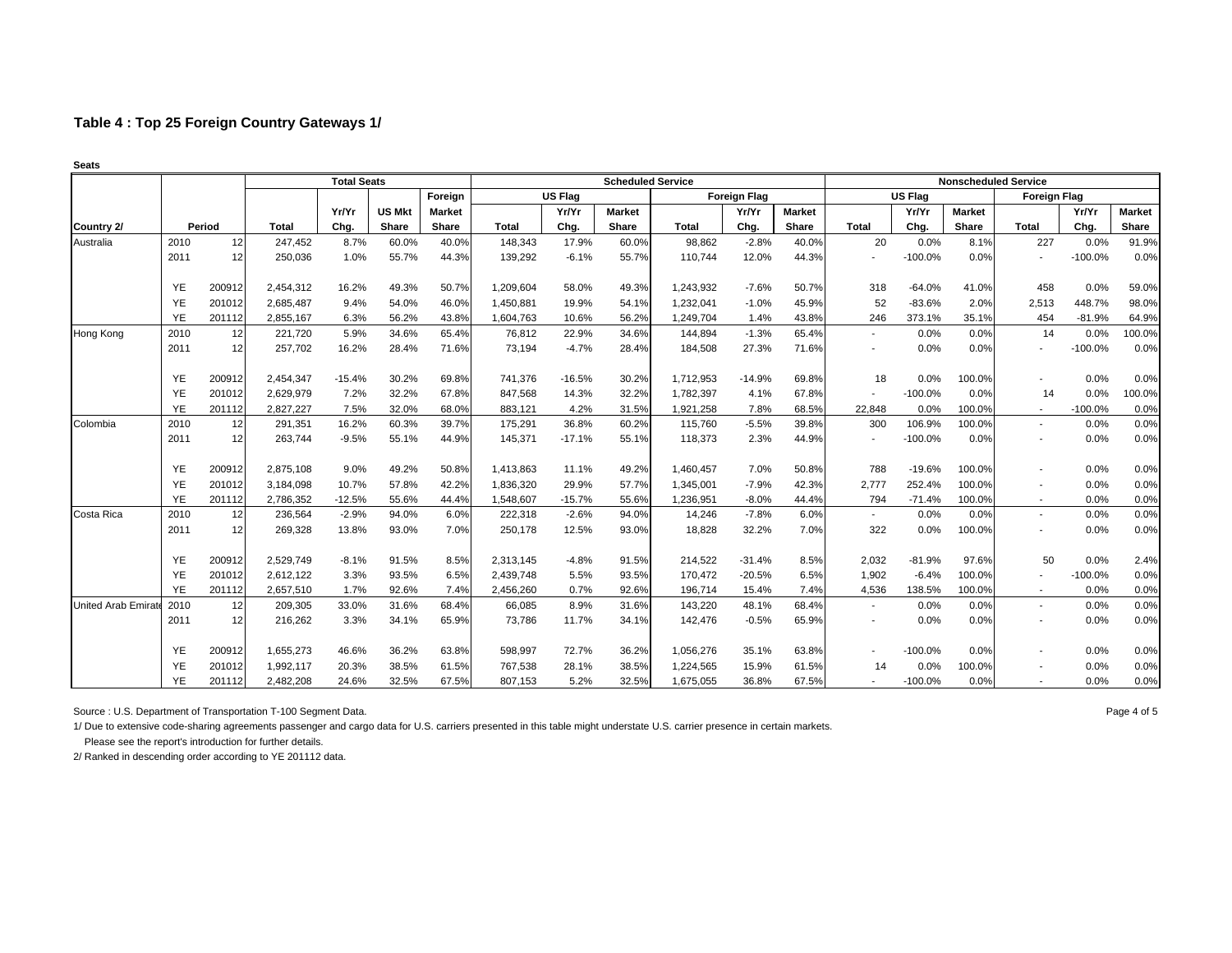## Table 4 : Top 25 Foreign Country Gateways 1/

**Seats**

| | | | Total Seats | | | | Scheduled Service | | | | | | Nonscheduled Service | | | | | |
|---|---|---|---|---|---|---|---|---|---|---|---|---|---|---|---|---|---|---|
| | | | | | | Foreign | US Flag | | | Foreign Flag | | | US Flag | | | Foreign Flag | | |
| | | | | Yr/Yr | US Mkt | Market | | Yr/Yr | Market | | Yr/Yr | Market | | Yr/Yr | Market | | Yr/Yr | Market |
| Country 2/ | Period | | Total | Chg. | Share | Share | Total | Chg. | Share | Total | Chg. | Share | Total | Chg. | Share | Total | Chg. | Share |
| Australia | 2010 | 12 | 247,452 | 8.7% | 60.0% | 40.0% | 148,343 | 17.9% | 60.0% | 98,862 | -2.8% | 40.0% | 20 | 0.0% | 8.1% | 227 | 0.0% | 91.9% |
| | 2011 | 12 | 250,036 | 1.0% | 55.7% | 44.3% | 139,292 | -6.1% | 55.7% | 110,744 | 12.0% | 44.3% | - | -100.0% | 0.0% | - | -100.0% | 0.0% |
| | YE | 200912 | 2,454,312 | 16.2% | 49.3% | 50.7% | 1,209,604 | 58.0% | 49.3% | 1,243,932 | -7.6% | 50.7% | 318 | -64.0% | 41.0% | 458 | 0.0% | 59.0% |
| | YE | 201012 | 2,685,487 | 9.4% | 54.0% | 46.0% | 1,450,881 | 19.9% | 54.1% | 1,232,041 | -1.0% | 45.9% | 52 | -83.6% | 2.0% | 2,513 | 448.7% | 98.0% |
| | YE | 201112 | 2,855,167 | 6.3% | 56.2% | 43.8% | 1,604,763 | 10.6% | 56.2% | 1,249,704 | 1.4% | 43.8% | 246 | 373.1% | 35.1% | 454 | -81.9% | 64.9% |
| Hong Kong | 2010 | 12 | 221,720 | 5.9% | 34.6% | 65.4% | 76,812 | 22.9% | 34.6% | 144,894 | -1.3% | 65.4% | - | 0.0% | 0.0% | 14 | 0.0% | 100.0% |
| | 2011 | 12 | 257,702 | 16.2% | 28.4% | 71.6% | 73,194 | -4.7% | 28.4% | 184,508 | 27.3% | 71.6% | - | 0.0% | 0.0% | - | -100.0% | 0.0% |
| | YE | 200912 | 2,454,347 | -15.4% | 30.2% | 69.8% | 741,376 | -16.5% | 30.2% | 1,712,953 | -14.9% | 69.8% | 18 | 0.0% | 100.0% | - | 0.0% | 0.0% |
| | YE | 201012 | 2,629,979 | 7.2% | 32.2% | 67.8% | 847,568 | 14.3% | 32.2% | 1,782,397 | 4.1% | 67.8% | - | -100.0% | 0.0% | 14 | 0.0% | 100.0% |
| | YE | 201112 | 2,827,227 | 7.5% | 32.0% | 68.0% | 883,121 | 4.2% | 31.5% | 1,921,258 | 7.8% | 68.5% | 22,848 | 0.0% | 100.0% | - | -100.0% | 0.0% |
| Colombia | 2010 | 12 | 291,351 | 16.2% | 60.3% | 39.7% | 175,291 | 36.8% | 60.2% | 115,760 | -5.5% | 39.8% | 300 | 106.9% | 100.0% | - | 0.0% | 0.0% |
| | 2011 | 12 | 263,744 | -9.5% | 55.1% | 44.9% | 145,371 | -17.1% | 55.1% | 118,373 | 2.3% | 44.9% | - | -100.0% | 0.0% | - | 0.0% | 0.0% |
| | YE | 200912 | 2,875,108 | 9.0% | 49.2% | 50.8% | 1,413,863 | 11.1% | 49.2% | 1,460,457 | 7.0% | 50.8% | 788 | -19.6% | 100.0% | - | 0.0% | 0.0% |
| | YE | 201012 | 3,184,098 | 10.7% | 57.8% | 42.2% | 1,836,320 | 29.9% | 57.7% | 1,345,001 | -7.9% | 42.3% | 2,777 | 252.4% | 100.0% | - | 0.0% | 0.0% |
| | YE | 201112 | 2,786,352 | -12.5% | 55.6% | 44.4% | 1,548,607 | -15.7% | 55.6% | 1,236,951 | -8.0% | 44.4% | 794 | -71.4% | 100.0% | - | 0.0% | 0.0% |
| Costa Rica | 2010 | 12 | 236,564 | -2.9% | 94.0% | 6.0% | 222,318 | -2.6% | 94.0% | 14,246 | -7.8% | 6.0% | - | 0.0% | 0.0% | - | 0.0% | 0.0% |
| | 2011 | 12 | 269,328 | 13.8% | 93.0% | 7.0% | 250,178 | 12.5% | 93.0% | 18,828 | 32.2% | 7.0% | 322 | 0.0% | 100.0% | - | 0.0% | 0.0% |
| | YE | 200912 | 2,529,749 | -8.1% | 91.5% | 8.5% | 2,313,145 | -4.8% | 91.5% | 214,522 | -31.4% | 8.5% | 2,032 | -81.9% | 97.6% | 50 | 0.0% | 2.4% |
| | YE | 201012 | 2,612,122 | 3.3% | 93.5% | 6.5% | 2,439,748 | 5.5% | 93.5% | 170,472 | -20.5% | 6.5% | 1,902 | -6.4% | 100.0% | - | -100.0% | 0.0% |
| | YE | 201112 | 2,657,510 | 1.7% | 92.6% | 7.4% | 2,456,260 | 0.7% | 92.6% | 196,714 | 15.4% | 7.4% | 4,536 | 138.5% | 100.0% | - | 0.0% | 0.0% |
| United Arab Emirate | 2010 | 12 | 209,305 | 33.0% | 31.6% | 68.4% | 66,085 | 8.9% | 31.6% | 143,220 | 48.1% | 68.4% | - | 0.0% | 0.0% | - | 0.0% | 0.0% |
| | 2011 | 12 | 216,262 | 3.3% | 34.1% | 65.9% | 73,786 | 11.7% | 34.1% | 142,476 | -0.5% | 65.9% | - | 0.0% | 0.0% | - | 0.0% | 0.0% |
| | YE | 200912 | 1,655,273 | 46.6% | 36.2% | 63.8% | 598,997 | 72.7% | 36.2% | 1,056,276 | 35.1% | 63.8% | - | -100.0% | 0.0% | - | 0.0% | 0.0% |
| | YE | 201012 | 1,992,117 | 20.3% | 38.5% | 61.5% | 767,538 | 28.1% | 38.5% | 1,224,565 | 15.9% | 61.5% | 14 | 0.0% | 100.0% | - | 0.0% | 0.0% |
| | YE | 201112 | 2,482,208 | 24.6% | 32.5% | 67.5% | 807,153 | 5.2% | 32.5% | 1,675,055 | 36.8% | 67.5% | - | -100.0% | 0.0% | - | 0.0% | 0.0% |

Source : U.S. Department of Transportation T-100 Segment Data.

1/ Due to extensive code-sharing agreements passenger and cargo data for U.S. carriers presented in this table might understate U.S. carrier presence in certain markets.
Please see the report's introduction for further details.

2/ Ranked in descending order according to YE 201112 data.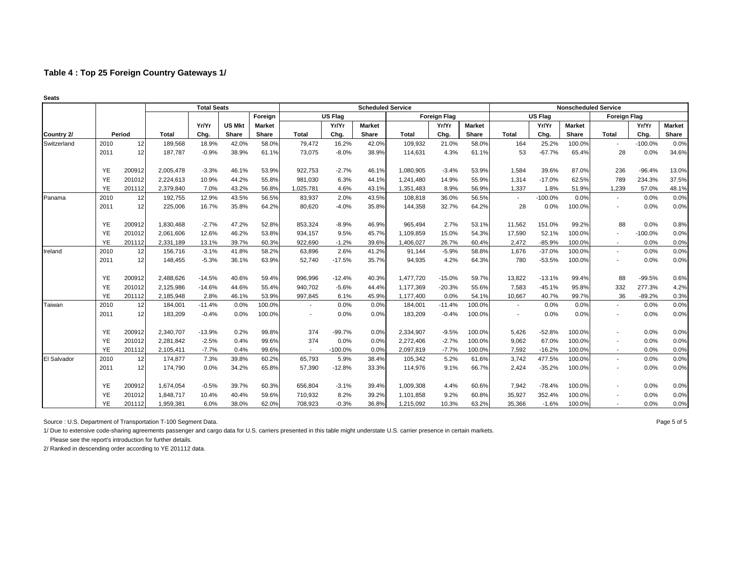## Table 4 : Top 25 Foreign Country Gateways 1/

**Seats**

| | | | Total Seats | | | | Scheduled Service | | | | | | Nonscheduled Service | | | | | |
|---|---|---|---|---|---|---|---|---|---|---|---|---|---|---|---|---|---|---|
| | | | | | | Foreign | US Flag | | | Foreign Flag | | | US Flag | | | Foreign Flag | | |
| | | | | Yr/Yr | US Mkt | Market | | Yr/Yr | Market | | Yr/Yr | Market | | Yr/Yr | Market | | Yr/Yr | Market |
| Country 2/ | Period | | Total | Chg. | Share | Share | Total | Chg. | Share | Total | Chg. | Share | Total | Chg. | Share | Total | Chg. | Share |
| Switzerland | 2010 | 12 | 189,568 | 18.9% | 42.0% | 58.0% | 79,472 | 16.2% | 42.0% | 109,932 | 21.0% | 58.0% | 164 | 25.2% | 100.0% | - | -100.0% | 0.0% |
| | 2011 | 12 | 187,787 | -0.9% | 38.9% | 61.1% | 73,075 | -8.0% | 38.9% | 114,631 | 4.3% | 61.1% | 53 | -67.7% | 65.4% | 28 | 0.0% | 34.6% |
| | YE | 200912 | 2,005,478 | -3.3% | 46.1% | 53.9% | 922,753 | -2.7% | 46.1% | 1,080,905 | -3.4% | 53.9% | 1,584 | 39.6% | 87.0% | 236 | -96.4% | 13.0% |
| | YE | 201012 | 2,224,613 | 10.9% | 44.2% | 55.8% | 981,030 | 6.3% | 44.1% | 1,241,480 | 14.9% | 55.9% | 1,314 | -17.0% | 62.5% | 789 | 234.3% | 37.5% |
| | YE | 201112 | 2,379,840 | 7.0% | 43.2% | 56.8% | 1,025,781 | 4.6% | 43.1% | 1,351,483 | 8.9% | 56.9% | 1,337 | 1.8% | 51.9% | 1,239 | 57.0% | 48.1% |
| Panama | 2010 | 12 | 192,755 | 12.9% | 43.5% | 56.5% | 83,937 | 2.0% | 43.5% | 108,818 | 36.0% | 56.5% | - | -100.0% | 0.0% | - | 0.0% | 0.0% |
| | 2011 | 12 | 225,006 | 16.7% | 35.8% | 64.2% | 80,620 | -4.0% | 35.8% | 144,358 | 32.7% | 64.2% | 28 | 0.0% | 100.0% | - | 0.0% | 0.0% |
| | YE | 200912 | 1,830,468 | -2.7% | 47.2% | 52.8% | 853,324 | -8.9% | 46.9% | 965,494 | 2.7% | 53.1% | 11,562 | 151.0% | 99.2% | 88 | 0.0% | 0.8% |
| | YE | 201012 | 2,061,606 | 12.6% | 46.2% | 53.8% | 934,157 | 9.5% | 45.7% | 1,109,859 | 15.0% | 54.3% | 17,590 | 52.1% | 100.0% | - | -100.0% | 0.0% |
| | YE | 201112 | 2,331,189 | 13.1% | 39.7% | 60.3% | 922,690 | -1.2% | 39.6% | 1,406,027 | 26.7% | 60.4% | 2,472 | -85.9% | 100.0% | - | 0.0% | 0.0% |
| Ireland | 2010 | 12 | 156,716 | -3.1% | 41.8% | 58.2% | 63,896 | 2.6% | 41.2% | 91,144 | -5.9% | 58.8% | 1,676 | -37.0% | 100.0% | - | 0.0% | 0.0% |
| | 2011 | 12 | 148,455 | -5.3% | 36.1% | 63.9% | 52,740 | -17.5% | 35.7% | 94,935 | 4.2% | 64.3% | 780 | -53.5% | 100.0% | - | 0.0% | 0.0% |
| | YE | 200912 | 2,488,626 | -14.5% | 40.6% | 59.4% | 996,996 | -12.4% | 40.3% | 1,477,720 | -15.0% | 59.7% | 13,822 | -13.1% | 99.4% | 88 | -99.5% | 0.6% |
| | YE | 201012 | 2,125,986 | -14.6% | 44.6% | 55.4% | 940,702 | -5.6% | 44.4% | 1,177,369 | -20.3% | 55.6% | 7,583 | -45.1% | 95.8% | 332 | 277.3% | 4.2% |
| | YE | 201112 | 2,185,948 | 2.8% | 46.1% | 53.9% | 997,845 | 6.1% | 45.9% | 1,177,400 | 0.0% | 54.1% | 10,667 | 40.7% | 99.7% | 36 | -89.2% | 0.3% |
| Taiwan | 2010 | 12 | 184,001 | -11.4% | 0.0% | 100.0% | - | 0.0% | 0.0% | 184,001 | -11.4% | 100.0% | - | 0.0% | 0.0% | - | 0.0% | 0.0% |
| | 2011 | 12 | 183,209 | -0.4% | 0.0% | 100.0% | - | 0.0% | 0.0% | 183,209 | -0.4% | 100.0% | - | 0.0% | 0.0% | - | 0.0% | 0.0% |
| | YE | 200912 | 2,340,707 | -13.9% | 0.2% | 99.8% | 374 | -99.7% | 0.0% | 2,334,907 | -9.5% | 100.0% | 5,426 | -52.8% | 100.0% | - | 0.0% | 0.0% |
| | YE | 201012 | 2,281,842 | -2.5% | 0.4% | 99.6% | 374 | 0.0% | 0.0% | 2,272,406 | -2.7% | 100.0% | 9,062 | 67.0% | 100.0% | - | 0.0% | 0.0% |
| | YE | 201112 | 2,105,411 | -7.7% | 0.4% | 99.6% | - | -100.0% | 0.0% | 2,097,819 | -7.7% | 100.0% | 7,592 | -16.2% | 100.0% | - | 0.0% | 0.0% |
| El Salvador | 2010 | 12 | 174,877 | 7.3% | 39.8% | 60.2% | 65,793 | 5.9% | 38.4% | 105,342 | 5.2% | 61.6% | 3,742 | 477.5% | 100.0% | - | 0.0% | 0.0% |
| | 2011 | 12 | 174,790 | 0.0% | 34.2% | 65.8% | 57,390 | -12.8% | 33.3% | 114,976 | 9.1% | 66.7% | 2,424 | -35.2% | 100.0% | - | 0.0% | 0.0% |
| | YE | 200912 | 1,674,054 | -0.5% | 39.7% | 60.3% | 656,804 | -3.1% | 39.4% | 1,009,308 | 4.4% | 60.6% | 7,942 | -78.4% | 100.0% | - | 0.0% | 0.0% |
| | YE | 201012 | 1,848,717 | 10.4% | 40.4% | 59.6% | 710,932 | 8.2% | 39.2% | 1,101,858 | 9.2% | 60.8% | 35,927 | 352.4% | 100.0% | - | 0.0% | 0.0% |
| | YE | 201112 | 1,959,381 | 6.0% | 38.0% | 62.0% | 708,923 | -0.3% | 36.8% | 1,215,092 | 10.3% | 63.2% | 35,366 | -1.6% | 100.0% | - | 0.0% | 0.0% |

Source : U.S. Department of Transportation T-100 Segment Data.

1/ Due to extensive code-sharing agreements passenger and cargo data for U.S. carriers presented in this table might understate U.S. carrier presence in certain markets.
Please see the report's introduction for further details.

2/ Ranked in descending order according to YE 201112 data.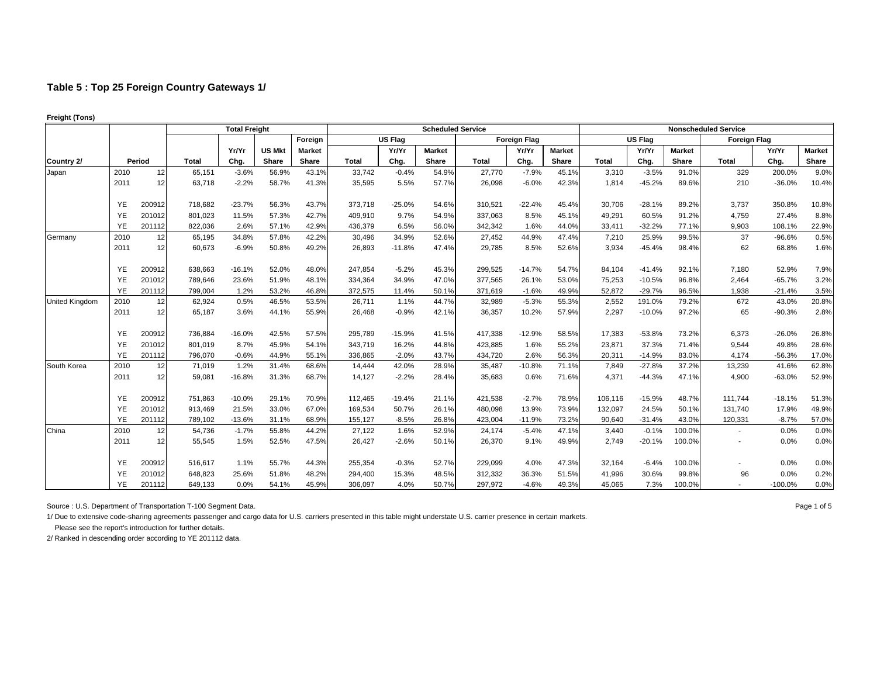## Table 5 : Top 25 Foreign Country Gateways 1/

**Freight (Tons)**

| | | | Total Freight | | | | Scheduled Service | | | | | | Nonscheduled Service | | | | | |
|---|---|---|---|---|---|---|---|---|---|---|---|---|---|---|---|---|---|---|
| | | | | | | Foreign | US Flag | | | Foreign Flag | | | US Flag | | | Foreign Flag | | |
| | | | | Yr/Yr | US Mkt | Market | | Yr/Yr | Market | | Yr/Yr | Market | | Yr/Yr | Market | | Yr/Yr | Market |
| Country 2/ | Period | | Total | Chg. | Share | Share | Total | Chg. | Share | Total | Chg. | Share | Total | Chg. | Share | Total | Chg. | Share |
| Japan | 2010 | 12 | 65,151 | -3.6% | 56.9% | 43.1% | 33,742 | -0.4% | 54.9% | 27,770 | -7.9% | 45.1% | 3,310 | -3.5% | 91.0% | 329 | 200.0% | 9.0% |
| | 2011 | 12 | 63,718 | -2.2% | 58.7% | 41.3% | 35,595 | 5.5% | 57.7% | 26,098 | -6.0% | 42.3% | 1,814 | -45.2% | 89.6% | 210 | -36.0% | 10.4% |
| | YE | 200912 | 718,682 | -23.7% | 56.3% | 43.7% | 373,718 | -25.0% | 54.6% | 310,521 | -22.4% | 45.4% | 30,706 | -28.1% | 89.2% | 3,737 | 350.8% | 10.8% |
| | YE | 201012 | 801,023 | 11.5% | 57.3% | 42.7% | 409,910 | 9.7% | 54.9% | 337,063 | 8.5% | 45.1% | 49,291 | 60.5% | 91.2% | 4,759 | 27.4% | 8.8% |
| | YE | 201112 | 822,036 | 2.6% | 57.1% | 42.9% | 436,379 | 6.5% | 56.0% | 342,342 | 1.6% | 44.0% | 33,411 | -32.2% | 77.1% | 9,903 | 108.1% | 22.9% |
| Germany | 2010 | 12 | 65,195 | 34.8% | 57.8% | 42.2% | 30,496 | 34.9% | 52.6% | 27,452 | 44.9% | 47.4% | 7,210 | 25.9% | 99.5% | 37 | -96.6% | 0.5% |
| | 2011 | 12 | 60,673 | -6.9% | 50.8% | 49.2% | 26,893 | -11.8% | 47.4% | 29,785 | 8.5% | 52.6% | 3,934 | -45.4% | 98.4% | 62 | 68.8% | 1.6% |
| | YE | 200912 | 638,663 | -16.1% | 52.0% | 48.0% | 247,854 | -5.2% | 45.3% | 299,525 | -14.7% | 54.7% | 84,104 | -41.4% | 92.1% | 7,180 | 52.9% | 7.9% |
| | YE | 201012 | 789,646 | 23.6% | 51.9% | 48.1% | 334,364 | 34.9% | 47.0% | 377,565 | 26.1% | 53.0% | 75,253 | -10.5% | 96.8% | 2,464 | -65.7% | 3.2% |
| | YE | 201112 | 799,004 | 1.2% | 53.2% | 46.8% | 372,575 | 11.4% | 50.1% | 371,619 | -1.6% | 49.9% | 52,872 | -29.7% | 96.5% | 1,938 | -21.4% | 3.5% |
| United Kingdom | 2010 | 12 | 62,924 | 0.5% | 46.5% | 53.5% | 26,711 | 1.1% | 44.7% | 32,989 | -5.3% | 55.3% | 2,552 | 191.0% | 79.2% | 672 | 43.0% | 20.8% |
| | 2011 | 12 | 65,187 | 3.6% | 44.1% | 55.9% | 26,468 | -0.9% | 42.1% | 36,357 | 10.2% | 57.9% | 2,297 | -10.0% | 97.2% | 65 | -90.3% | 2.8% |
| | YE | 200912 | 736,884 | -16.0% | 42.5% | 57.5% | 295,789 | -15.9% | 41.5% | 417,338 | -12.9% | 58.5% | 17,383 | -53.8% | 73.2% | 6,373 | -26.0% | 26.8% |
| | YE | 201012 | 801,019 | 8.7% | 45.9% | 54.1% | 343,719 | 16.2% | 44.8% | 423,885 | 1.6% | 55.2% | 23,871 | 37.3% | 71.4% | 9,544 | 49.8% | 28.6% |
| | YE | 201112 | 796,070 | -0.6% | 44.9% | 55.1% | 336,865 | -2.0% | 43.7% | 434,720 | 2.6% | 56.3% | 20,311 | -14.9% | 83.0% | 4,174 | -56.3% | 17.0% |
| South Korea | 2010 | 12 | 71,019 | 1.2% | 31.4% | 68.6% | 14,444 | 42.0% | 28.9% | 35,487 | -10.8% | 71.1% | 7,849 | -27.8% | 37.2% | 13,239 | 41.6% | 62.8% |
| | 2011 | 12 | 59,081 | -16.8% | 31.3% | 68.7% | 14,127 | -2.2% | 28.4% | 35,683 | 0.6% | 71.6% | 4,371 | -44.3% | 47.1% | 4,900 | -63.0% | 52.9% |
| | YE | 200912 | 751,863 | -10.0% | 29.1% | 70.9% | 112,465 | -19.4% | 21.1% | 421,538 | -2.7% | 78.9% | 106,116 | -15.9% | 48.7% | 111,744 | -18.1% | 51.3% |
| | YE | 201012 | 913,469 | 21.5% | 33.0% | 67.0% | 169,534 | 50.7% | 26.1% | 480,098 | 13.9% | 73.9% | 132,097 | 24.5% | 50.1% | 131,740 | 17.9% | 49.9% |
| | YE | 201112 | 789,102 | -13.6% | 31.1% | 68.9% | 155,127 | -8.5% | 26.8% | 423,004 | -11.9% | 73.2% | 90,640 | -31.4% | 43.0% | 120,331 | -8.7% | 57.0% |
| China | 2010 | 12 | 54,736 | -1.7% | 55.8% | 44.2% | 27,122 | 1.6% | 52.9% | 24,174 | -5.4% | 47.1% | 3,440 | -0.1% | 100.0% | - | 0.0% | 0.0% |
| | 2011 | 12 | 55,545 | 1.5% | 52.5% | 47.5% | 26,427 | -2.6% | 50.1% | 26,370 | 9.1% | 49.9% | 2,749 | -20.1% | 100.0% | - | 0.0% | 0.0% |
| | YE | 200912 | 516,617 | 1.1% | 55.7% | 44.3% | 255,354 | -0.3% | 52.7% | 229,099 | 4.0% | 47.3% | 32,164 | -6.4% | 100.0% | - | 0.0% | 0.0% |
| | YE | 201012 | 648,823 | 25.6% | 51.8% | 48.2% | 294,400 | 15.3% | 48.5% | 312,332 | 36.3% | 51.5% | 41,996 | 30.6% | 99.8% | 96 | 0.0% | 0.2% |
| | YE | 201112 | 649,133 | 0.0% | 54.1% | 45.9% | 306,097 | 4.0% | 50.7% | 297,972 | -4.6% | 49.3% | 45,065 | 7.3% | 100.0% | - | -100.0% | 0.0% |

Source : U.S. Department of Transportation T-100 Segment Data.

1/ Due to extensive code-sharing agreements passenger and cargo data for U.S. carriers presented in this table might understate U.S. carrier presence in certain markets.
Please see the report's introduction for further details.

2/ Ranked in descending order according to YE 201112 data.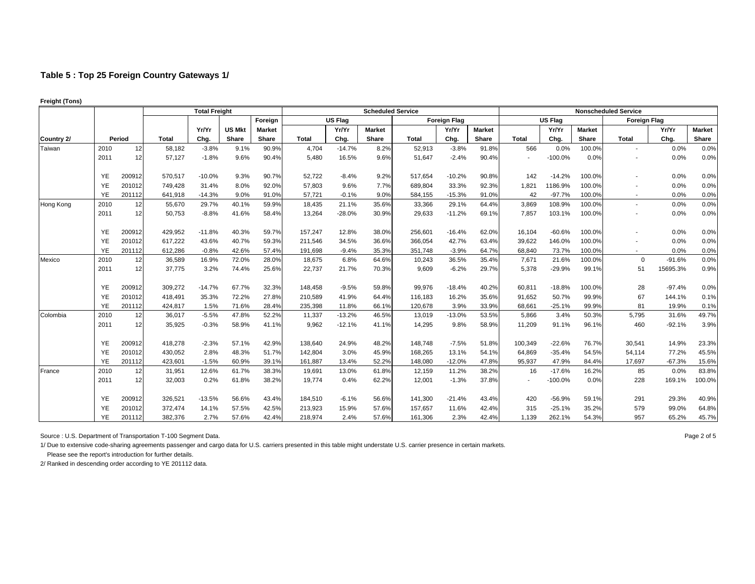## Table 5 : Top 25 Foreign Country Gateways 1/

**Freight (Tons)**

| | | | Total Freight | | | | Scheduled Service | | | | | | Nonscheduled Service | | | | | |
|---|---|---|---|---|---|---|---|---|---|---|---|---|---|---|---|---|---|---|
| | | | | | | Foreign | US Flag | | | Foreign Flag | | | US Flag | | | Foreign Flag | | |
| | | | | Yr/Yr | US Mkt | Market | | Yr/Yr | Market | | Yr/Yr | Market | | Yr/Yr | Market | | Yr/Yr | Market |
| Country 2/ | Period | | Total | Chg. | Share | Share | Total | Chg. | Share | Total | Chg. | Share | Total | Chg. | Share | Total | Chg. | Share |
| Taiwan | 2010 | 12 | 58,182 | -3.8% | 9.1% | 90.9% | 4,704 | -14.7% | 8.2% | 52,913 | -3.8% | 91.8% | 566 | 0.0% | 100.0% | - | 0.0% | 0.0% |
| | 2011 | 12 | 57,127 | -1.8% | 9.6% | 90.4% | 5,480 | 16.5% | 9.6% | 51,647 | -2.4% | 90.4% | - | -100.0% | 0.0% | - | 0.0% | 0.0% |
| | YE | 200912 | 570,517 | -10.0% | 9.3% | 90.7% | 52,722 | -8.4% | 9.2% | 517,654 | -10.2% | 90.8% | 142 | -14.2% | 100.0% | - | 0.0% | 0.0% |
| | YE | 201012 | 749,428 | 31.4% | 8.0% | 92.0% | 57,803 | 9.6% | 7.7% | 689,804 | 33.3% | 92.3% | 1,821 | 1186.9% | 100.0% | - | 0.0% | 0.0% |
| | YE | 201112 | 641,918 | -14.3% | 9.0% | 91.0% | 57,721 | -0.1% | 9.0% | 584,155 | -15.3% | 91.0% | 42 | -97.7% | 100.0% | - | 0.0% | 0.0% |
| Hong Kong | 2010 | 12 | 55,670 | 29.7% | 40.1% | 59.9% | 18,435 | 21.1% | 35.6% | 33,366 | 29.1% | 64.4% | 3,869 | 108.9% | 100.0% | - | 0.0% | 0.0% |
| | 2011 | 12 | 50,753 | -8.8% | 41.6% | 58.4% | 13,264 | -28.0% | 30.9% | 29,633 | -11.2% | 69.1% | 7,857 | 103.1% | 100.0% | - | 0.0% | 0.0% |
| | YE | 200912 | 429,952 | -11.8% | 40.3% | 59.7% | 157,247 | 12.8% | 38.0% | 256,601 | -16.4% | 62.0% | 16,104 | -60.6% | 100.0% | - | 0.0% | 0.0% |
| | YE | 201012 | 617,222 | 43.6% | 40.7% | 59.3% | 211,546 | 34.5% | 36.6% | 366,054 | 42.7% | 63.4% | 39,622 | 146.0% | 100.0% | - | 0.0% | 0.0% |
| | YE | 201112 | 612,286 | -0.8% | 42.6% | 57.4% | 191,698 | -9.4% | 35.3% | 351,748 | -3.9% | 64.7% | 68,840 | 73.7% | 100.0% | - | 0.0% | 0.0% |
| Mexico | 2010 | 12 | 36,589 | 16.9% | 72.0% | 28.0% | 18,675 | 6.8% | 64.6% | 10,243 | 36.5% | 35.4% | 7,671 | 21.6% | 100.0% | 0 | -91.6% | 0.0% |
| | 2011 | 12 | 37,775 | 3.2% | 74.4% | 25.6% | 22,737 | 21.7% | 70.3% | 9,609 | -6.2% | 29.7% | 5,378 | -29.9% | 99.1% | 51 | 15695.3% | 0.9% |
| | YE | 200912 | 309,272 | -14.7% | 67.7% | 32.3% | 148,458 | -9.5% | 59.8% | 99,976 | -18.4% | 40.2% | 60,811 | -18.8% | 100.0% | 28 | -97.4% | 0.0% |
| | YE | 201012 | 418,491 | 35.3% | 72.2% | 27.8% | 210,589 | 41.9% | 64.4% | 116,183 | 16.2% | 35.6% | 91,652 | 50.7% | 99.9% | 67 | 144.1% | 0.1% |
| | YE | 201112 | 424,817 | 1.5% | 71.6% | 28.4% | 235,398 | 11.8% | 66.1% | 120,678 | 3.9% | 33.9% | 68,661 | -25.1% | 99.9% | 81 | 19.9% | 0.1% |
| Colombia | 2010 | 12 | 36,017 | -5.5% | 47.8% | 52.2% | 11,337 | -13.2% | 46.5% | 13,019 | -13.0% | 53.5% | 5,866 | 3.4% | 50.3% | 5,795 | 31.6% | 49.7% |
| | 2011 | 12 | 35,925 | -0.3% | 58.9% | 41.1% | 9,962 | -12.1% | 41.1% | 14,295 | 9.8% | 58.9% | 11,209 | 91.1% | 96.1% | 460 | -92.1% | 3.9% |
| | YE | 200912 | 418,278 | -2.3% | 57.1% | 42.9% | 138,640 | 24.9% | 48.2% | 148,748 | -7.5% | 51.8% | 100,349 | -22.6% | 76.7% | 30,541 | 14.9% | 23.3% |
| | YE | 201012 | 430,052 | 2.8% | 48.3% | 51.7% | 142,804 | 3.0% | 45.9% | 168,265 | 13.1% | 54.1% | 64,869 | -35.4% | 54.5% | 54,114 | 77.2% | 45.5% |
| | YE | 201112 | 423,601 | -1.5% | 60.9% | 39.1% | 161,887 | 13.4% | 52.2% | 148,080 | -12.0% | 47.8% | 95,937 | 47.9% | 84.4% | 17,697 | -67.3% | 15.6% |
| France | 2010 | 12 | 31,951 | 12.6% | 61.7% | 38.3% | 19,691 | 13.0% | 61.8% | 12,159 | 11.2% | 38.2% | 16 | -17.6% | 16.2% | 85 | 0.0% | 83.8% |
| | 2011 | 12 | 32,003 | 0.2% | 61.8% | 38.2% | 19,774 | 0.4% | 62.2% | 12,001 | -1.3% | 37.8% | - | -100.0% | 0.0% | 228 | 169.1% | 100.0% |
| | YE | 200912 | 326,521 | -13.5% | 56.6% | 43.4% | 184,510 | -6.1% | 56.6% | 141,300 | -21.4% | 43.4% | 420 | -56.9% | 59.1% | 291 | 29.3% | 40.9% |
| | YE | 201012 | 372,474 | 14.1% | 57.5% | 42.5% | 213,923 | 15.9% | 57.6% | 157,657 | 11.6% | 42.4% | 315 | -25.1% | 35.2% | 579 | 99.0% | 64.8% |
| | YE | 201112 | 382,376 | 2.7% | 57.6% | 42.4% | 218,974 | 2.4% | 57.6% | 161,306 | 2.3% | 42.4% | 1,139 | 262.1% | 54.3% | 957 | 65.2% | 45.7% |

Source : U.S. Department of Transportation T-100 Segment Data.

1/ Due to extensive code-sharing agreements passenger and cargo data for U.S. carriers presented in this table might understate U.S. carrier presence in certain markets. Please see the report's introduction for further details.

2/ Ranked in descending order according to YE 201112 data.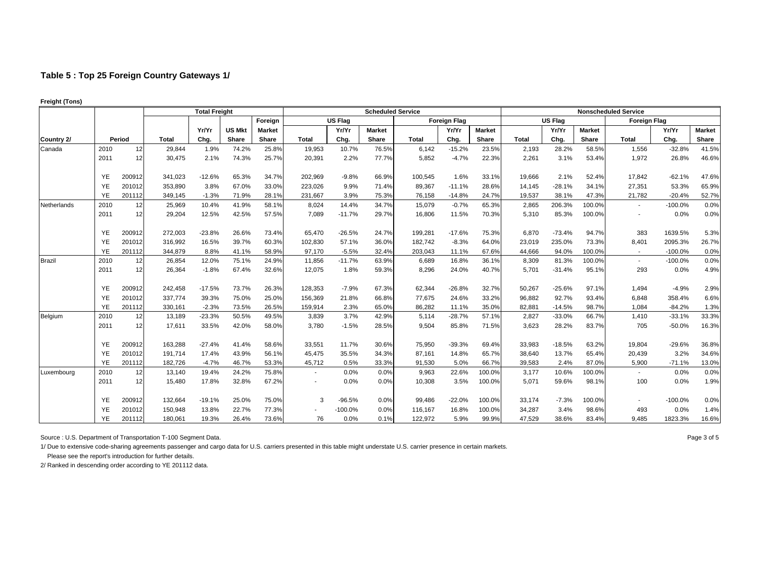## Table 5 : Top 25 Foreign Country Gateways 1/

**Freight (Tons)**

| | | | Total Freight | | | | Scheduled Service | | | | | | Nonscheduled Service | | | | | |
|---|---|---|---|---|---|---|---|---|---|---|---|---|---|---|---|---|---|---|
| | | | | | | Foreign | US Flag | | | Foreign Flag | | | US Flag | | | Foreign Flag | | |
| | | | | Yr/Yr | US Mkt | Market | | Yr/Yr | Market | | Yr/Yr | Market | | Yr/Yr | Market | | Yr/Yr | Market |
| Country 2/ | Period | | Total | Chg. | Share | Share | Total | Chg. | Share | Total | Chg. | Share | Total | Chg. | Share | Total | Chg. | Share |
| Canada | 2010 | 12 | 29,844 | 1.9% | 74.2% | 25.8% | 19,953 | 10.7% | 76.5% | 6,142 | -15.2% | 23.5% | 2,193 | 28.2% | 58.5% | 1,556 | -32.8% | 41.5% |
| | 2011 | 12 | 30,475 | 2.1% | 74.3% | 25.7% | 20,391 | 2.2% | 77.7% | 5,852 | -4.7% | 22.3% | 2,261 | 3.1% | 53.4% | 1,972 | 26.8% | 46.6% |
| | YE | 200912 | 341,023 | -12.6% | 65.3% | 34.7% | 202,969 | -9.8% | 66.9% | 100,545 | 1.6% | 33.1% | 19,666 | 2.1% | 52.4% | 17,842 | -62.1% | 47.6% |
| | YE | 201012 | 353,890 | 3.8% | 67.0% | 33.0% | 223,026 | 9.9% | 71.4% | 89,367 | -11.1% | 28.6% | 14,145 | -28.1% | 34.1% | 27,351 | 53.3% | 65.9% |
| | YE | 201112 | 349,145 | -1.3% | 71.9% | 28.1% | 231,667 | 3.9% | 75.3% | 76,158 | -14.8% | 24.7% | 19,537 | 38.1% | 47.3% | 21,782 | -20.4% | 52.7% |
| Netherlands | 2010 | 12 | 25,969 | 10.4% | 41.9% | 58.1% | 8,024 | 14.4% | 34.7% | 15,079 | -0.7% | 65.3% | 2,865 | 206.3% | 100.0% | - | -100.0% | 0.0% |
| | 2011 | 12 | 29,204 | 12.5% | 42.5% | 57.5% | 7,089 | -11.7% | 29.7% | 16,806 | 11.5% | 70.3% | 5,310 | 85.3% | 100.0% | - | 0.0% | 0.0% |
| | YE | 200912 | 272,003 | -23.8% | 26.6% | 73.4% | 65,470 | -26.5% | 24.7% | 199,281 | -17.6% | 75.3% | 6,870 | -73.4% | 94.7% | 383 | 1639.5% | 5.3% |
| | YE | 201012 | 316,992 | 16.5% | 39.7% | 60.3% | 102,830 | 57.1% | 36.0% | 182,742 | -8.3% | 64.0% | 23,019 | 235.0% | 73.3% | 8,401 | 2095.3% | 26.7% |
| | YE | 201112 | 344,879 | 8.8% | 41.1% | 58.9% | 97,170 | -5.5% | 32.4% | 203,043 | 11.1% | 67.6% | 44,666 | 94.0% | 100.0% | - | -100.0% | 0.0% |
| Brazil | 2010 | 12 | 26,854 | 12.0% | 75.1% | 24.9% | 11,856 | -11.7% | 63.9% | 6,689 | 16.8% | 36.1% | 8,309 | 81.3% | 100.0% | - | -100.0% | 0.0% |
| | 2011 | 12 | 26,364 | -1.8% | 67.4% | 32.6% | 12,075 | 1.8% | 59.3% | 8,296 | 24.0% | 40.7% | 5,701 | -31.4% | 95.1% | 293 | 0.0% | 4.9% |
| | YE | 200912 | 242,458 | -17.5% | 73.7% | 26.3% | 128,353 | -7.9% | 67.3% | 62,344 | -26.8% | 32.7% | 50,267 | -25.6% | 97.1% | 1,494 | -4.9% | 2.9% |
| | YE | 201012 | 337,774 | 39.3% | 75.0% | 25.0% | 156,369 | 21.8% | 66.8% | 77,675 | 24.6% | 33.2% | 96,882 | 92.7% | 93.4% | 6,848 | 358.4% | 6.6% |
| | YE | 201112 | 330,161 | -2.3% | 73.5% | 26.5% | 159,914 | 2.3% | 65.0% | 86,282 | 11.1% | 35.0% | 82,881 | -14.5% | 98.7% | 1,084 | -84.2% | 1.3% |
| Belgium | 2010 | 12 | 13,189 | -23.3% | 50.5% | 49.5% | 3,839 | 3.7% | 42.9% | 5,114 | -28.7% | 57.1% | 2,827 | -33.0% | 66.7% | 1,410 | -33.1% | 33.3% |
| | 2011 | 12 | 17,611 | 33.5% | 42.0% | 58.0% | 3,780 | -1.5% | 28.5% | 9,504 | 85.8% | 71.5% | 3,623 | 28.2% | 83.7% | 705 | -50.0% | 16.3% |
| | YE | 200912 | 163,288 | -27.4% | 41.4% | 58.6% | 33,551 | 11.7% | 30.6% | 75,950 | -39.3% | 69.4% | 33,983 | -18.5% | 63.2% | 19,804 | -29.6% | 36.8% |
| | YE | 201012 | 191,714 | 17.4% | 43.9% | 56.1% | 45,475 | 35.5% | 34.3% | 87,161 | 14.8% | 65.7% | 38,640 | 13.7% | 65.4% | 20,439 | 3.2% | 34.6% |
| | YE | 201112 | 182,726 | -4.7% | 46.7% | 53.3% | 45,712 | 0.5% | 33.3% | 91,530 | 5.0% | 66.7% | 39,583 | 2.4% | 87.0% | 5,900 | -71.1% | 13.0% |
| Luxembourg | 2010 | 12 | 13,140 | 19.4% | 24.2% | 75.8% | - | 0.0% | 0.0% | 9,963 | 22.6% | 100.0% | 3,177 | 10.6% | 100.0% | - | 0.0% | 0.0% |
| | 2011 | 12 | 15,480 | 17.8% | 32.8% | 67.2% | - | 0.0% | 0.0% | 10,308 | 3.5% | 100.0% | 5,071 | 59.6% | 98.1% | 100 | 0.0% | 1.9% |
| | YE | 200912 | 132,664 | -19.1% | 25.0% | 75.0% | 3 | -96.5% | 0.0% | 99,486 | -22.0% | 100.0% | 33,174 | -7.3% | 100.0% | - | -100.0% | 0.0% |
| | YE | 201012 | 150,948 | 13.8% | 22.7% | 77.3% | - | -100.0% | 0.0% | 116,167 | 16.8% | 100.0% | 34,287 | 3.4% | 98.6% | 493 | 0.0% | 1.4% |
| | YE | 201112 | 180,061 | 19.3% | 26.4% | 73.6% | 76 | 0.0% | 0.1% | 122,972 | 5.9% | 99.9% | 47,529 | 38.6% | 83.4% | 9,485 | 1823.3% | 16.6% |

Source : U.S. Department of Transportation T-100 Segment Data.

1/ Due to extensive code-sharing agreements passenger and cargo data for U.S. carriers presented in this table might understate U.S. carrier presence in certain markets.
Please see the report's introduction for further details.

2/ Ranked in descending order according to YE 201112 data.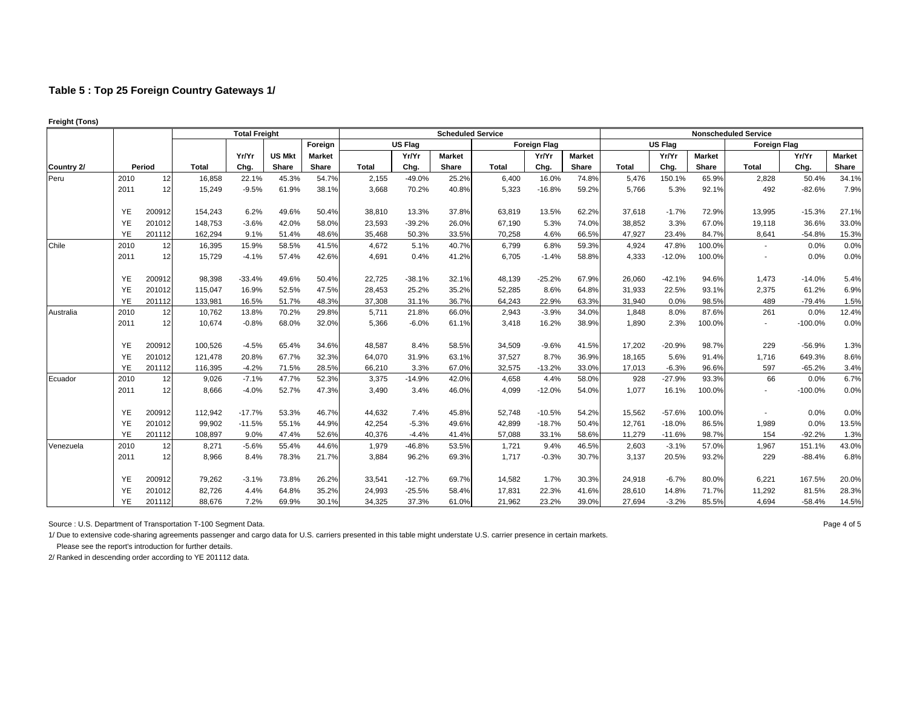### Table 5 : Top 25 Foreign Country Gateways 1/

**Freight (Tons)**

| | | | Total Freight | | | | Scheduled Service | | | | | | Nonscheduled Service | | | | | |
|---|---|---|---|---|---|---|---|---|---|---|---|---|---|---|---|---|---|---|
| | | | | | | Foreign | US Flag | | | Foreign Flag | | | US Flag | | | Foreign Flag | | |
| | | | | Yr/Yr | US Mkt | Market | | Yr/Yr | Market | | Yr/Yr | Market | | Yr/Yr | Market | | Yr/Yr | Market |
| Country 2/ | Period | | Total | Chg. | Share | Share | Total | Chg. | Share | Total | Chg. | Share | Total | Chg. | Share | Total | Chg. | Share |
| Peru | 2010 | 12 | 16,858 | 22.1% | 45.3% | 54.7% | 2,155 | -49.0% | 25.2% | 6,400 | 16.0% | 74.8% | 5,476 | 150.1% | 65.9% | 2,828 | 50.4% | 34.1% |
| | 2011 | 12 | 15,249 | -9.5% | 61.9% | 38.1% | 3,668 | 70.2% | 40.8% | 5,323 | -16.8% | 59.2% | 5,766 | 5.3% | 92.1% | 492 | -82.6% | 7.9% |
| | YE | 200912 | 154,243 | 6.2% | 49.6% | 50.4% | 38,810 | 13.3% | 37.8% | 63,819 | 13.5% | 62.2% | 37,618 | -1.7% | 72.9% | 13,995 | -15.3% | 27.1% |
| | YE | 201012 | 148,753 | -3.6% | 42.0% | 58.0% | 23,593 | -39.2% | 26.0% | 67,190 | 5.3% | 74.0% | 38,852 | 3.3% | 67.0% | 19,118 | 36.6% | 33.0% |
| | YE | 201112 | 162,294 | 9.1% | 51.4% | 48.6% | 35,468 | 50.3% | 33.5% | 70,258 | 4.6% | 66.5% | 47,927 | 23.4% | 84.7% | 8,641 | -54.8% | 15.3% |
| Chile | 2010 | 12 | 16,395 | 15.9% | 58.5% | 41.5% | 4,672 | 5.1% | 40.7% | 6,799 | 6.8% | 59.3% | 4,924 | 47.8% | 100.0% | - | 0.0% | 0.0% |
| | 2011 | 12 | 15,729 | -4.1% | 57.4% | 42.6% | 4,691 | 0.4% | 41.2% | 6,705 | -1.4% | 58.8% | 4,333 | -12.0% | 100.0% | - | 0.0% | 0.0% |
| | YE | 200912 | 98,398 | -33.4% | 49.6% | 50.4% | 22,725 | -38.1% | 32.1% | 48,139 | -25.2% | 67.9% | 26,060 | -42.1% | 94.6% | 1,473 | -14.0% | 5.4% |
| | YE | 201012 | 115,047 | 16.9% | 52.5% | 47.5% | 28,453 | 25.2% | 35.2% | 52,285 | 8.6% | 64.8% | 31,933 | 22.5% | 93.1% | 2,375 | 61.2% | 6.9% |
| | YE | 201112 | 133,981 | 16.5% | 51.7% | 48.3% | 37,308 | 31.1% | 36.7% | 64,243 | 22.9% | 63.3% | 31,940 | 0.0% | 98.5% | 489 | -79.4% | 1.5% |
| Australia | 2010 | 12 | 10,762 | 13.8% | 70.2% | 29.8% | 5,711 | 21.8% | 66.0% | 2,943 | -3.9% | 34.0% | 1,848 | 8.0% | 87.6% | 261 | 0.0% | 12.4% |
| | 2011 | 12 | 10,674 | -0.8% | 68.0% | 32.0% | 5,366 | -6.0% | 61.1% | 3,418 | 16.2% | 38.9% | 1,890 | 2.3% | 100.0% | - | -100.0% | 0.0% |
| | YE | 200912 | 100,526 | -4.5% | 65.4% | 34.6% | 48,587 | 8.4% | 58.5% | 34,509 | -9.6% | 41.5% | 17,202 | -20.9% | 98.7% | 229 | -56.9% | 1.3% |
| | YE | 201012 | 121,478 | 20.8% | 67.7% | 32.3% | 64,070 | 31.9% | 63.1% | 37,527 | 8.7% | 36.9% | 18,165 | 5.6% | 91.4% | 1,716 | 649.3% | 8.6% |
| | YE | 201112 | 116,395 | -4.2% | 71.5% | 28.5% | 66,210 | 3.3% | 67.0% | 32,575 | -13.2% | 33.0% | 17,013 | -6.3% | 96.6% | 597 | -65.2% | 3.4% |
| Ecuador | 2010 | 12 | 9,026 | -7.1% | 47.7% | 52.3% | 3,375 | -14.9% | 42.0% | 4,658 | 4.4% | 58.0% | 928 | -27.9% | 93.3% | 66 | 0.0% | 6.7% |
| | 2011 | 12 | 8,666 | -4.0% | 52.7% | 47.3% | 3,490 | 3.4% | 46.0% | 4,099 | -12.0% | 54.0% | 1,077 | 16.1% | 100.0% | - | -100.0% | 0.0% |
| | YE | 200912 | 112,942 | -17.7% | 53.3% | 46.7% | 44,632 | 7.4% | 45.8% | 52,748 | -10.5% | 54.2% | 15,562 | -57.6% | 100.0% | - | 0.0% | 0.0% |
| | YE | 201012 | 99,902 | -11.5% | 55.1% | 44.9% | 42,254 | -5.3% | 49.6% | 42,899 | -18.7% | 50.4% | 12,761 | -18.0% | 86.5% | 1,989 | 0.0% | 13.5% |
| | YE | 201112 | 108,897 | 9.0% | 47.4% | 52.6% | 40,376 | -4.4% | 41.4% | 57,088 | 33.1% | 58.6% | 11,279 | -11.6% | 98.7% | 154 | -92.2% | 1.3% |
| Venezuela | 2010 | 12 | 8,271 | -5.6% | 55.4% | 44.6% | 1,979 | -46.8% | 53.5% | 1,721 | 9.4% | 46.5% | 2,603 | -3.1% | 57.0% | 1,967 | 151.1% | 43.0% |
| | 2011 | 12 | 8,966 | 8.4% | 78.3% | 21.7% | 3,884 | 96.2% | 69.3% | 1,717 | -0.3% | 30.7% | 3,137 | 20.5% | 93.2% | 229 | -88.4% | 6.8% |
| | YE | 200912 | 79,262 | -3.1% | 73.8% | 26.2% | 33,541 | -12.7% | 69.7% | 14,582 | 1.7% | 30.3% | 24,918 | -6.7% | 80.0% | 6,221 | 167.5% | 20.0% |
| | YE | 201012 | 82,726 | 4.4% | 64.8% | 35.2% | 24,993 | -25.5% | 58.4% | 17,831 | 22.3% | 41.6% | 28,610 | 14.8% | 71.7% | 11,292 | 81.5% | 28.3% |
| | YE | 201112 | 88,676 | 7.2% | 69.9% | 30.1% | 34,325 | 37.3% | 61.0% | 21,962 | 23.2% | 39.0% | 27,694 | -3.2% | 85.5% | 4,694 | -58.4% | 14.5% |

Source : U.S. Department of Transportation T-100 Segment Data.

1/ Due to extensive code-sharing agreements passenger and cargo data for U.S. carriers presented in this table might understate U.S. carrier presence in certain markets.
Please see the report's introduction for further details.

2/ Ranked in descending order according to YE 201112 data.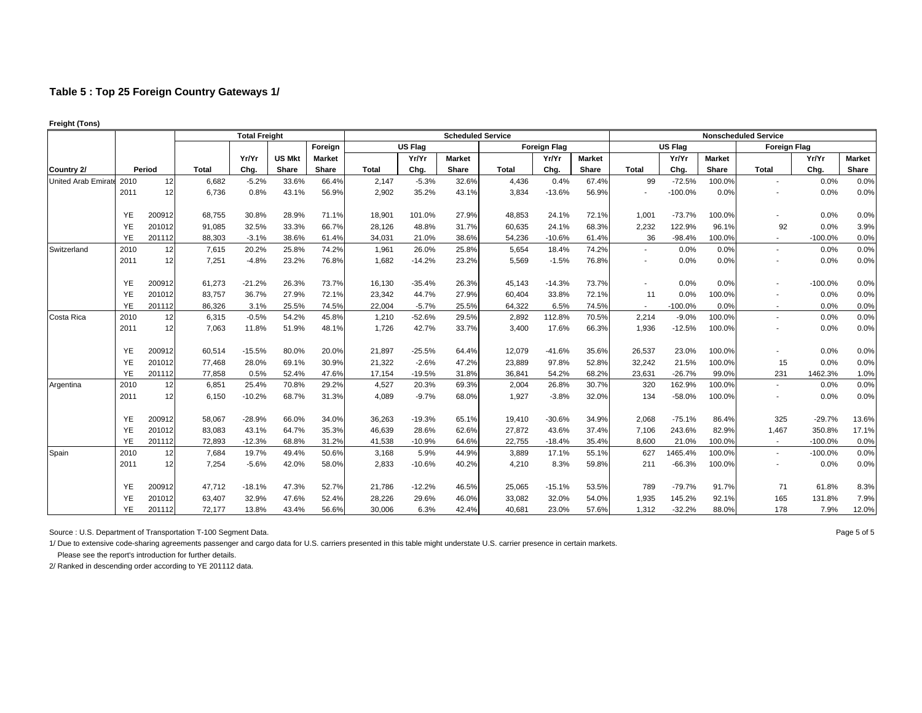## Table 5 : Top 25 Foreign Country Gateways 1/

**Freight (Tons)**

| | | | Total Freight | | | | Scheduled Service | | | | | | Nonscheduled Service | | | | | |
|---|---|---|---|---|---|---|---|---|---|---|---|---|---|---|---|---|---|---|
| | | | | | | Foreign | US Flag | | | Foreign Flag | | | US Flag | | | Foreign Flag | | |
| | | | | Yr/Yr | US Mkt | Market | | Yr/Yr | Market | | Yr/Yr | Market | | Yr/Yr | Market | | Yr/Yr | Market |
| Country 2/ | Period | | Total | Chg. | Share | Share | Total | Chg. | Share | Total | Chg. | Share | Total | Chg. | Share | Total | Chg. | Share |
| United Arab Emirate | 2010 | 12 | 6,682 | -5.2% | 33.6% | 66.4% | 2,147 | -5.3% | 32.6% | 4,436 | 0.4% | 67.4% | 99 | -72.5% | 100.0% | - | 0.0% | 0.0% |
| | 2011 | 12 | 6,736 | 0.8% | 43.1% | 56.9% | 2,902 | 35.2% | 43.1% | 3,834 | -13.6% | 56.9% | - | -100.0% | 0.0% | - | 0.0% | 0.0% |
| | YE | 200912 | 68,755 | 30.8% | 28.9% | 71.1% | 18,901 | 101.0% | 27.9% | 48,853 | 24.1% | 72.1% | 1,001 | -73.7% | 100.0% | - | 0.0% | 0.0% |
| | YE | 201012 | 91,085 | 32.5% | 33.3% | 66.7% | 28,126 | 48.8% | 31.7% | 60,635 | 24.1% | 68.3% | 2,232 | 122.9% | 96.1% | 92 | 0.0% | 3.9% |
| | YE | 201112 | 88,303 | -3.1% | 38.6% | 61.4% | 34,031 | 21.0% | 38.6% | 54,236 | -10.6% | 61.4% | 36 | -98.4% | 100.0% | - | -100.0% | 0.0% |
| Switzerland | 2010 | 12 | 7,615 | 20.2% | 25.8% | 74.2% | 1,961 | 26.0% | 25.8% | 5,654 | 18.4% | 74.2% | - | 0.0% | 0.0% | - | 0.0% | 0.0% |
| | 2011 | 12 | 7,251 | -4.8% | 23.2% | 76.8% | 1,682 | -14.2% | 23.2% | 5,569 | -1.5% | 76.8% | - | 0.0% | 0.0% | - | 0.0% | 0.0% |
| | YE | 200912 | 61,273 | -21.2% | 26.3% | 73.7% | 16,130 | -35.4% | 26.3% | 45,143 | -14.3% | 73.7% | - | 0.0% | 0.0% | - | -100.0% | 0.0% |
| | YE | 201012 | 83,757 | 36.7% | 27.9% | 72.1% | 23,342 | 44.7% | 27.9% | 60,404 | 33.8% | 72.1% | 11 | 0.0% | 100.0% | - | 0.0% | 0.0% |
| | YE | 201112 | 86,326 | 3.1% | 25.5% | 74.5% | 22,004 | -5.7% | 25.5% | 64,322 | 6.5% | 74.5% | - | -100.0% | 0.0% | - | 0.0% | 0.0% |
| Costa Rica | 2010 | 12 | 6,315 | -0.5% | 54.2% | 45.8% | 1,210 | -52.6% | 29.5% | 2,892 | 112.8% | 70.5% | 2,214 | -9.0% | 100.0% | - | 0.0% | 0.0% |
| | 2011 | 12 | 7,063 | 11.8% | 51.9% | 48.1% | 1,726 | 42.7% | 33.7% | 3,400 | 17.6% | 66.3% | 1,936 | -12.5% | 100.0% | - | 0.0% | 0.0% |
| | YE | 200912 | 60,514 | -15.5% | 80.0% | 20.0% | 21,897 | -25.5% | 64.4% | 12,079 | -41.6% | 35.6% | 26,537 | 23.0% | 100.0% | - | 0.0% | 0.0% |
| | YE | 201012 | 77,468 | 28.0% | 69.1% | 30.9% | 21,322 | -2.6% | 47.2% | 23,889 | 97.8% | 52.8% | 32,242 | 21.5% | 100.0% | 15 | 0.0% | 0.0% |
| | YE | 201112 | 77,858 | 0.5% | 52.4% | 47.6% | 17,154 | -19.5% | 31.8% | 36,841 | 54.2% | 68.2% | 23,631 | -26.7% | 99.0% | 231 | 1462.3% | 1.0% |
| Argentina | 2010 | 12 | 6,851 | 25.4% | 70.8% | 29.2% | 4,527 | 20.3% | 69.3% | 2,004 | 26.8% | 30.7% | 320 | 162.9% | 100.0% | - | 0.0% | 0.0% |
| | 2011 | 12 | 6,150 | -10.2% | 68.7% | 31.3% | 4,089 | -9.7% | 68.0% | 1,927 | -3.8% | 32.0% | 134 | -58.0% | 100.0% | - | 0.0% | 0.0% |
| | YE | 200912 | 58,067 | -28.9% | 66.0% | 34.0% | 36,263 | -19.3% | 65.1% | 19,410 | -30.6% | 34.9% | 2,068 | -75.1% | 86.4% | 325 | -29.7% | 13.6% |
| | YE | 201012 | 83,083 | 43.1% | 64.7% | 35.3% | 46,639 | 28.6% | 62.6% | 27,872 | 43.6% | 37.4% | 7,106 | 243.6% | 82.9% | 1,467 | 350.8% | 17.1% |
| | YE | 201112 | 72,893 | -12.3% | 68.8% | 31.2% | 41,538 | -10.9% | 64.6% | 22,755 | -18.4% | 35.4% | 8,600 | 21.0% | 100.0% | - | -100.0% | 0.0% |
| Spain | 2010 | 12 | 7,684 | 19.7% | 49.4% | 50.6% | 3,168 | 5.9% | 44.9% | 3,889 | 17.1% | 55.1% | 627 | 1465.4% | 100.0% | - | -100.0% | 0.0% |
| | 2011 | 12 | 7,254 | -5.6% | 42.0% | 58.0% | 2,833 | -10.6% | 40.2% | 4,210 | 8.3% | 59.8% | 211 | -66.3% | 100.0% | - | 0.0% | 0.0% |
| | YE | 200912 | 47,712 | -18.1% | 47.3% | 52.7% | 21,786 | -12.2% | 46.5% | 25,065 | -15.1% | 53.5% | 789 | -79.7% | 91.7% | 71 | 61.8% | 8.3% |
| | YE | 201012 | 63,407 | 32.9% | 47.6% | 52.4% | 28,226 | 29.6% | 46.0% | 33,082 | 32.0% | 54.0% | 1,935 | 145.2% | 92.1% | 165 | 131.8% | 7.9% |
| | YE | 201112 | 72,177 | 13.8% | 43.4% | 56.6% | 30,006 | 6.3% | 42.4% | 40,681 | 23.0% | 57.6% | 1,312 | -32.2% | 88.0% | 178 | 7.9% | 12.0% |

Source : U.S. Department of Transportation T-100 Segment Data.

1/ Due to extensive code-sharing agreements passenger and cargo data for U.S. carriers presented in this table might understate U.S. carrier presence in certain markets.
Please see the report's introduction for further details.

2/ Ranked in descending order according to YE 201112 data.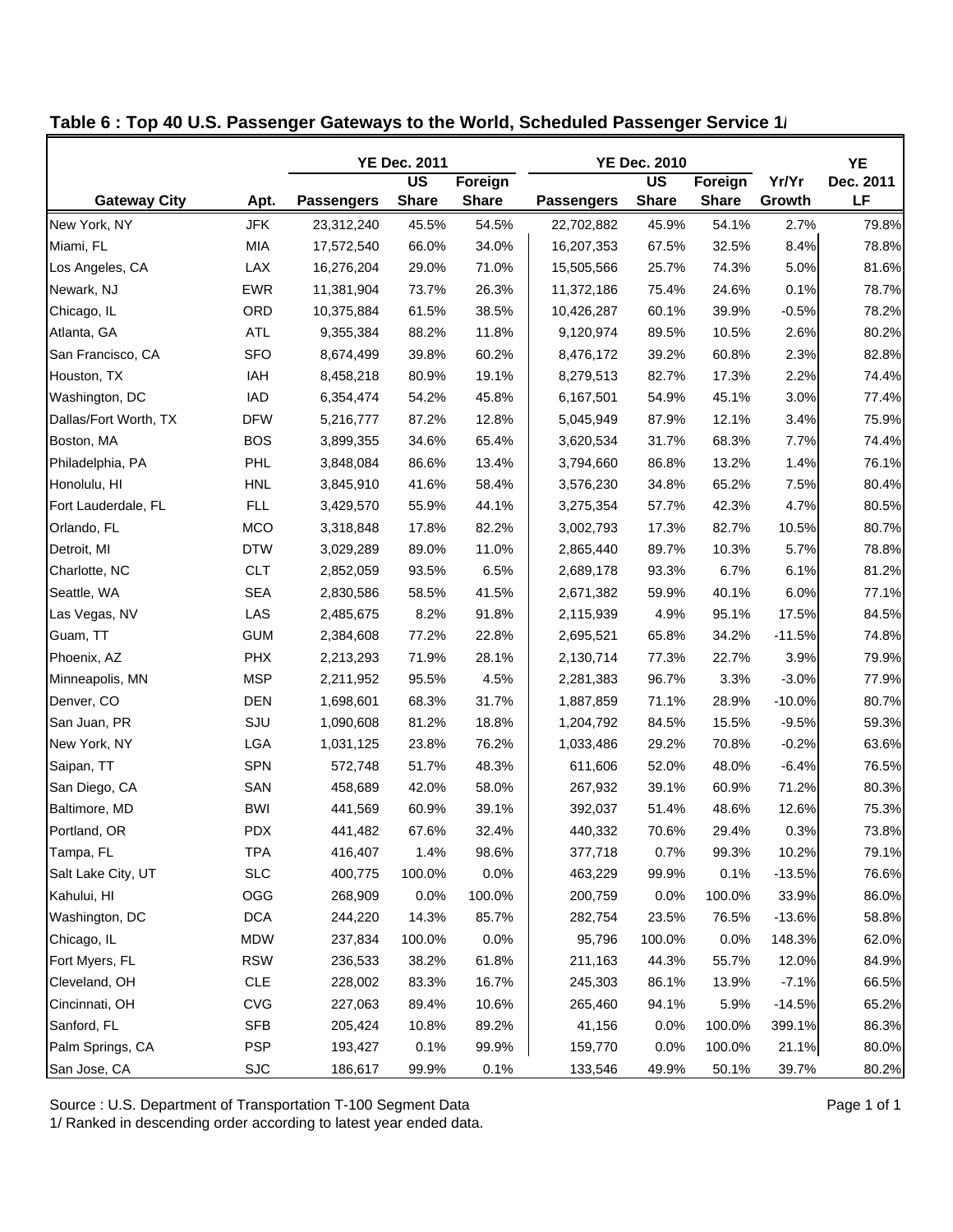## Table 6 : Top 40 U.S. Passenger Gateways to the World, Scheduled Passenger Service 1/

| | | YE Dec. 2011 | | | YE Dec. 2010 | | | | YE |
|---|---|---|---|---|---|---|---|---|---|
| Gateway City | Apt. | Passengers | US Share | Foreign Share | Passengers | US Share | Foreign Share | Yr/Yr Growth | Dec. 2011 LF |
| New York, NY | JFK | 23,312,240 | 45.5% | 54.5% | 22,702,882 | 45.9% | 54.1% | 2.7% | 79.8% |
| Miami, FL | MIA | 17,572,540 | 66.0% | 34.0% | 16,207,353 | 67.5% | 32.5% | 8.4% | 78.8% |
| Los Angeles, CA | LAX | 16,276,204 | 29.0% | 71.0% | 15,505,566 | 25.7% | 74.3% | 5.0% | 81.6% |
| Newark, NJ | EWR | 11,381,904 | 73.7% | 26.3% | 11,372,186 | 75.4% | 24.6% | 0.1% | 78.7% |
| Chicago, IL | ORD | 10,375,884 | 61.5% | 38.5% | 10,426,287 | 60.1% | 39.9% | -0.5% | 78.2% |
| Atlanta, GA | ATL | 9,355,384 | 88.2% | 11.8% | 9,120,974 | 89.5% | 10.5% | 2.6% | 80.2% |
| San Francisco, CA | SFO | 8,674,499 | 39.8% | 60.2% | 8,476,172 | 39.2% | 60.8% | 2.3% | 82.8% |
| Houston, TX | IAH | 8,458,218 | 80.9% | 19.1% | 8,279,513 | 82.7% | 17.3% | 2.2% | 74.4% |
| Washington, DC | IAD | 6,354,474 | 54.2% | 45.8% | 6,167,501 | 54.9% | 45.1% | 3.0% | 77.4% |
| Dallas/Fort Worth, TX | DFW | 5,216,777 | 87.2% | 12.8% | 5,045,949 | 87.9% | 12.1% | 3.4% | 75.9% |
| Boston, MA | BOS | 3,899,355 | 34.6% | 65.4% | 3,620,534 | 31.7% | 68.3% | 7.7% | 74.4% |
| Philadelphia, PA | PHL | 3,848,084 | 86.6% | 13.4% | 3,794,660 | 86.8% | 13.2% | 1.4% | 76.1% |
| Honolulu, HI | HNL | 3,845,910 | 41.6% | 58.4% | 3,576,230 | 34.8% | 65.2% | 7.5% | 80.4% |
| Fort Lauderdale, FL | FLL | 3,429,570 | 55.9% | 44.1% | 3,275,354 | 57.7% | 42.3% | 4.7% | 80.5% |
| Orlando, FL | MCO | 3,318,848 | 17.8% | 82.2% | 3,002,793 | 17.3% | 82.7% | 10.5% | 80.7% |
| Detroit, MI | DTW | 3,029,289 | 89.0% | 11.0% | 2,865,440 | 89.7% | 10.3% | 5.7% | 78.8% |
| Charlotte, NC | CLT | 2,852,059 | 93.5% | 6.5% | 2,689,178 | 93.3% | 6.7% | 6.1% | 81.2% |
| Seattle, WA | SEA | 2,830,586 | 58.5% | 41.5% | 2,671,382 | 59.9% | 40.1% | 6.0% | 77.1% |
| Las Vegas, NV | LAS | 2,485,675 | 8.2% | 91.8% | 2,115,939 | 4.9% | 95.1% | 17.5% | 84.5% |
| Guam, TT | GUM | 2,384,608 | 77.2% | 22.8% | 2,695,521 | 65.8% | 34.2% | -11.5% | 74.8% |
| Phoenix, AZ | PHX | 2,213,293 | 71.9% | 28.1% | 2,130,714 | 77.3% | 22.7% | 3.9% | 79.9% |
| Minneapolis, MN | MSP | 2,211,952 | 95.5% | 4.5% | 2,281,383 | 96.7% | 3.3% | -3.0% | 77.9% |
| Denver, CO | DEN | 1,698,601 | 68.3% | 31.7% | 1,887,859 | 71.1% | 28.9% | -10.0% | 80.7% |
| San Juan, PR | SJU | 1,090,608 | 81.2% | 18.8% | 1,204,792 | 84.5% | 15.5% | -9.5% | 59.3% |
| New York, NY | LGA | 1,031,125 | 23.8% | 76.2% | 1,033,486 | 29.2% | 70.8% | -0.2% | 63.6% |
| Saipan, TT | SPN | 572,748 | 51.7% | 48.3% | 611,606 | 52.0% | 48.0% | -6.4% | 76.5% |
| San Diego, CA | SAN | 458,689 | 42.0% | 58.0% | 267,932 | 39.1% | 60.9% | 71.2% | 80.3% |
| Baltimore, MD | BWI | 441,569 | 60.9% | 39.1% | 392,037 | 51.4% | 48.6% | 12.6% | 75.3% |
| Portland, OR | PDX | 441,482 | 67.6% | 32.4% | 440,332 | 70.6% | 29.4% | 0.3% | 73.8% |
| Tampa, FL | TPA | 416,407 | 1.4% | 98.6% | 377,718 | 0.7% | 99.3% | 10.2% | 79.1% |
| Salt Lake City, UT | SLC | 400,775 | 100.0% | 0.0% | 463,229 | 99.9% | 0.1% | -13.5% | 76.6% |
| Kahului, HI | OGG | 268,909 | 0.0% | 100.0% | 200,759 | 0.0% | 100.0% | 33.9% | 86.0% |
| Washington, DC | DCA | 244,220 | 14.3% | 85.7% | 282,754 | 23.5% | 76.5% | -13.6% | 58.8% |
| Chicago, IL | MDW | 237,834 | 100.0% | 0.0% | 95,796 | 100.0% | 0.0% | 148.3% | 62.0% |
| Fort Myers, FL | RSW | 236,533 | 38.2% | 61.8% | 211,163 | 44.3% | 55.7% | 12.0% | 84.9% |
| Cleveland, OH | CLE | 228,002 | 83.3% | 16.7% | 245,303 | 86.1% | 13.9% | -7.1% | 66.5% |
| Cincinnati, OH | CVG | 227,063 | 89.4% | 10.6% | 265,460 | 94.1% | 5.9% | -14.5% | 65.2% |
| Sanford, FL | SFB | 205,424 | 10.8% | 89.2% | 41,156 | 0.0% | 100.0% | 399.1% | 86.3% |
| Palm Springs, CA | PSP | 193,427 | 0.1% | 99.9% | 159,770 | 0.0% | 100.0% | 21.1% | 80.0% |
| San Jose, CA | SJC | 186,617 | 99.9% | 0.1% | 133,546 | 49.9% | 50.1% | 39.7% | 80.2% |

Source : U.S. Department of Transportation T-100 Segment Data

1/ Ranked in descending order according to latest year ended data.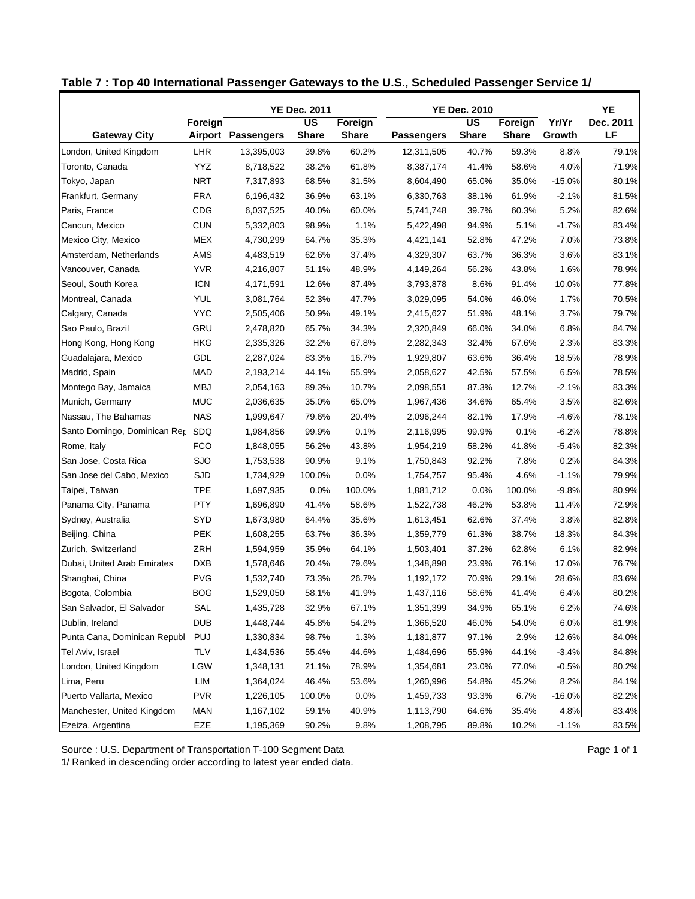## Table 7 : Top 40 International Passenger Gateways to the U.S., Scheduled Passenger Service 1/

| | | YE Dec. 2011 | | | YE Dec. 2010 | | | | YE |
|---|---|---|---|---|---|---|---|---|---|
| Gateway City | Foreign Airport | Passengers | US Share | Foreign Share | Passengers | US Share | Foreign Share | Yr/Yr Growth | Dec. 2011 LF |
| London, United Kingdom | LHR | 13,395,003 | 39.8% | 60.2% | 12,311,505 | 40.7% | 59.3% | 8.8% | 79.1% |
| Toronto, Canada | YYZ | 8,718,522 | 38.2% | 61.8% | 8,387,174 | 41.4% | 58.6% | 4.0% | 71.9% |
| Tokyo, Japan | NRT | 7,317,893 | 68.5% | 31.5% | 8,604,490 | 65.0% | 35.0% | -15.0% | 80.1% |
| Frankfurt, Germany | FRA | 6,196,432 | 36.9% | 63.1% | 6,330,763 | 38.1% | 61.9% | -2.1% | 81.5% |
| Paris, France | CDG | 6,037,525 | 40.0% | 60.0% | 5,741,748 | 39.7% | 60.3% | 5.2% | 82.6% |
| Cancun, Mexico | CUN | 5,332,803 | 98.9% | 1.1% | 5,422,498 | 94.9% | 5.1% | -1.7% | 83.4% |
| Mexico City, Mexico | MEX | 4,730,299 | 64.7% | 35.3% | 4,421,141 | 52.8% | 47.2% | 7.0% | 73.8% |
| Amsterdam, Netherlands | AMS | 4,483,519 | 62.6% | 37.4% | 4,329,307 | 63.7% | 36.3% | 3.6% | 83.1% |
| Vancouver, Canada | YVR | 4,216,807 | 51.1% | 48.9% | 4,149,264 | 56.2% | 43.8% | 1.6% | 78.9% |
| Seoul, South Korea | ICN | 4,171,591 | 12.6% | 87.4% | 3,793,878 | 8.6% | 91.4% | 10.0% | 77.8% |
| Montreal, Canada | YUL | 3,081,764 | 52.3% | 47.7% | 3,029,095 | 54.0% | 46.0% | 1.7% | 70.5% |
| Calgary, Canada | YYC | 2,505,406 | 50.9% | 49.1% | 2,415,627 | 51.9% | 48.1% | 3.7% | 79.7% |
| Sao Paulo, Brazil | GRU | 2,478,820 | 65.7% | 34.3% | 2,320,849 | 66.0% | 34.0% | 6.8% | 84.7% |
| Hong Kong, Hong Kong | HKG | 2,335,326 | 32.2% | 67.8% | 2,282,343 | 32.4% | 67.6% | 2.3% | 83.3% |
| Guadalajara, Mexico | GDL | 2,287,024 | 83.3% | 16.7% | 1,929,807 | 63.6% | 36.4% | 18.5% | 78.9% |
| Madrid, Spain | MAD | 2,193,214 | 44.1% | 55.9% | 2,058,627 | 42.5% | 57.5% | 6.5% | 78.5% |
| Montego Bay, Jamaica | MBJ | 2,054,163 | 89.3% | 10.7% | 2,098,551 | 87.3% | 12.7% | -2.1% | 83.3% |
| Munich, Germany | MUC | 2,036,635 | 35.0% | 65.0% | 1,967,436 | 34.6% | 65.4% | 3.5% | 82.6% |
| Nassau, The Bahamas | NAS | 1,999,647 | 79.6% | 20.4% | 2,096,244 | 82.1% | 17.9% | -4.6% | 78.1% |
| Santo Domingo, Dominican Rep | SDQ | 1,984,856 | 99.9% | 0.1% | 2,116,995 | 99.9% | 0.1% | -6.2% | 78.8% |
| Rome, Italy | FCO | 1,848,055 | 56.2% | 43.8% | 1,954,219 | 58.2% | 41.8% | -5.4% | 82.3% |
| San Jose, Costa Rica | SJO | 1,753,538 | 90.9% | 9.1% | 1,750,843 | 92.2% | 7.8% | 0.2% | 84.3% |
| San Jose del Cabo, Mexico | SJD | 1,734,929 | 100.0% | 0.0% | 1,754,757 | 95.4% | 4.6% | -1.1% | 79.9% |
| Taipei, Taiwan | TPE | 1,697,935 | 0.0% | 100.0% | 1,881,712 | 0.0% | 100.0% | -9.8% | 80.9% |
| Panama City, Panama | PTY | 1,696,890 | 41.4% | 58.6% | 1,522,738 | 46.2% | 53.8% | 11.4% | 72.9% |
| Sydney, Australia | SYD | 1,673,980 | 64.4% | 35.6% | 1,613,451 | 62.6% | 37.4% | 3.8% | 82.8% |
| Beijing, China | PEK | 1,608,255 | 63.7% | 36.3% | 1,359,779 | 61.3% | 38.7% | 18.3% | 84.3% |
| Zurich, Switzerland | ZRH | 1,594,959 | 35.9% | 64.1% | 1,503,401 | 37.2% | 62.8% | 6.1% | 82.9% |
| Dubai, United Arab Emirates | DXB | 1,578,646 | 20.4% | 79.6% | 1,348,898 | 23.9% | 76.1% | 17.0% | 76.7% |
| Shanghai, China | PVG | 1,532,740 | 73.3% | 26.7% | 1,192,172 | 70.9% | 29.1% | 28.6% | 83.6% |
| Bogota, Colombia | BOG | 1,529,050 | 58.1% | 41.9% | 1,437,116 | 58.6% | 41.4% | 6.4% | 80.2% |
| San Salvador, El Salvador | SAL | 1,435,728 | 32.9% | 67.1% | 1,351,399 | 34.9% | 65.1% | 6.2% | 74.6% |
| Dublin, Ireland | DUB | 1,448,744 | 45.8% | 54.2% | 1,366,520 | 46.0% | 54.0% | 6.0% | 81.9% |
| Punta Cana, Dominican Republ | PUJ | 1,330,834 | 98.7% | 1.3% | 1,181,877 | 97.1% | 2.9% | 12.6% | 84.0% |
| Tel Aviv, Israel | TLV | 1,434,536 | 55.4% | 44.6% | 1,484,696 | 55.9% | 44.1% | -3.4% | 84.8% |
| London, United Kingdom | LGW | 1,348,131 | 21.1% | 78.9% | 1,354,681 | 23.0% | 77.0% | -0.5% | 80.2% |
| Lima, Peru | LIM | 1,364,024 | 46.4% | 53.6% | 1,260,996 | 54.8% | 45.2% | 8.2% | 84.1% |
| Puerto Vallarta, Mexico | PVR | 1,226,105 | 100.0% | 0.0% | 1,459,733 | 93.3% | 6.7% | -16.0% | 82.2% |
| Manchester, United Kingdom | MAN | 1,167,102 | 59.1% | 40.9% | 1,113,790 | 64.6% | 35.4% | 4.8% | 83.4% |
| Ezeiza, Argentina | EZE | 1,195,369 | 90.2% | 9.8% | 1,208,795 | 89.8% | 10.2% | -1.1% | 83.5% |

Source : U.S. Department of Transportation T-100 Segment Data

1/ Ranked in descending order according to latest year ended data.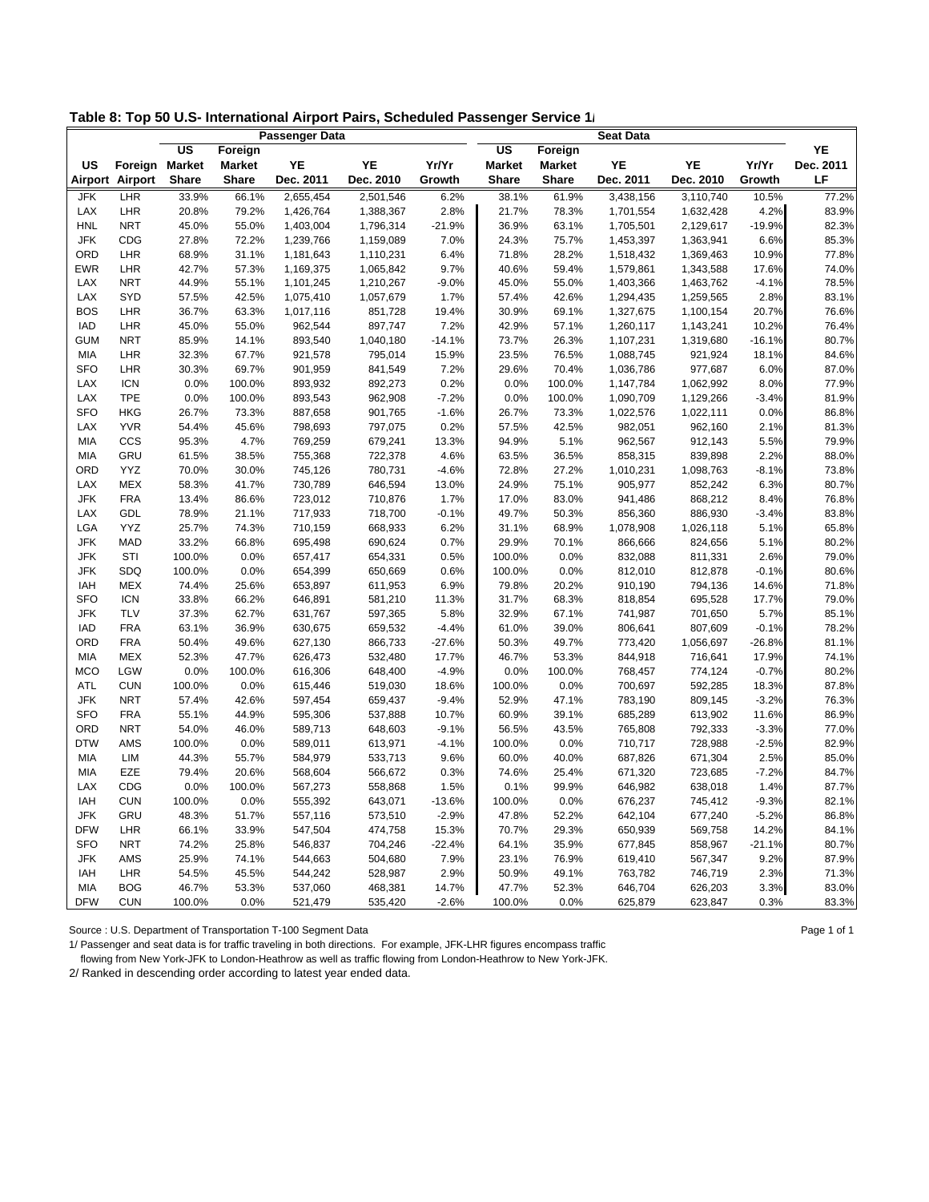**Table 8: Top 50 U.S- International Airport Pairs, Scheduled Passenger Service 1/**

| | | Passenger Data | | | | | Seat Data | | | | | |
|---|---|---|---|---|---|---|---|---|---|---|---|---|
| US Airport | Foreign Airport | US Market Share | Foreign Market Share | YE Dec. 2011 | YE Dec. 2010 | Yr/Yr Growth | US Market Share | Foreign Market Share | YE Dec. 2011 | YE Dec. 2010 | Yr/Yr Growth | YE Dec. 2011 LF |
| JFK | LHR | 33.9% | 66.1% | 2,655,454 | 2,501,546 | 6.2% | 38.1% | 61.9% | 3,438,156 | 3,110,740 | 10.5% | 77.2% |
| LAX | LHR | 20.8% | 79.2% | 1,426,764 | 1,388,367 | 2.8% | 21.7% | 78.3% | 1,701,554 | 1,632,428 | 4.2% | 83.9% |
| HNL | NRT | 45.0% | 55.0% | 1,403,004 | 1,796,314 | -21.9% | 36.9% | 63.1% | 1,705,501 | 2,129,617 | -19.9% | 82.3% |
| JFK | CDG | 27.8% | 72.2% | 1,239,766 | 1,159,089 | 7.0% | 24.3% | 75.7% | 1,453,397 | 1,363,941 | 6.6% | 85.3% |
| ORD | LHR | 68.9% | 31.1% | 1,181,643 | 1,110,231 | 6.4% | 71.8% | 28.2% | 1,518,432 | 1,369,463 | 10.9% | 77.8% |
| EWR | LHR | 42.7% | 57.3% | 1,169,375 | 1,065,842 | 9.7% | 40.6% | 59.4% | 1,579,861 | 1,343,588 | 17.6% | 74.0% |
| LAX | NRT | 44.9% | 55.1% | 1,101,245 | 1,210,267 | -9.0% | 45.0% | 55.0% | 1,403,366 | 1,463,762 | -4.1% | 78.5% |
| LAX | SYD | 57.5% | 42.5% | 1,075,410 | 1,057,679 | 1.7% | 57.4% | 42.6% | 1,294,435 | 1,259,565 | 2.8% | 83.1% |
| BOS | LHR | 36.7% | 63.3% | 1,017,116 | 851,728 | 19.4% | 30.9% | 69.1% | 1,327,675 | 1,100,154 | 20.7% | 76.6% |
| IAD | LHR | 45.0% | 55.0% | 962,544 | 897,747 | 7.2% | 42.9% | 57.1% | 1,260,117 | 1,143,241 | 10.2% | 76.4% |
| GUM | NRT | 85.9% | 14.1% | 893,540 | 1,040,180 | -14.1% | 73.7% | 26.3% | 1,107,231 | 1,319,680 | -16.1% | 80.7% |
| MIA | LHR | 32.3% | 67.7% | 921,578 | 795,014 | 15.9% | 23.5% | 76.5% | 1,088,745 | 921,924 | 18.1% | 84.6% |
| SFO | LHR | 30.3% | 69.7% | 901,959 | 841,549 | 7.2% | 29.6% | 70.4% | 1,036,786 | 977,687 | 6.0% | 87.0% |
| LAX | ICN | 0.0% | 100.0% | 893,932 | 892,273 | 0.2% | 0.0% | 100.0% | 1,147,784 | 1,062,992 | 8.0% | 77.9% |
| LAX | TPE | 0.0% | 100.0% | 893,543 | 962,908 | -7.2% | 0.0% | 100.0% | 1,090,709 | 1,129,266 | -3.4% | 81.9% |
| SFO | HKG | 26.7% | 73.3% | 887,658 | 901,765 | -1.6% | 26.7% | 73.3% | 1,022,576 | 1,022,111 | 0.0% | 86.8% |
| LAX | YVR | 54.4% | 45.6% | 798,693 | 797,075 | 0.2% | 57.5% | 42.5% | 982,051 | 962,160 | 2.1% | 81.3% |
| MIA | CCS | 95.3% | 4.7% | 769,259 | 679,241 | 13.3% | 94.9% | 5.1% | 962,567 | 912,143 | 5.5% | 79.9% |
| MIA | GRU | 61.5% | 38.5% | 755,368 | 722,378 | 4.6% | 63.5% | 36.5% | 858,315 | 839,898 | 2.2% | 88.0% |
| ORD | YYZ | 70.0% | 30.0% | 745,126 | 780,731 | -4.6% | 72.8% | 27.2% | 1,010,231 | 1,098,763 | -8.1% | 73.8% |
| LAX | MEX | 58.3% | 41.7% | 730,789 | 646,594 | 13.0% | 24.9% | 75.1% | 905,977 | 852,242 | 6.3% | 80.7% |
| JFK | FRA | 13.4% | 86.6% | 723,012 | 710,876 | 1.7% | 17.0% | 83.0% | 941,486 | 868,212 | 8.4% | 76.8% |
| LAX | GDL | 78.9% | 21.1% | 717,933 | 718,700 | -0.1% | 49.7% | 50.3% | 856,360 | 886,930 | -3.4% | 83.8% |
| LGA | YYZ | 25.7% | 74.3% | 710,159 | 668,933 | 6.2% | 31.1% | 68.9% | 1,078,908 | 1,026,118 | 5.1% | 65.8% |
| JFK | MAD | 33.2% | 66.8% | 695,498 | 690,624 | 0.7% | 29.9% | 70.1% | 866,666 | 824,656 | 5.1% | 80.2% |
| JFK | STI | 100.0% | 0.0% | 657,417 | 654,331 | 0.5% | 100.0% | 0.0% | 832,088 | 811,331 | 2.6% | 79.0% |
| JFK | SDQ | 100.0% | 0.0% | 654,399 | 650,669 | 0.6% | 100.0% | 0.0% | 812,010 | 812,878 | -0.1% | 80.6% |
| IAH | MEX | 74.4% | 25.6% | 653,897 | 611,953 | 6.9% | 79.8% | 20.2% | 910,190 | 794,136 | 14.6% | 71.8% |
| SFO | ICN | 33.8% | 66.2% | 646,891 | 581,210 | 11.3% | 31.7% | 68.3% | 818,854 | 695,528 | 17.7% | 79.0% |
| JFK | TLV | 37.3% | 62.7% | 631,767 | 597,365 | 5.8% | 32.9% | 67.1% | 741,987 | 701,650 | 5.7% | 85.1% |
| IAD | FRA | 63.1% | 36.9% | 630,675 | 659,532 | -4.4% | 61.0% | 39.0% | 806,641 | 807,609 | -0.1% | 78.2% |
| ORD | FRA | 50.4% | 49.6% | 627,130 | 866,733 | -27.6% | 50.3% | 49.7% | 773,420 | 1,056,697 | -26.8% | 81.1% |
| MIA | MEX | 52.3% | 47.7% | 626,473 | 532,480 | 17.7% | 46.7% | 53.3% | 844,918 | 716,641 | 17.9% | 74.1% |
| MCO | LGW | 0.0% | 100.0% | 616,306 | 648,400 | -4.9% | 0.0% | 100.0% | 768,457 | 774,124 | -0.7% | 80.2% |
| ATL | CUN | 100.0% | 0.0% | 615,446 | 519,030 | 18.6% | 100.0% | 0.0% | 700,697 | 592,285 | 18.3% | 87.8% |
| JFK | NRT | 57.4% | 42.6% | 597,454 | 659,437 | -9.4% | 52.9% | 47.1% | 783,190 | 809,145 | -3.2% | 76.3% |
| SFO | FRA | 55.1% | 44.9% | 595,306 | 537,888 | 10.7% | 60.9% | 39.1% | 685,289 | 613,902 | 11.6% | 86.9% |
| ORD | NRT | 54.0% | 46.0% | 589,713 | 648,603 | -9.1% | 56.5% | 43.5% | 765,808 | 792,333 | -3.3% | 77.0% |
| DTW | AMS | 100.0% | 0.0% | 589,011 | 613,971 | -4.1% | 100.0% | 0.0% | 710,717 | 728,988 | -2.5% | 82.9% |
| MIA | LIM | 44.3% | 55.7% | 584,979 | 533,713 | 9.6% | 60.0% | 40.0% | 687,826 | 671,304 | 2.5% | 85.0% |
| MIA | EZE | 79.4% | 20.6% | 568,604 | 566,672 | 0.3% | 74.6% | 25.4% | 671,320 | 723,685 | -7.2% | 84.7% |
| LAX | CDG | 0.0% | 100.0% | 567,273 | 558,868 | 1.5% | 0.1% | 99.9% | 646,982 | 638,018 | 1.4% | 87.7% |
| IAH | CUN | 100.0% | 0.0% | 555,392 | 643,071 | -13.6% | 100.0% | 0.0% | 676,237 | 745,412 | -9.3% | 82.1% |
| JFK | GRU | 48.3% | 51.7% | 557,116 | 573,510 | -2.9% | 47.8% | 52.2% | 642,104 | 677,240 | -5.2% | 86.8% |
| DFW | LHR | 66.1% | 33.9% | 547,504 | 474,758 | 15.3% | 70.7% | 29.3% | 650,939 | 569,758 | 14.2% | 84.1% |
| SFO | NRT | 74.2% | 25.8% | 546,837 | 704,246 | -22.4% | 64.1% | 35.9% | 677,845 | 858,967 | -21.1% | 80.7% |
| JFK | AMS | 25.9% | 74.1% | 544,663 | 504,680 | 7.9% | 23.1% | 76.9% | 619,410 | 567,347 | 9.2% | 87.9% |
| IAH | LHR | 54.5% | 45.5% | 544,242 | 528,987 | 2.9% | 50.9% | 49.1% | 763,782 | 746,719 | 2.3% | 71.3% |
| MIA | BOG | 46.7% | 53.3% | 537,060 | 468,381 | 14.7% | 47.7% | 52.3% | 646,704 | 626,203 | 3.3% | 83.0% |
| DFW | CUN | 100.0% | 0.0% | 521,479 | 535,420 | -2.6% | 100.0% | 0.0% | 625,879 | 623,847 | 0.3% | 83.3% |

Source : U.S. Department of Transportation T-100 Segment Data

1/ Passenger and seat data is for traffic traveling in both directions. For example, JFK-LHR figures encompass traffic flowing from New York-JFK to London-Heathrow as well as traffic flowing from London-Heathrow to New York-JFK.

2/ Ranked in descending order according to latest year ended data.